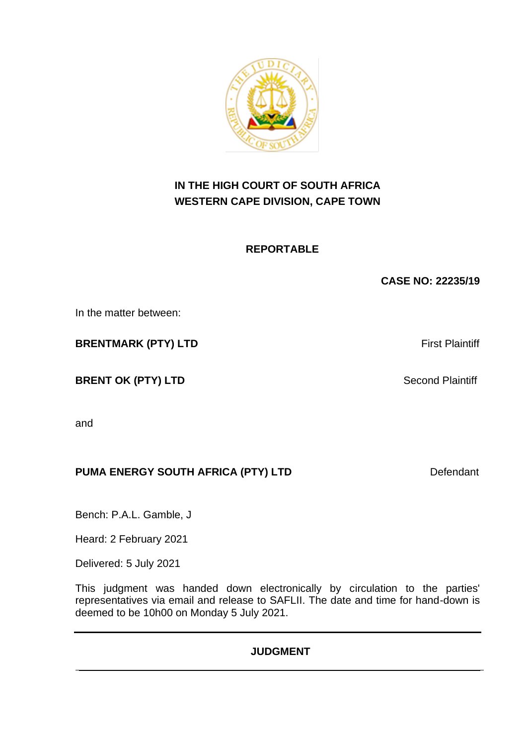**IN THE HIGH COURT OF SOUTH AFRICA**
**WESTERN CAPE DIVISION, CAPE TOWN**

**REPORTABLE**

**CASE NO: 22235/19**

In the matter between:

**BRENTMARK (PTY) LTD** First Plaintiff

**BRENT OK (PTY) LTD** Second Plaintiff

and

**PUMA ENERGY SOUTH AFRICA (PTY) LTD** Defendant

Bench: P.A.L. Gamble, J

Heard: 2 February 2021

Delivered: 5 July 2021

This judgment was handed down electronically by circulation to the parties' representatives via email and release to SAFLII. The date and time for hand-down is deemed to be 10h00 on Monday 5 July 2021.

---

**JUDGMENT**

---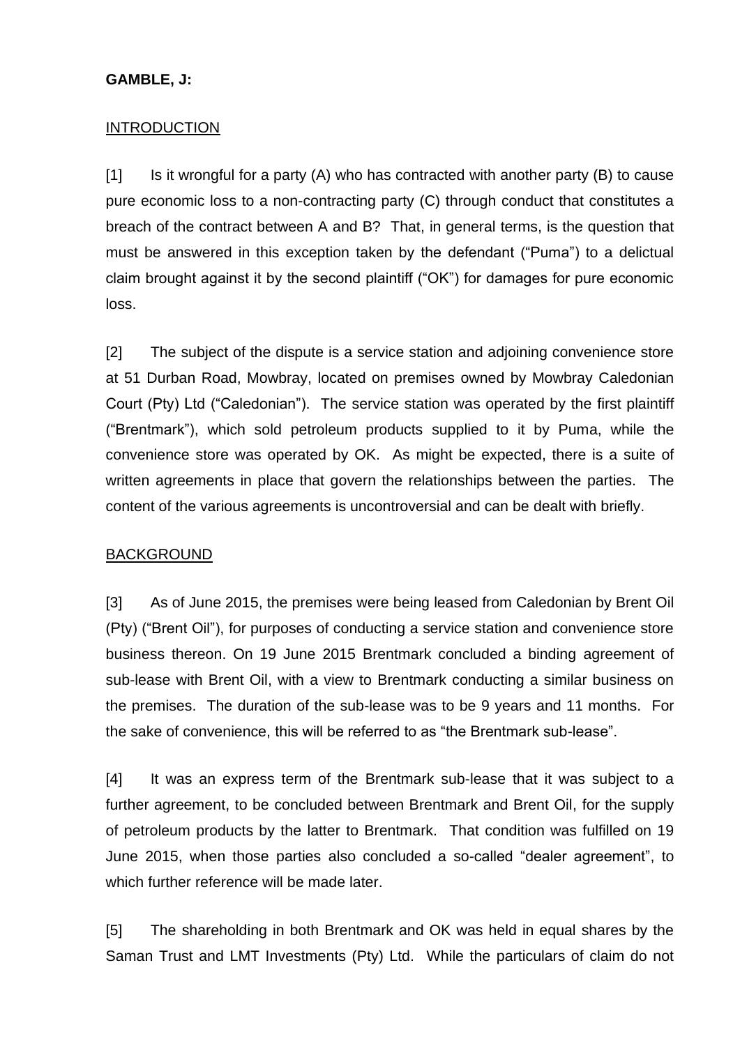**GAMBLE, J:**

INTRODUCTION

[1] Is it wrongful for a party (A) who has contracted with another party (B) to cause pure economic loss to a non-contracting party (C) through conduct that constitutes a breach of the contract between A and B? That, in general terms, is the question that must be answered in this exception taken by the defendant ("Puma") to a delictual claim brought against it by the second plaintiff ("OK") for damages for pure economic loss.

[2] The subject of the dispute is a service station and adjoining convenience store at 51 Durban Road, Mowbray, located on premises owned by Mowbray Caledonian Court (Pty) Ltd ("Caledonian"). The service station was operated by the first plaintiff ("Brentmark"), which sold petroleum products supplied to it by Puma, while the convenience store was operated by OK. As might be expected, there is a suite of written agreements in place that govern the relationships between the parties. The content of the various agreements is uncontroversial and can be dealt with briefly.

BACKGROUND

[3] As of June 2015, the premises were being leased from Caledonian by Brent Oil (Pty) ("Brent Oil"), for purposes of conducting a service station and convenience store business thereon. On 19 June 2015 Brentmark concluded a binding agreement of sub-lease with Brent Oil, with a view to Brentmark conducting a similar business on the premises. The duration of the sub-lease was to be 9 years and 11 months. For the sake of convenience, this will be referred to as "the Brentmark sub-lease".

[4] It was an express term of the Brentmark sub-lease that it was subject to a further agreement, to be concluded between Brentmark and Brent Oil, for the supply of petroleum products by the latter to Brentmark. That condition was fulfilled on 19 June 2015, when those parties also concluded a so-called "dealer agreement", to which further reference will be made later.

[5] The shareholding in both Brentmark and OK was held in equal shares by the Saman Trust and LMT Investments (Pty) Ltd. While the particulars of claim do not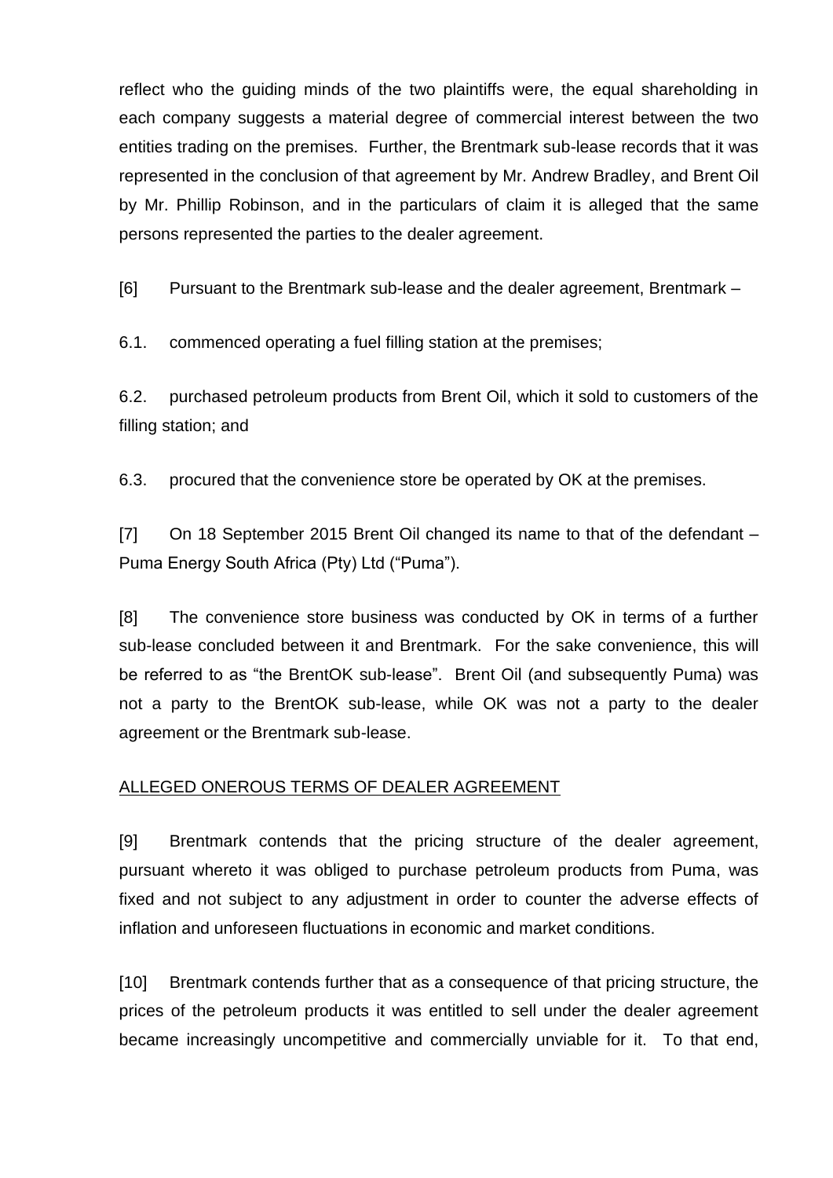reflect who the guiding minds of the two plaintiffs were, the equal shareholding in each company suggests a material degree of commercial interest between the two entities trading on the premises. Further, the Brentmark sub-lease records that it was represented in the conclusion of that agreement by Mr. Andrew Bradley, and Brent Oil by Mr. Phillip Robinson, and in the particulars of claim it is alleged that the same persons represented the parties to the dealer agreement.

[6] Pursuant to the Brentmark sub-lease and the dealer agreement, Brentmark –

6.1. commenced operating a fuel filling station at the premises;

6.2. purchased petroleum products from Brent Oil, which it sold to customers of the filling station; and

6.3. procured that the convenience store be operated by OK at the premises.

[7] On 18 September 2015 Brent Oil changed its name to that of the defendant – Puma Energy South Africa (Pty) Ltd ("Puma").

[8] The convenience store business was conducted by OK in terms of a further sub-lease concluded between it and Brentmark. For the sake convenience, this will be referred to as "the BrentOK sub-lease". Brent Oil (and subsequently Puma) was not a party to the BrentOK sub-lease, while OK was not a party to the dealer agreement or the Brentmark sub-lease.

## ALLEGED ONEROUS TERMS OF DEALER AGREEMENT

[9] Brentmark contends that the pricing structure of the dealer agreement, pursuant whereto it was obliged to purchase petroleum products from Puma, was fixed and not subject to any adjustment in order to counter the adverse effects of inflation and unforeseen fluctuations in economic and market conditions.

[10] Brentmark contends further that as a consequence of that pricing structure, the prices of the petroleum products it was entitled to sell under the dealer agreement became increasingly uncompetitive and commercially unviable for it. To that end,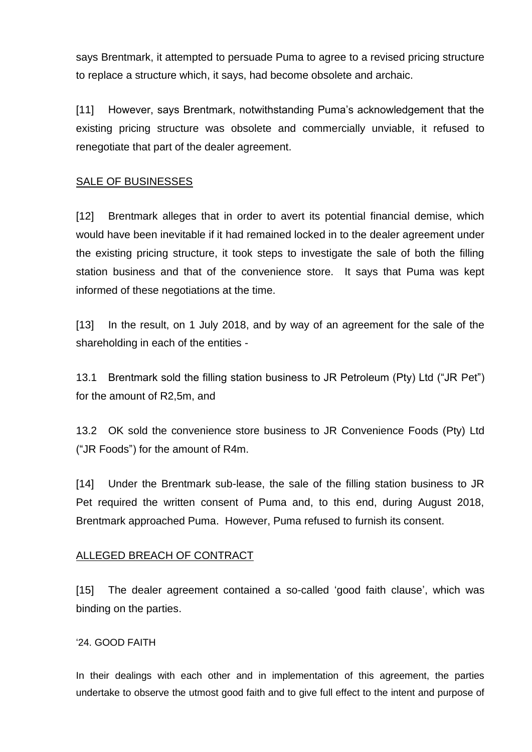says Brentmark, it attempted to persuade Puma to agree to a revised pricing structure to replace a structure which, it says, had become obsolete and archaic.

[11] However, says Brentmark, notwithstanding Puma's acknowledgement that the existing pricing structure was obsolete and commercially unviable, it refused to renegotiate that part of the dealer agreement.

<u>SALE OF BUSINESSES</u>

[12] Brentmark alleges that in order to avert its potential financial demise, which would have been inevitable if it had remained locked in to the dealer agreement under the existing pricing structure, it took steps to investigate the sale of both the filling station business and that of the convenience store. It says that Puma was kept informed of these negotiations at the time.

[13] In the result, on 1 July 2018, and by way of an agreement for the sale of the shareholding in each of the entities -

13.1 Brentmark sold the filling station business to JR Petroleum (Pty) Ltd ("JR Pet") for the amount of R2,5m, and

13.2 OK sold the convenience store business to JR Convenience Foods (Pty) Ltd ("JR Foods") for the amount of R4m.

[14] Under the Brentmark sub-lease, the sale of the filling station business to JR Pet required the written consent of Puma and, to this end, during August 2018, Brentmark approached Puma. However, Puma refused to furnish its consent.

<u>ALLEGED BREACH OF CONTRACT</u>

[15] The dealer agreement contained a so-called 'good faith clause', which was binding on the parties.

'24. GOOD FAITH

In their dealings with each other and in implementation of this agreement, the parties undertake to observe the utmost good faith and to give full effect to the intent and purpose of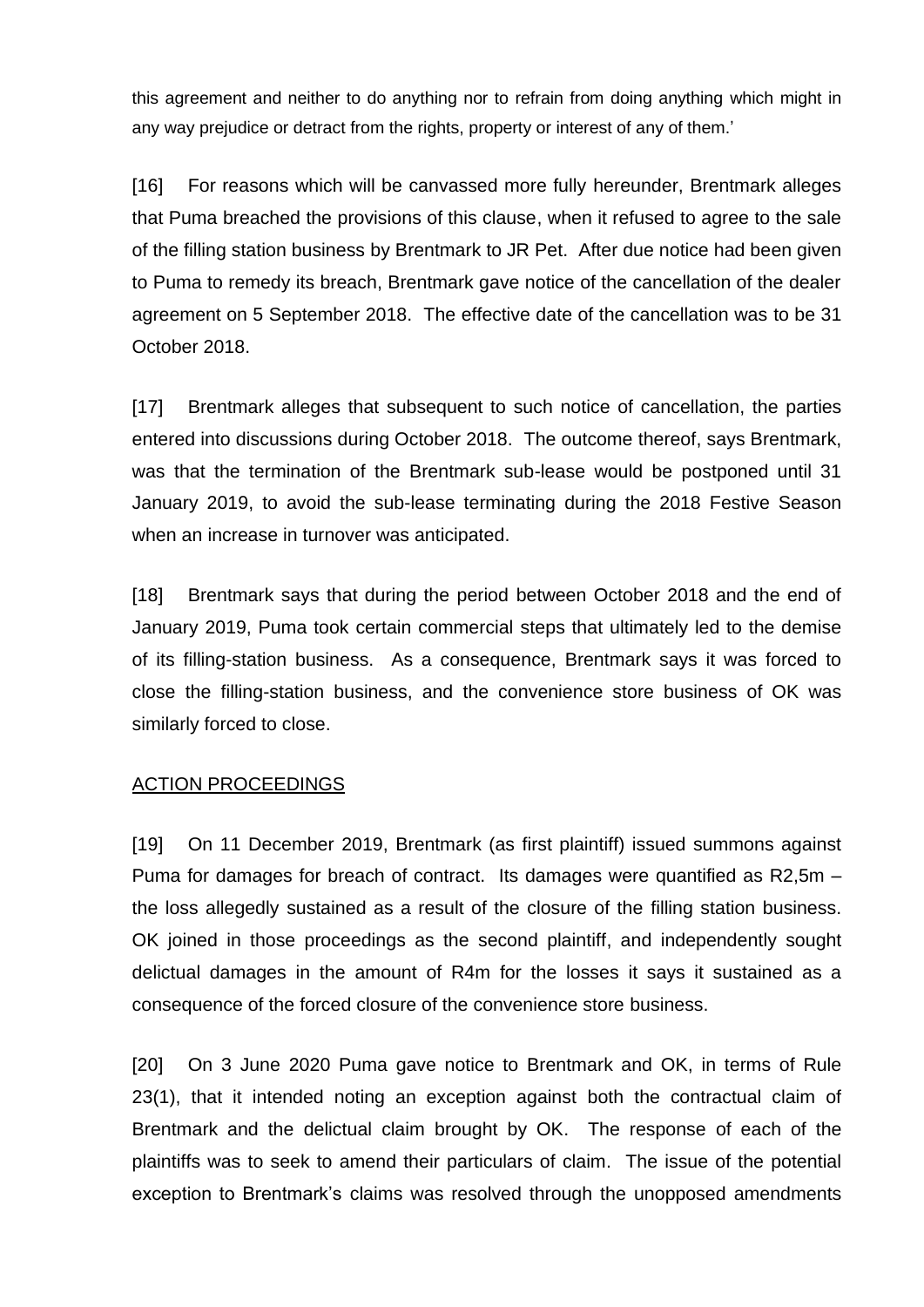this agreement and neither to do anything nor to refrain from doing anything which might in any way prejudice or detract from the rights, property or interest of any of them.'

[16] For reasons which will be canvassed more fully hereunder, Brentmark alleges that Puma breached the provisions of this clause, when it refused to agree to the sale of the filling station business by Brentmark to JR Pet. After due notice had been given to Puma to remedy its breach, Brentmark gave notice of the cancellation of the dealer agreement on 5 September 2018. The effective date of the cancellation was to be 31 October 2018.

[17] Brentmark alleges that subsequent to such notice of cancellation, the parties entered into discussions during October 2018. The outcome thereof, says Brentmark, was that the termination of the Brentmark sub-lease would be postponed until 31 January 2019, to avoid the sub-lease terminating during the 2018 Festive Season when an increase in turnover was anticipated.

[18] Brentmark says that during the period between October 2018 and the end of January 2019, Puma took certain commercial steps that ultimately led to the demise of its filling-station business. As a consequence, Brentmark says it was forced to close the filling-station business, and the convenience store business of OK was similarly forced to close.

## ACTION PROCEEDINGS

[19] On 11 December 2019, Brentmark (as first plaintiff) issued summons against Puma for damages for breach of contract. Its damages were quantified as R2,5m – the loss allegedly sustained as a result of the closure of the filling station business. OK joined in those proceedings as the second plaintiff, and independently sought delictual damages in the amount of R4m for the losses it says it sustained as a consequence of the forced closure of the convenience store business.

[20] On 3 June 2020 Puma gave notice to Brentmark and OK, in terms of Rule 23(1), that it intended noting an exception against both the contractual claim of Brentmark and the delictual claim brought by OK. The response of each of the plaintiffs was to seek to amend their particulars of claim. The issue of the potential exception to Brentmark's claims was resolved through the unopposed amendments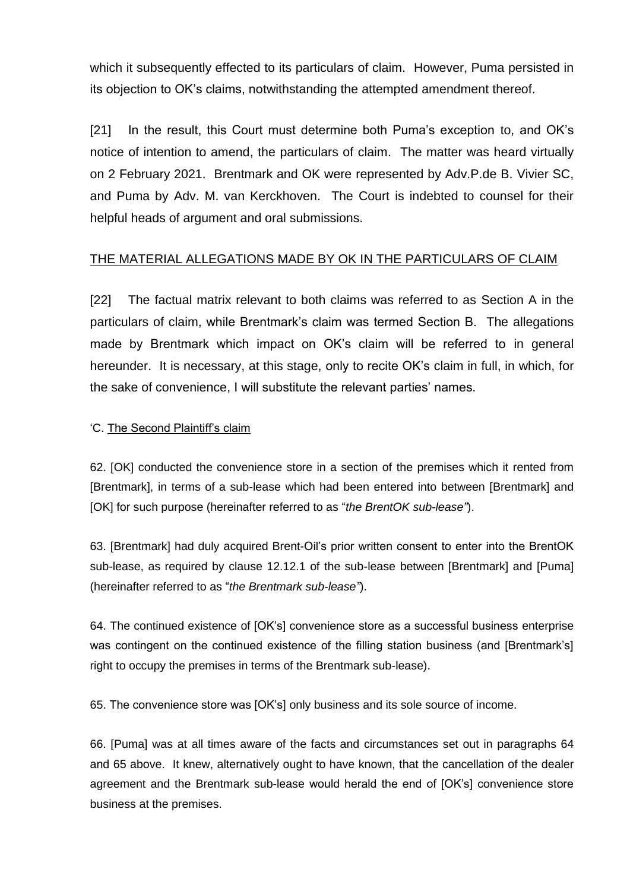which it subsequently effected to its particulars of claim. However, Puma persisted in its objection to OK's claims, notwithstanding the attempted amendment thereof.

[21] In the result, this Court must determine both Puma's exception to, and OK's notice of intention to amend, the particulars of claim. The matter was heard virtually on 2 February 2021. Brentmark and OK were represented by Adv.P.de B. Vivier SC, and Puma by Adv. M. van Kerckhoven. The Court is indebted to counsel for their helpful heads of argument and oral submissions.

<u>THE MATERIAL ALLEGATIONS MADE BY OK IN THE PARTICULARS OF CLAIM</u>

[22] The factual matrix relevant to both claims was referred to as Section A in the particulars of claim, while Brentmark's claim was termed Section B. The allegations made by Brentmark which impact on OK's claim will be referred to in general hereunder. It is necessary, at this stage, only to recite OK's claim in full, in which, for the sake of convenience, I will substitute the relevant parties' names.

'C. <u>The Second Plaintiff's claim</u>

62. [OK] conducted the convenience store in a section of the premises which it rented from [Brentmark], in terms of a sub-lease which had been entered into between [Brentmark] and [OK] for such purpose (hereinafter referred to as "*the BrentOK sub-lease"*).

63. [Brentmark] had duly acquired Brent-Oil's prior written consent to enter into the BrentOK sub-lease, as required by clause 12.12.1 of the sub-lease between [Brentmark] and [Puma] (hereinafter referred to as "*the Brentmark sub-lease"*).

64. The continued existence of [OK's] convenience store as a successful business enterprise was contingent on the continued existence of the filling station business (and [Brentmark's] right to occupy the premises in terms of the Brentmark sub-lease).

65. The convenience store was [OK's] only business and its sole source of income.

66. [Puma] was at all times aware of the facts and circumstances set out in paragraphs 64 and 65 above. It knew, alternatively ought to have known, that the cancellation of the dealer agreement and the Brentmark sub-lease would herald the end of [OK's] convenience store business at the premises.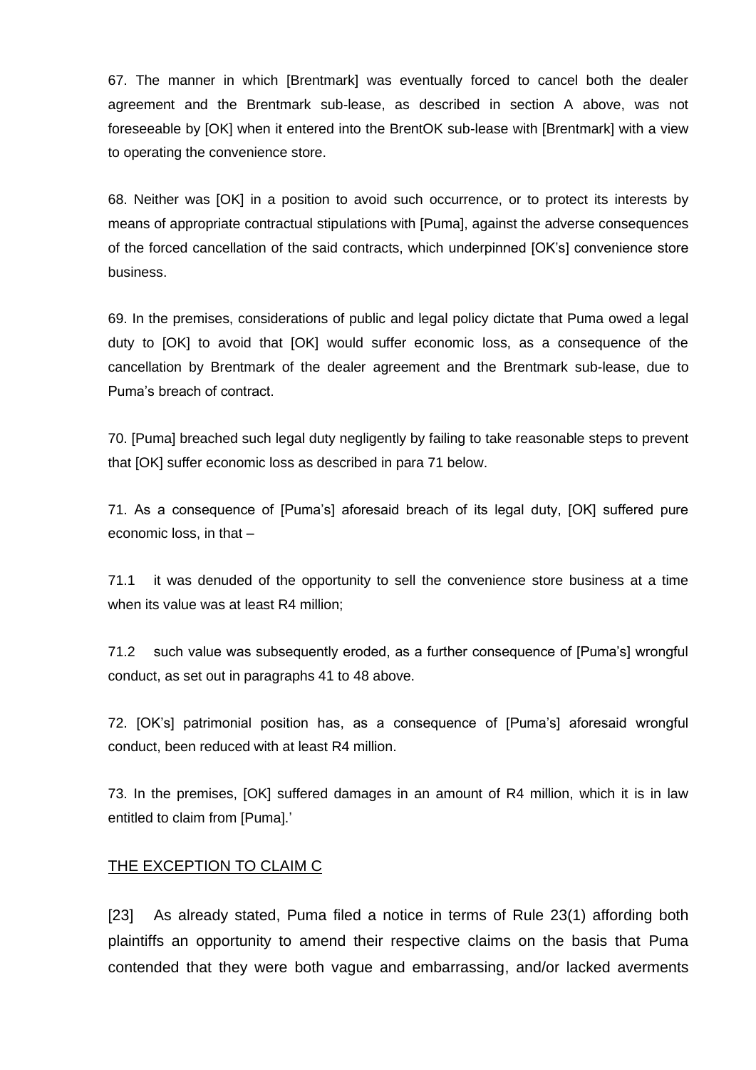67. The manner in which [Brentmark] was eventually forced to cancel both the dealer agreement and the Brentmark sub-lease, as described in section A above, was not foreseeable by [OK] when it entered into the BrentOK sub-lease with [Brentmark] with a view to operating the convenience store.

68. Neither was [OK] in a position to avoid such occurrence, or to protect its interests by means of appropriate contractual stipulations with [Puma], against the adverse consequences of the forced cancellation of the said contracts, which underpinned [OK's] convenience store business.

69. In the premises, considerations of public and legal policy dictate that Puma owed a legal duty to [OK] to avoid that [OK] would suffer economic loss, as a consequence of the cancellation by Brentmark of the dealer agreement and the Brentmark sub-lease, due to Puma's breach of contract.

70. [Puma] breached such legal duty negligently by failing to take reasonable steps to prevent that [OK] suffer economic loss as described in para 71 below.

71. As a consequence of [Puma's] aforesaid breach of its legal duty, [OK] suffered pure economic loss, in that –

71.1 it was denuded of the opportunity to sell the convenience store business at a time when its value was at least R4 million;

71.2 such value was subsequently eroded, as a further consequence of [Puma's] wrongful conduct, as set out in paragraphs 41 to 48 above.

72. [OK's] patrimonial position has, as a consequence of [Puma's] aforesaid wrongful conduct, been reduced with at least R4 million.

73. In the premises, [OK] suffered damages in an amount of R4 million, which it is in law entitled to claim from [Puma].'

## THE EXCEPTION TO CLAIM C

[23] As already stated, Puma filed a notice in terms of Rule 23(1) affording both plaintiffs an opportunity to amend their respective claims on the basis that Puma contended that they were both vague and embarrassing, and/or lacked averments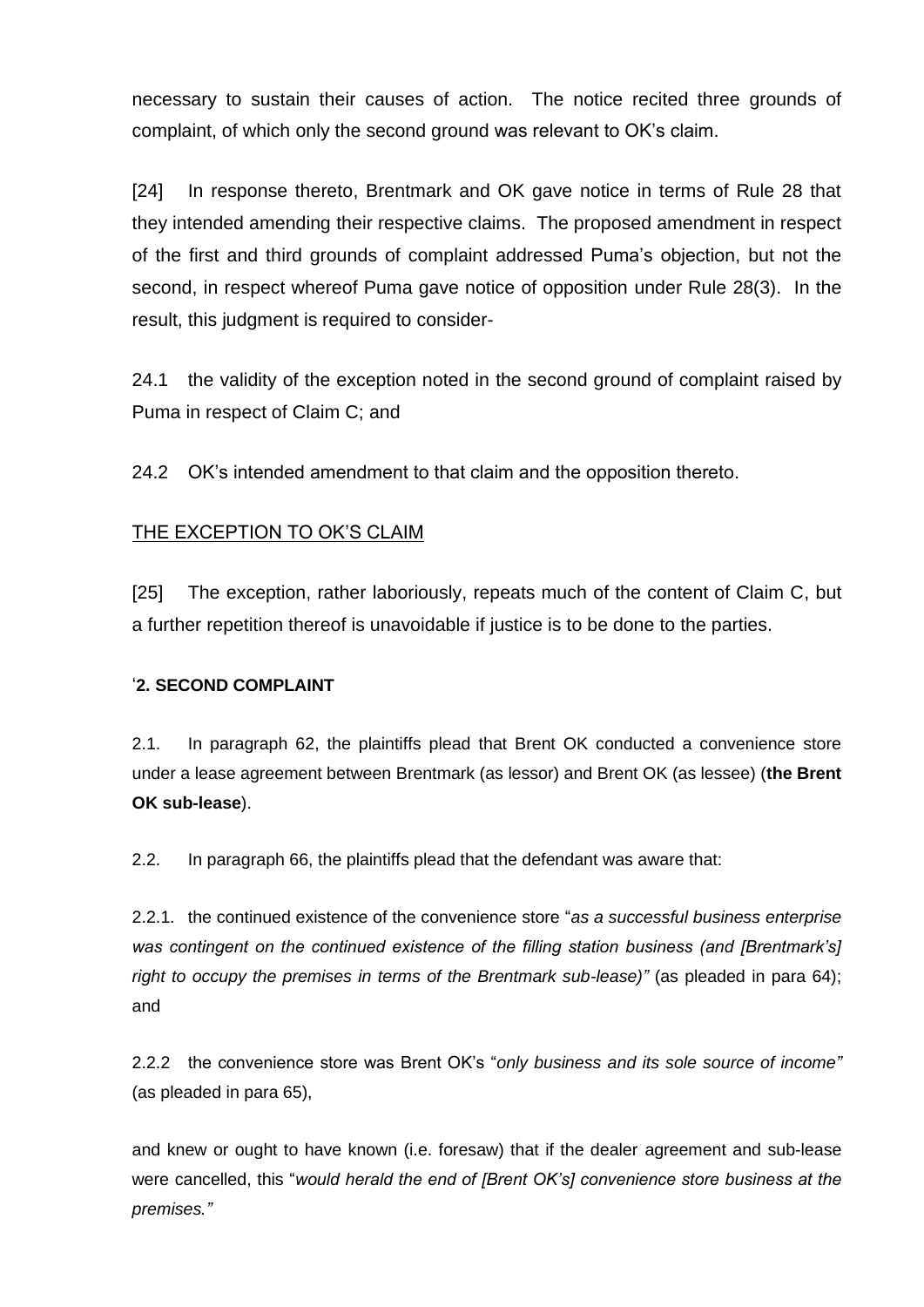necessary to sustain their causes of action. The notice recited three grounds of complaint, of which only the second ground was relevant to OK's claim.

[24] In response thereto, Brentmark and OK gave notice in terms of Rule 28 that they intended amending their respective claims. The proposed amendment in respect of the first and third grounds of complaint addressed Puma's objection, but not the second, in respect whereof Puma gave notice of opposition under Rule 28(3). In the result, this judgment is required to consider-

24.1 the validity of the exception noted in the second ground of complaint raised by Puma in respect of Claim C; and

24.2 OK's intended amendment to that claim and the opposition thereto.

<u>THE EXCEPTION TO OK'S CLAIM</u>

[25] The exception, rather laboriously, repeats much of the content of Claim C, but a further repetition thereof is unavoidable if justice is to be done to the parties.

'**2. SECOND COMPLAINT**

2.1. In paragraph 62, the plaintiffs plead that Brent OK conducted a convenience store under a lease agreement between Brentmark (as lessor) and Brent OK (as lessee) (**the Brent OK sub-lease**).

2.2. In paragraph 66, the plaintiffs plead that the defendant was aware that:

2.2.1. the continued existence of the convenience store "*as a successful business enterprise was contingent on the continued existence of the filling station business (and [Brentmark's] right to occupy the premises in terms of the Brentmark sub-lease)"* (as pleaded in para 64); and

2.2.2 the convenience store was Brent OK's "*only business and its sole source of income"* (as pleaded in para 65),

and knew or ought to have known (i.e. foresaw) that if the dealer agreement and sub-lease were cancelled, this "*would herald the end of [Brent OK's] convenience store business at the premises."*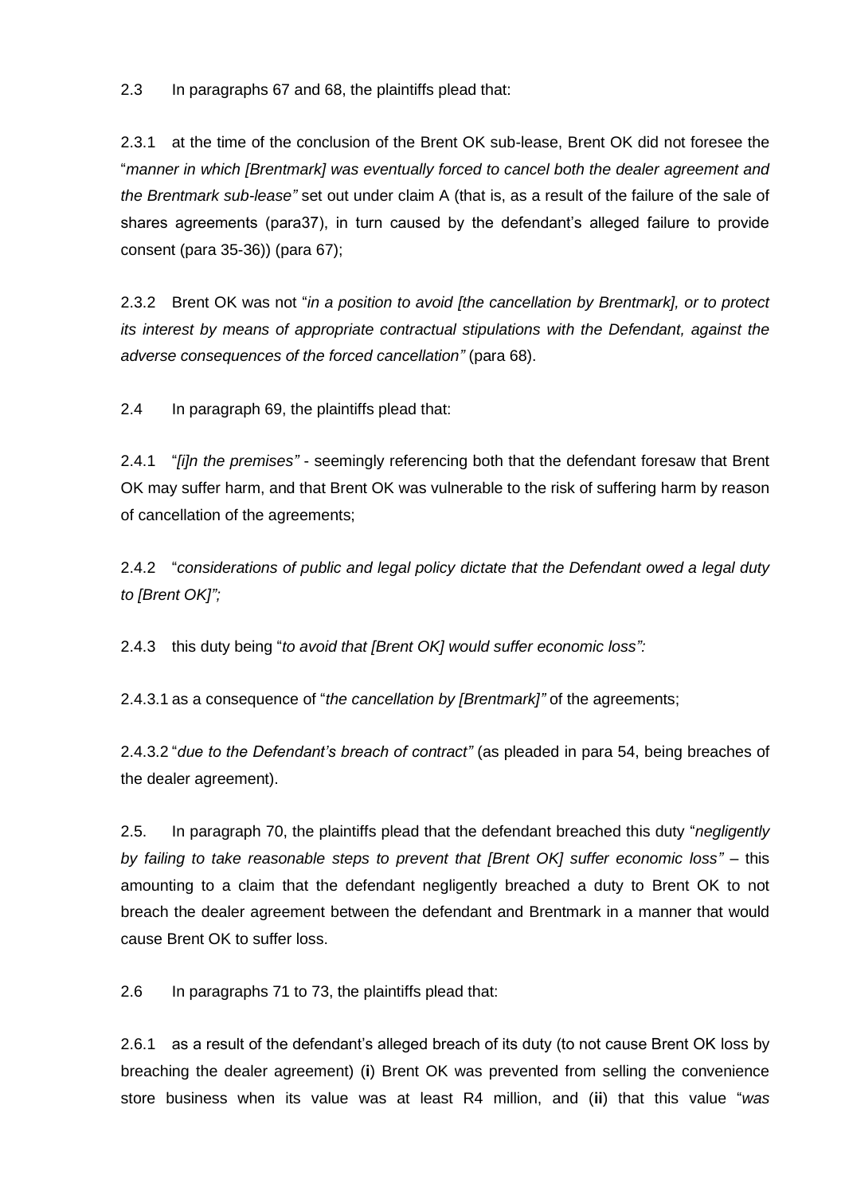2.3 In paragraphs 67 and 68, the plaintiffs plead that:

2.3.1 at the time of the conclusion of the Brent OK sub-lease, Brent OK did not foresee the "*manner in which [Brentmark] was eventually forced to cancel both the dealer agreement and the Brentmark sub-lease"* set out under claim A (that is, as a result of the failure of the sale of shares agreements (para37), in turn caused by the defendant's alleged failure to provide consent (para 35-36)) (para 67);

2.3.2 Brent OK was not "*in a position to avoid [the cancellation by Brentmark], or to protect its interest by means of appropriate contractual stipulations with the Defendant, against the adverse consequences of the forced cancellation"* (para 68).

2.4 In paragraph 69, the plaintiffs plead that:

2.4.1 "*[i]n the premises"* - seemingly referencing both that the defendant foresaw that Brent OK may suffer harm, and that Brent OK was vulnerable to the risk of suffering harm by reason of cancellation of the agreements;

2.4.2 "*considerations of public and legal policy dictate that the Defendant owed a legal duty to [Brent OK]";*

2.4.3 this duty being "*to avoid that [Brent OK] would suffer economic loss":*

2.4.3.1 as a consequence of "*the cancellation by [Brentmark]"* of the agreements;

2.4.3.2 "*due to the Defendant's breach of contract"* (as pleaded in para 54, being breaches of the dealer agreement).

2.5. In paragraph 70, the plaintiffs plead that the defendant breached this duty "*negligently by failing to take reasonable steps to prevent that [Brent OK] suffer economic loss"* – this amounting to a claim that the defendant negligently breached a duty to Brent OK to not breach the dealer agreement between the defendant and Brentmark in a manner that would cause Brent OK to suffer loss.

2.6 In paragraphs 71 to 73, the plaintiffs plead that:

2.6.1 as a result of the defendant's alleged breach of its duty (to not cause Brent OK loss by breaching the dealer agreement) (**i**) Brent OK was prevented from selling the convenience store business when its value was at least R4 million, and (**ii**) that this value "*was*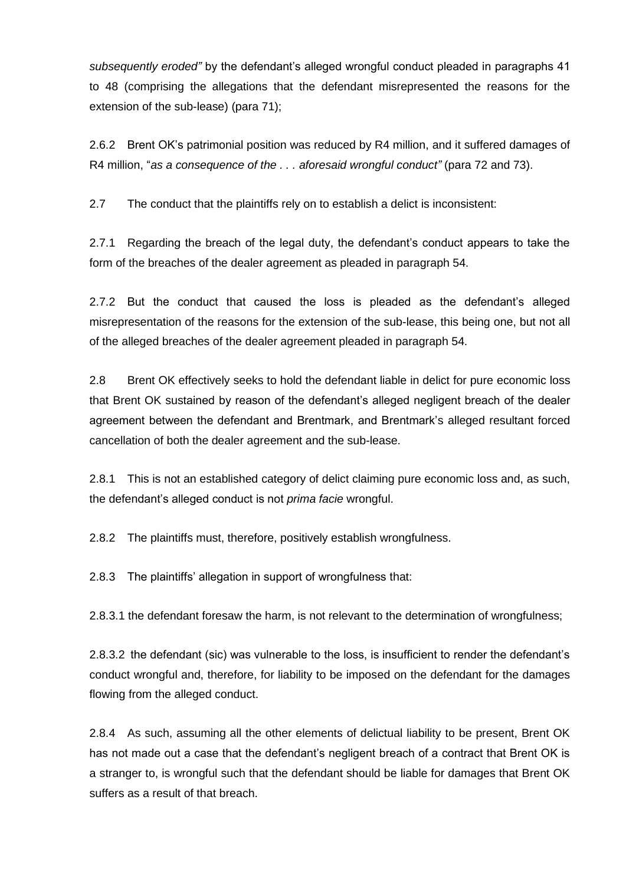*subsequently eroded"* by the defendant's alleged wrongful conduct pleaded in paragraphs 41 to 48 (comprising the allegations that the defendant misrepresented the reasons for the extension of the sub-lease) (para 71);

2.6.2 Brent OK's patrimonial position was reduced by R4 million, and it suffered damages of R4 million, "*as a consequence of the . . . aforesaid wrongful conduct"* (para 72 and 73).

2.7 The conduct that the plaintiffs rely on to establish a delict is inconsistent:

2.7.1 Regarding the breach of the legal duty, the defendant's conduct appears to take the form of the breaches of the dealer agreement as pleaded in paragraph 54.

2.7.2 But the conduct that caused the loss is pleaded as the defendant's alleged misrepresentation of the reasons for the extension of the sub-lease, this being one, but not all of the alleged breaches of the dealer agreement pleaded in paragraph 54.

2.8 Brent OK effectively seeks to hold the defendant liable in delict for pure economic loss that Brent OK sustained by reason of the defendant's alleged negligent breach of the dealer agreement between the defendant and Brentmark, and Brentmark's alleged resultant forced cancellation of both the dealer agreement and the sub-lease.

2.8.1 This is not an established category of delict claiming pure economic loss and, as such, the defendant's alleged conduct is not *prima facie* wrongful.

2.8.2 The plaintiffs must, therefore, positively establish wrongfulness.

2.8.3 The plaintiffs' allegation in support of wrongfulness that:

2.8.3.1 the defendant foresaw the harm, is not relevant to the determination of wrongfulness;

2.8.3.2 the defendant (sic) was vulnerable to the loss, is insufficient to render the defendant's conduct wrongful and, therefore, for liability to be imposed on the defendant for the damages flowing from the alleged conduct.

2.8.4 As such, assuming all the other elements of delictual liability to be present, Brent OK has not made out a case that the defendant's negligent breach of a contract that Brent OK is a stranger to, is wrongful such that the defendant should be liable for damages that Brent OK suffers as a result of that breach.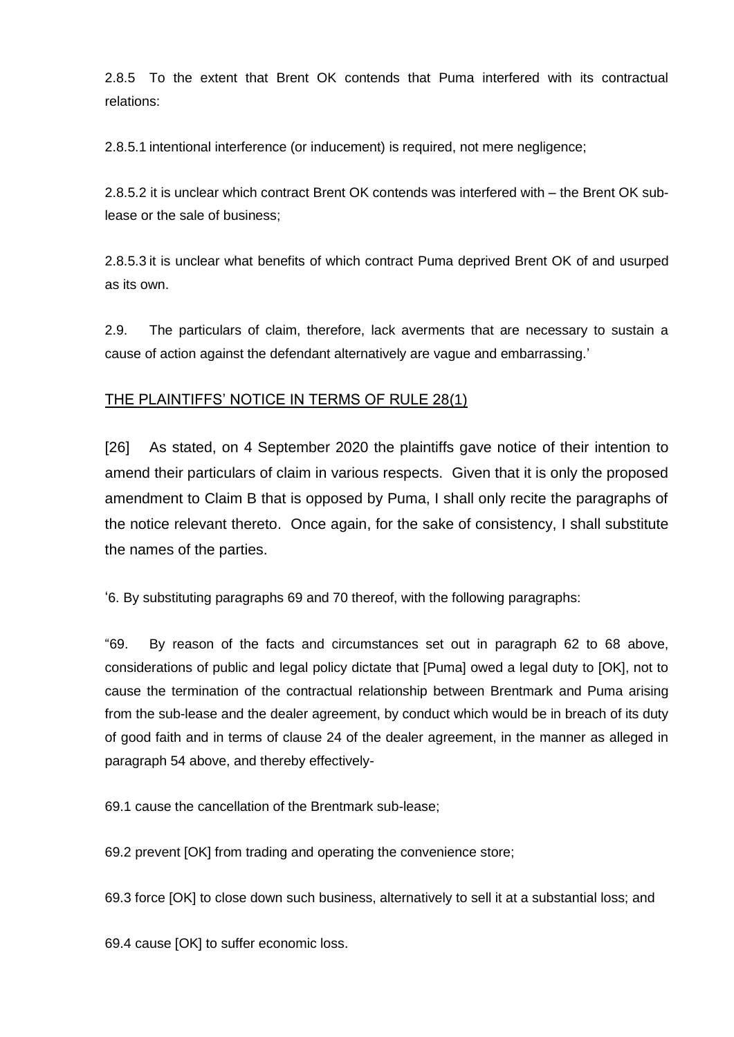2.8.5 To the extent that Brent OK contends that Puma interfered with its contractual relations:

2.8.5.1 intentional interference (or inducement) is required, not mere negligence;

2.8.5.2 it is unclear which contract Brent OK contends was interfered with – the Brent OK sub-lease or the sale of business;

2.8.5.3 it is unclear what benefits of which contract Puma deprived Brent OK of and usurped as its own.

2.9. The particulars of claim, therefore, lack averments that are necessary to sustain a cause of action against the defendant alternatively are vague and embarrassing.'

## THE PLAINTIFFS' NOTICE IN TERMS OF RULE 28(1)

[26] As stated, on 4 September 2020 the plaintiffs gave notice of their intention to amend their particulars of claim in various respects. Given that it is only the proposed amendment to Claim B that is opposed by Puma, I shall only recite the paragraphs of the notice relevant thereto. Once again, for the sake of consistency, I shall substitute the names of the parties.

'6. By substituting paragraphs 69 and 70 thereof, with the following paragraphs:

"69. By reason of the facts and circumstances set out in paragraph 62 to 68 above, considerations of public and legal policy dictate that [Puma] owed a legal duty to [OK], not to cause the termination of the contractual relationship between Brentmark and Puma arising from the sub-lease and the dealer agreement, by conduct which would be in breach of its duty of good faith and in terms of clause 24 of the dealer agreement, in the manner as alleged in paragraph 54 above, and thereby effectively-

69.1 cause the cancellation of the Brentmark sub-lease;

69.2 prevent [OK] from trading and operating the convenience store;

69.3 force [OK] to close down such business, alternatively to sell it at a substantial loss; and

69.4 cause [OK] to suffer economic loss.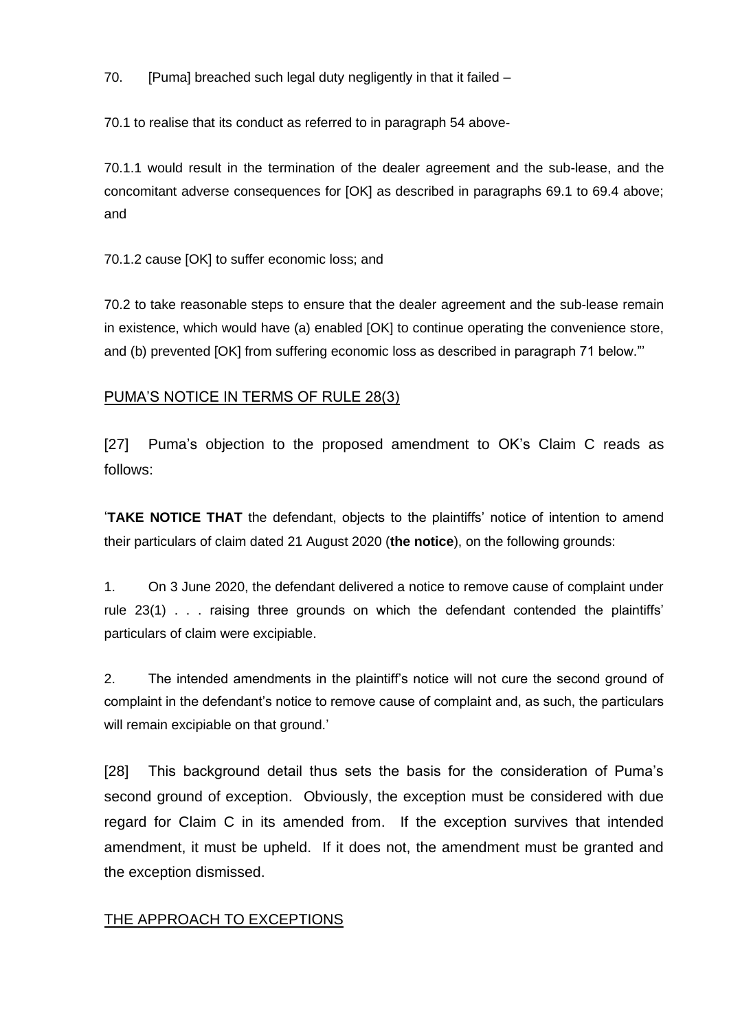70. [Puma] breached such legal duty negligently in that it failed –

70.1 to realise that its conduct as referred to in paragraph 54 above-

70.1.1 would result in the termination of the dealer agreement and the sub-lease, and the concomitant adverse consequences for [OK] as described in paragraphs 69.1 to 69.4 above; and

70.1.2 cause [OK] to suffer economic loss; and

70.2 to take reasonable steps to ensure that the dealer agreement and the sub-lease remain in existence, which would have (a) enabled [OK] to continue operating the convenience store, and (b) prevented [OK] from suffering economic loss as described in paragraph 71 below."'

## PUMA'S NOTICE IN TERMS OF RULE 28(3)

[27] Puma's objection to the proposed amendment to OK's Claim C reads as follows:

'**TAKE NOTICE THAT** the defendant, objects to the plaintiffs' notice of intention to amend their particulars of claim dated 21 August 2020 (**the notice**), on the following grounds:

1. On 3 June 2020, the defendant delivered a notice to remove cause of complaint under rule 23(1) . . . raising three grounds on which the defendant contended the plaintiffs' particulars of claim were excipiable.

2. The intended amendments in the plaintiff's notice will not cure the second ground of complaint in the defendant's notice to remove cause of complaint and, as such, the particulars will remain excipiable on that ground.'

[28] This background detail thus sets the basis for the consideration of Puma's second ground of exception. Obviously, the exception must be considered with due regard for Claim C in its amended from. If the exception survives that intended amendment, it must be upheld. If it does not, the amendment must be granted and the exception dismissed.

## THE APPROACH TO EXCEPTIONS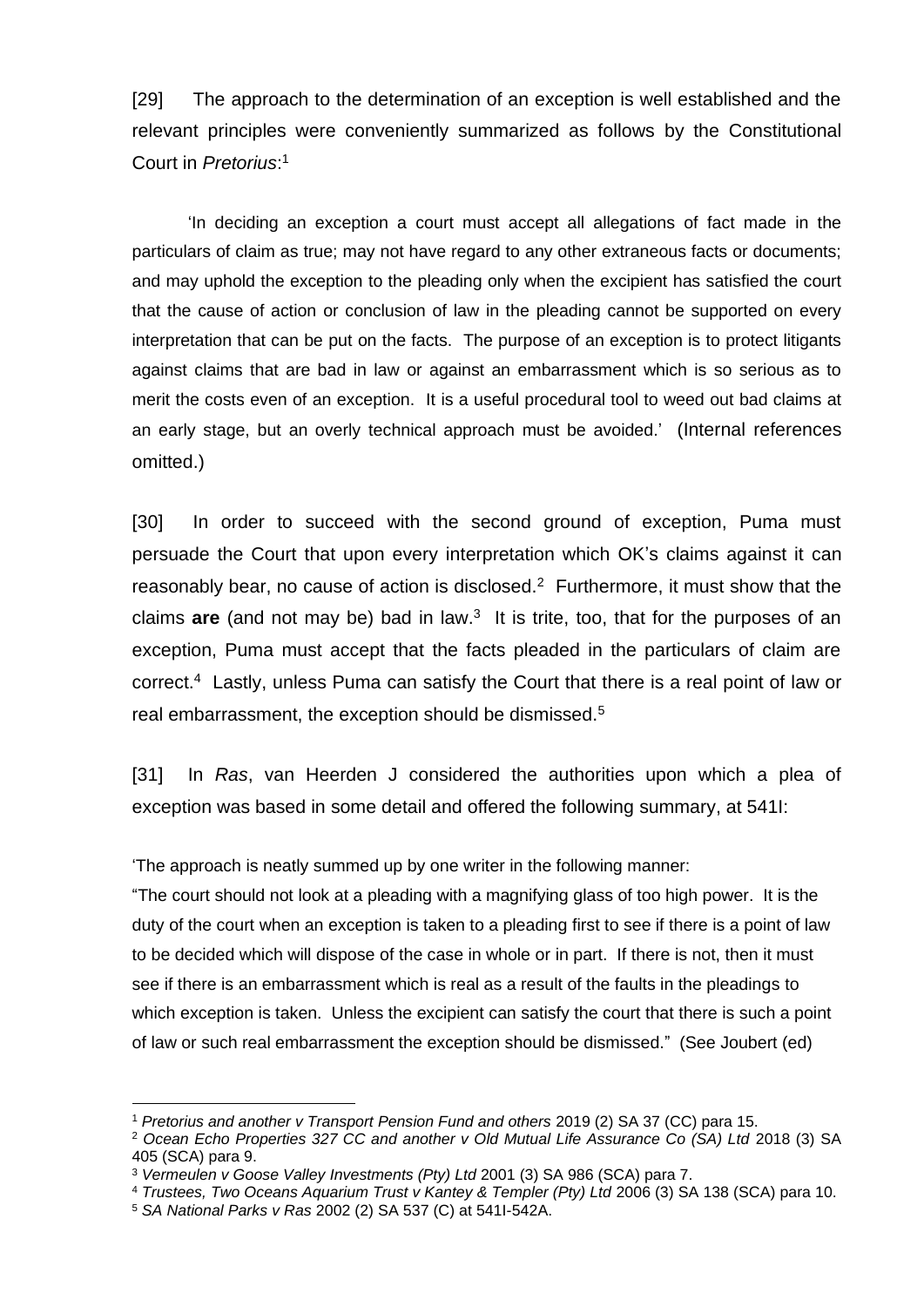[29] The approach to the determination of an exception is well established and the relevant principles were conveniently summarized as follows by the Constitutional Court in *Pretorius*:[1]

> 'In deciding an exception a court must accept all allegations of fact made in the particulars of claim as true; may not have regard to any other extraneous facts or documents; and may uphold the exception to the pleading only when the excipient has satisfied the court that the cause of action or conclusion of law in the pleading cannot be supported on every interpretation that can be put on the facts. The purpose of an exception is to protect litigants against claims that are bad in law or against an embarrassment which is so serious as to merit the costs even of an exception. It is a useful procedural tool to weed out bad claims at an early stage, but an overly technical approach must be avoided.' (Internal references omitted.)

[30] In order to succeed with the second ground of exception, Puma must persuade the Court that upon every interpretation which OK's claims against it can reasonably bear, no cause of action is disclosed.[2] Furthermore, it must show that the claims **are** (and not may be) bad in law.[3] It is trite, too, that for the purposes of an exception, Puma must accept that the facts pleaded in the particulars of claim are correct.[4] Lastly, unless Puma can satisfy the Court that there is a real point of law or real embarrassment, the exception should be dismissed.[5]

[31] In *Ras*, van Heerden J considered the authorities upon which a plea of exception was based in some detail and offered the following summary, at 541I:

> 'The approach is neatly summed up by one writer in the following manner:
> "The court should not look at a pleading with a magnifying glass of too high power. It is the duty of the court when an exception is taken to a pleading first to see if there is a point of law to be decided which will dispose of the case in whole or in part. If there is not, then it must see if there is an embarrassment which is real as a result of the faults in the pleadings to which exception is taken. Unless the excipient can satisfy the court that there is such a point of law or such real embarrassment the exception should be dismissed." (See Joubert (ed)

---

[1] *Pretorius and another v Transport Pension Fund and others* 2019 (2) SA 37 (CC) para 15.

[2] *Ocean Echo Properties 327 CC and another v Old Mutual Life Assurance Co (SA) Ltd* 2018 (3) SA 405 (SCA) para 9.

[3] *Vermeulen v Goose Valley Investments (Pty) Ltd* 2001 (3) SA 986 (SCA) para 7.

[4] *Trustees, Two Oceans Aquarium Trust v Kantey & Templer (Pty) Ltd* 2006 (3) SA 138 (SCA) para 10.

[5] *SA National Parks v Ras* 2002 (2) SA 537 (C) at 541I-542A.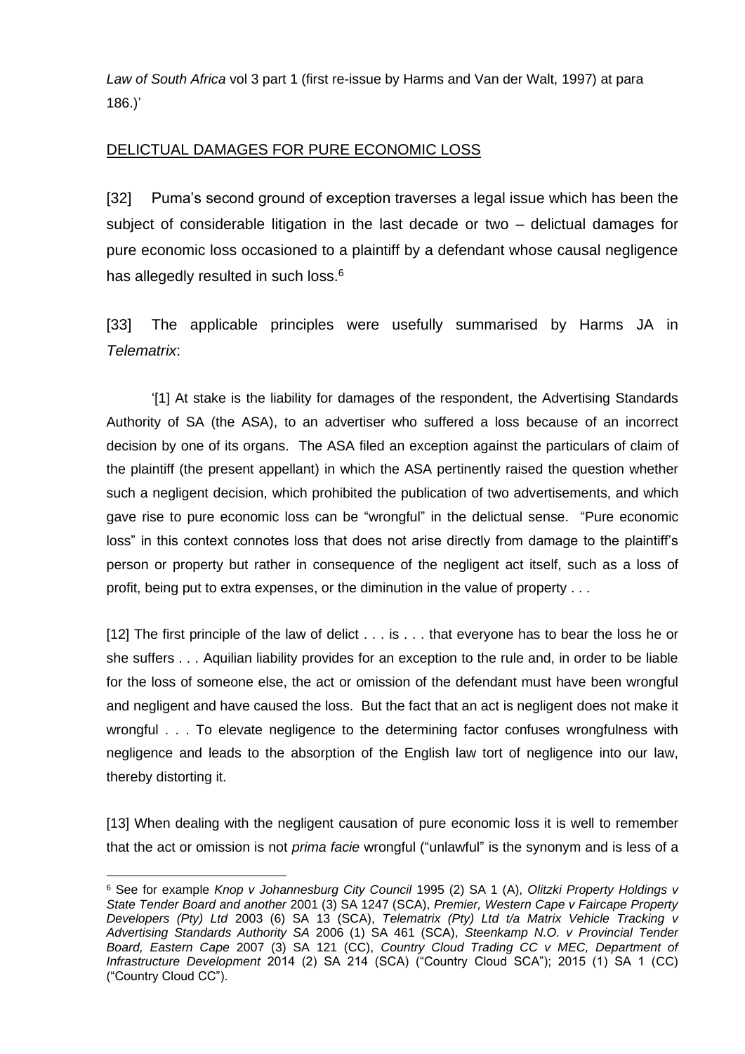*Law of South Africa* vol 3 part 1 (first re-issue by Harms and Van der Walt, 1997) at para 186.)'

## DELICTUAL DAMAGES FOR PURE ECONOMIC LOSS

[32] Puma's second ground of exception traverses a legal issue which has been the subject of considerable litigation in the last decade or two – delictual damages for pure economic loss occasioned to a plaintiff by a defendant whose causal negligence has allegedly resulted in such loss.[6]

[33] The applicable principles were usefully summarised by Harms JA in *Telematrix*:

'[1] At stake is the liability for damages of the respondent, the Advertising Standards Authority of SA (the ASA), to an advertiser who suffered a loss because of an incorrect decision by one of its organs. The ASA filed an exception against the particulars of claim of the plaintiff (the present appellant) in which the ASA pertinently raised the question whether such a negligent decision, which prohibited the publication of two advertisements, and which gave rise to pure economic loss can be "wrongful" in the delictual sense. "Pure economic loss" in this context connotes loss that does not arise directly from damage to the plaintiff's person or property but rather in consequence of the negligent act itself, such as a loss of profit, being put to extra expenses, or the diminution in the value of property . . .

[12] The first principle of the law of delict . . . is . . . that everyone has to bear the loss he or she suffers . . . Aquilian liability provides for an exception to the rule and, in order to be liable for the loss of someone else, the act or omission of the defendant must have been wrongful and negligent and have caused the loss. But the fact that an act is negligent does not make it wrongful . . . To elevate negligence to the determining factor confuses wrongfulness with negligence and leads to the absorption of the English law tort of negligence into our law, thereby distorting it.

[13] When dealing with the negligent causation of pure economic loss it is well to remember that the act or omission is not *prima facie* wrongful ("unlawful" is the synonym and is less of a

---

[6] See for example *Knop v Johannesburg City Council* 1995 (2) SA 1 (A), *Olitzki Property Holdings v State Tender Board and another* 2001 (3) SA 1247 (SCA), *Premier, Western Cape v Faircape Property Developers (Pty) Ltd* 2003 (6) SA 13 (SCA), *Telematrix (Pty) Ltd t/a Matrix Vehicle Tracking v Advertising Standards Authority SA* 2006 (1) SA 461 (SCA), *Steenkamp N.O. v Provincial Tender Board, Eastern Cape* 2007 (3) SA 121 (CC), *Country Cloud Trading CC v MEC, Department of Infrastructure Development* 2014 (2) SA 214 (SCA) ("Country Cloud SCA"); 2015 (1) SA 1 (CC) ("Country Cloud CC").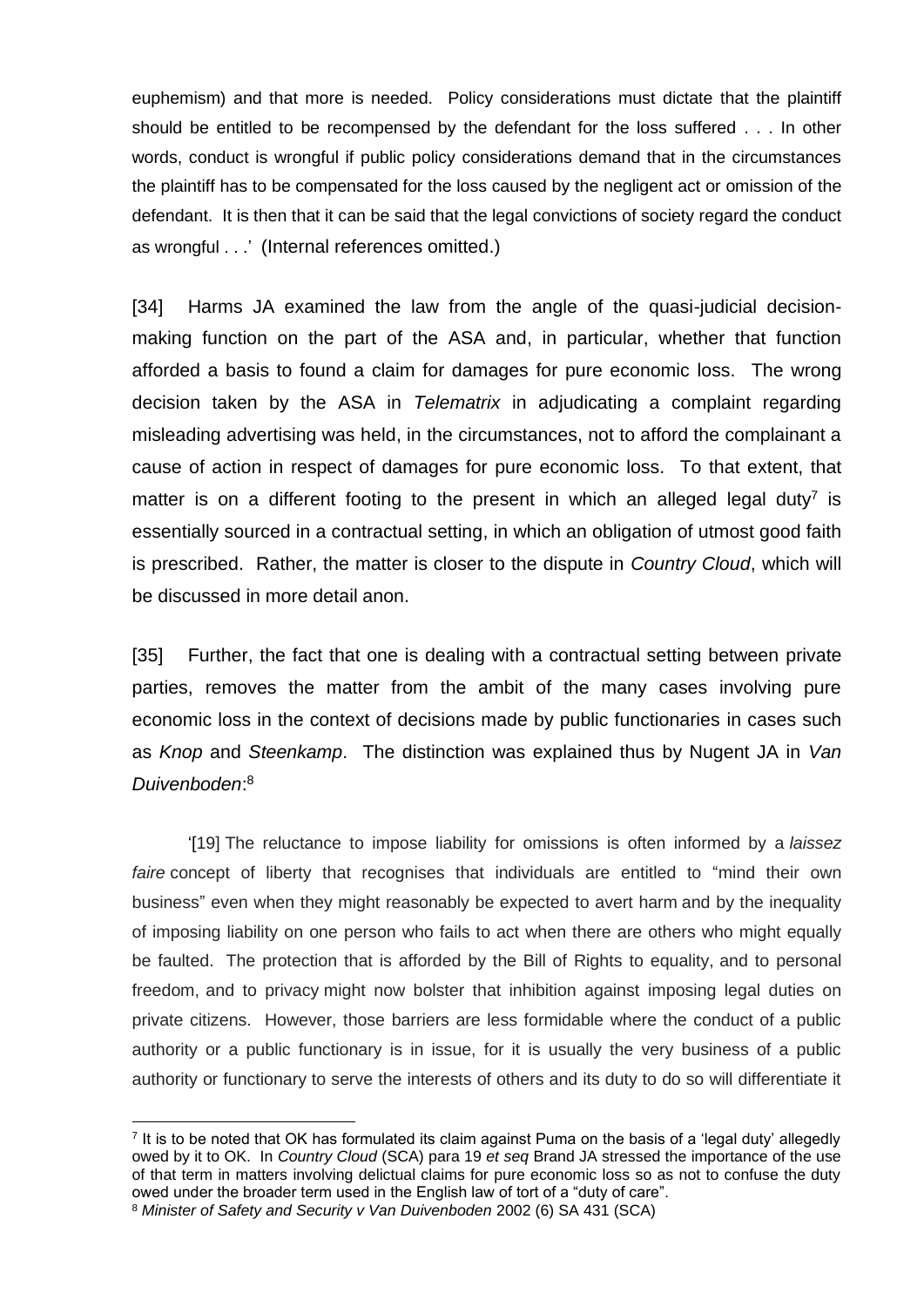euphemism) and that more is needed. Policy considerations must dictate that the plaintiff should be entitled to be recompensed by the defendant for the loss suffered . . . In other words, conduct is wrongful if public policy considerations demand that in the circumstances the plaintiff has to be compensated for the loss caused by the negligent act or omission of the defendant. It is then that it can be said that the legal convictions of society regard the conduct as wrongful . . .' (Internal references omitted.)

[34] Harms JA examined the law from the angle of the quasi-judicial decision-making function on the part of the ASA and, in particular, whether that function afforded a basis to found a claim for damages for pure economic loss. The wrong decision taken by the ASA in *Telematrix* in adjudicating a complaint regarding misleading advertising was held, in the circumstances, not to afford the complainant a cause of action in respect of damages for pure economic loss. To that extent, that matter is on a different footing to the present in which an alleged legal duty[7] is essentially sourced in a contractual setting, in which an obligation of utmost good faith is prescribed. Rather, the matter is closer to the dispute in *Country Cloud*, which will be discussed in more detail anon.

[35] Further, the fact that one is dealing with a contractual setting between private parties, removes the matter from the ambit of the many cases involving pure economic loss in the context of decisions made by public functionaries in cases such as *Knop* and *Steenkamp*. The distinction was explained thus by Nugent JA in *Van Duivenboden*:[8]

> '[19] The reluctance to impose liability for omissions is often informed by a *laissez faire* concept of liberty that recognises that individuals are entitled to "mind their own business" even when they might reasonably be expected to avert harm and by the inequality of imposing liability on one person who fails to act when there are others who might equally be faulted. The protection that is afforded by the Bill of Rights to equality, and to personal freedom, and to privacy might now bolster that inhibition against imposing legal duties on private citizens. However, those barriers are less formidable where the conduct of a public authority or a public functionary is in issue, for it is usually the very business of a public authority or functionary to serve the interests of others and its duty to do so will differentiate it

---

[7] It is to be noted that OK has formulated its claim against Puma on the basis of a 'legal duty' allegedly owed by it to OK. In *Country Cloud* (SCA) para 19 *et seq* Brand JA stressed the importance of the use of that term in matters involving delictual claims for pure economic loss so as not to confuse the duty owed under the broader term used in the English law of tort of a "duty of care".

[8] *Minister of Safety and Security v Van Duivenboden* 2002 (6) SA 431 (SCA)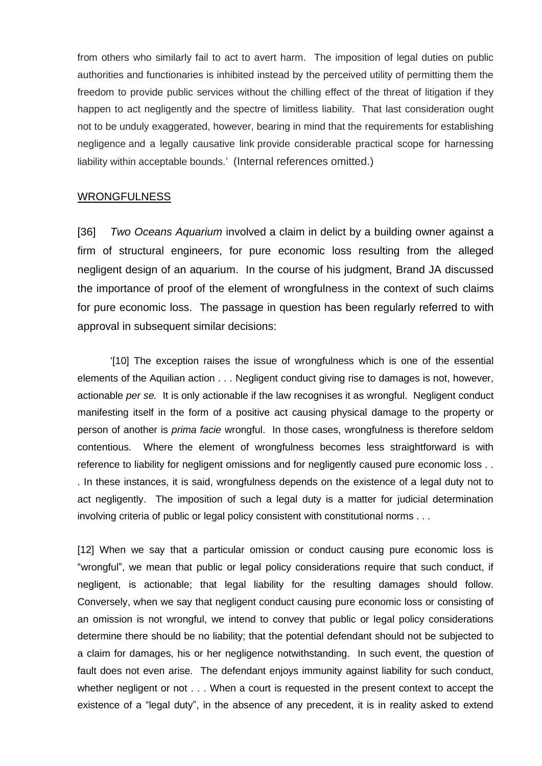from others who similarly fail to act to avert harm. The imposition of legal duties on public authorities and functionaries is inhibited instead by the perceived utility of permitting them the freedom to provide public services without the chilling effect of the threat of litigation if they happen to act negligently and the spectre of limitless liability. That last consideration ought not to be unduly exaggerated, however, bearing in mind that the requirements for establishing negligence and a legally causative link provide considerable practical scope for harnessing liability within acceptable bounds.' (Internal references omitted.)

## WRONGFULNESS

[36] *Two Oceans Aquarium* involved a claim in delict by a building owner against a firm of structural engineers, for pure economic loss resulting from the alleged negligent design of an aquarium. In the course of his judgment, Brand JA discussed the importance of proof of the element of wrongfulness in the context of such claims for pure economic loss. The passage in question has been regularly referred to with approval in subsequent similar decisions:

> '[10] The exception raises the issue of wrongfulness which is one of the essential elements of the Aquilian action . . . Negligent conduct giving rise to damages is not, however, actionable *per se.* It is only actionable if the law recognises it as wrongful. Negligent conduct manifesting itself in the form of a positive act causing physical damage to the property or person of another is *prima facie* wrongful. In those cases, wrongfulness is therefore seldom contentious. Where the element of wrongfulness becomes less straightforward is with reference to liability for negligent omissions and for negligently caused pure economic loss . . . . In these instances, it is said, wrongfulness depends on the existence of a legal duty not to act negligently. The imposition of such a legal duty is a matter for judicial determination involving criteria of public or legal policy consistent with constitutional norms . . .
>
> [12] When we say that a particular omission or conduct causing pure economic loss is "wrongful", we mean that public or legal policy considerations require that such conduct, if negligent, is actionable; that legal liability for the resulting damages should follow. Conversely, when we say that negligent conduct causing pure economic loss or consisting of an omission is not wrongful, we intend to convey that public or legal policy considerations determine there should be no liability; that the potential defendant should not be subjected to a claim for damages, his or her negligence notwithstanding. In such event, the question of fault does not even arise. The defendant enjoys immunity against liability for such conduct, whether negligent or not . . . When a court is requested in the present context to accept the existence of a "legal duty", in the absence of any precedent, it is in reality asked to extend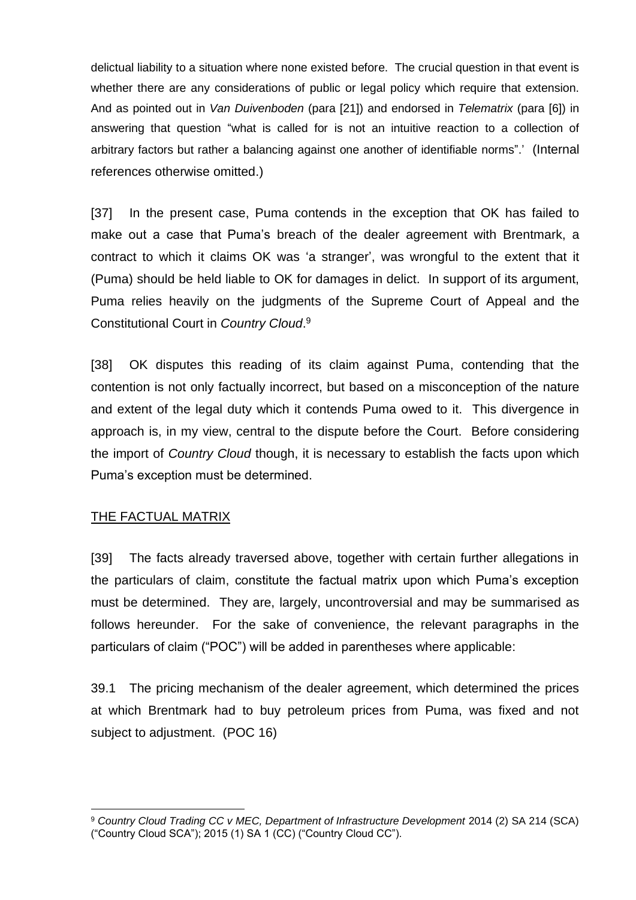delictual liability to a situation where none existed before. The crucial question in that event is whether there are any considerations of public or legal policy which require that extension. And as pointed out in *Van Duivenboden* (para [21]) and endorsed in *Telematrix* (para [6]) in answering that question "what is called for is not an intuitive reaction to a collection of arbitrary factors but rather a balancing against one another of identifiable norms".' (Internal references otherwise omitted.)

[37] In the present case, Puma contends in the exception that OK has failed to make out a case that Puma's breach of the dealer agreement with Brentmark, a contract to which it claims OK was 'a stranger', was wrongful to the extent that it (Puma) should be held liable to OK for damages in delict. In support of its argument, Puma relies heavily on the judgments of the Supreme Court of Appeal and the Constitutional Court in *Country Cloud*.[9]

[38] OK disputes this reading of its claim against Puma, contending that the contention is not only factually incorrect, but based on a misconception of the nature and extent of the legal duty which it contends Puma owed to it. This divergence in approach is, in my view, central to the dispute before the Court. Before considering the import of *Country Cloud* though, it is necessary to establish the facts upon which Puma's exception must be determined.

## THE FACTUAL MATRIX

[39] The facts already traversed above, together with certain further allegations in the particulars of claim, constitute the factual matrix upon which Puma's exception must be determined. They are, largely, uncontroversial and may be summarised as follows hereunder. For the sake of convenience, the relevant paragraphs in the particulars of claim ("POC") will be added in parentheses where applicable:

39.1 The pricing mechanism of the dealer agreement, which determined the prices at which Brentmark had to buy petroleum prices from Puma, was fixed and not subject to adjustment. (POC 16)

---

[9] *Country Cloud Trading CC v MEC, Department of Infrastructure Development* 2014 (2) SA 214 (SCA) ("Country Cloud SCA"); 2015 (1) SA 1 (CC) ("Country Cloud CC").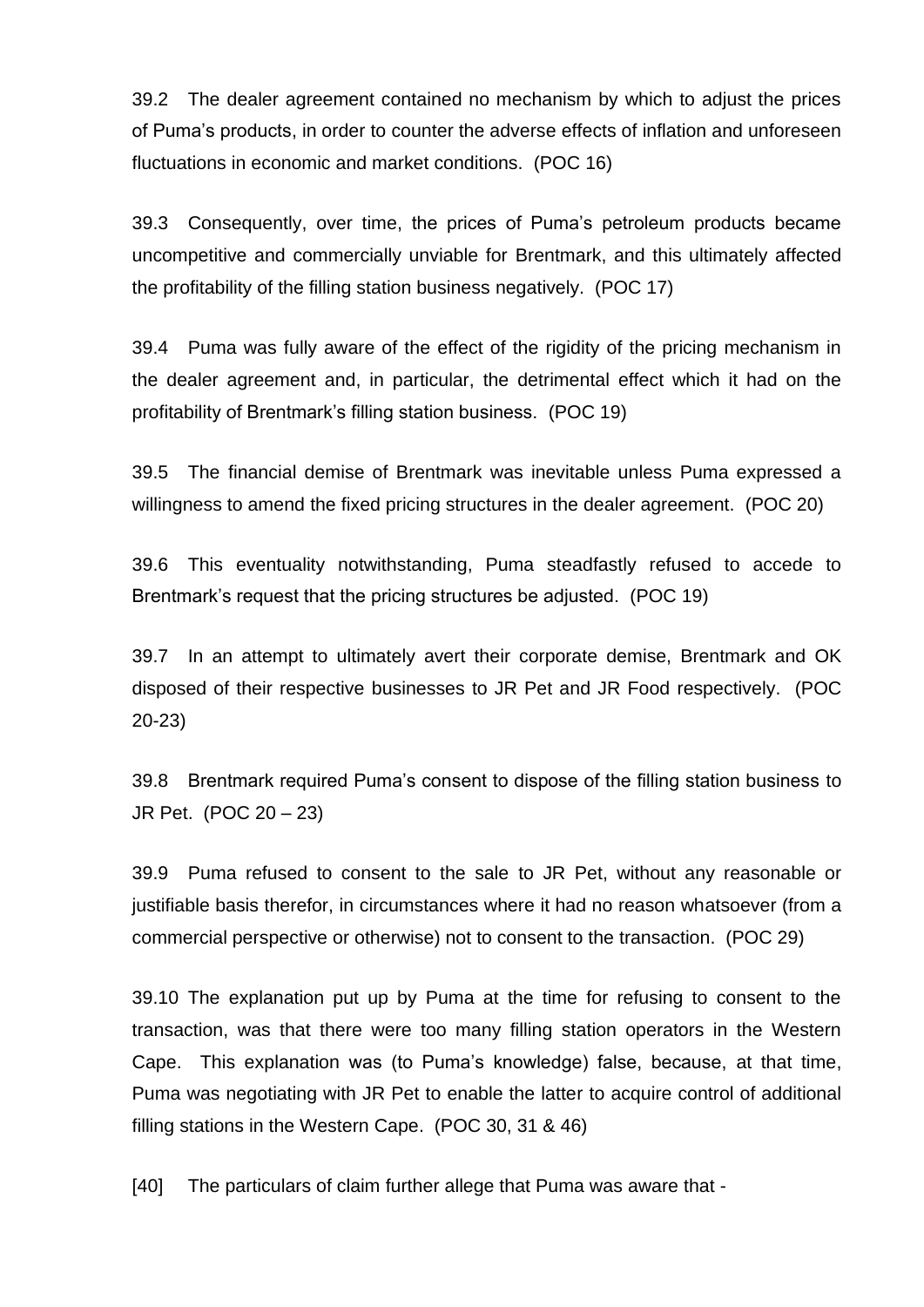39.2 The dealer agreement contained no mechanism by which to adjust the prices of Puma's products, in order to counter the adverse effects of inflation and unforeseen fluctuations in economic and market conditions. (POC 16)

39.3 Consequently, over time, the prices of Puma's petroleum products became uncompetitive and commercially unviable for Brentmark, and this ultimately affected the profitability of the filling station business negatively. (POC 17)

39.4 Puma was fully aware of the effect of the rigidity of the pricing mechanism in the dealer agreement and, in particular, the detrimental effect which it had on the profitability of Brentmark's filling station business. (POC 19)

39.5 The financial demise of Brentmark was inevitable unless Puma expressed a willingness to amend the fixed pricing structures in the dealer agreement. (POC 20)

39.6 This eventuality notwithstanding, Puma steadfastly refused to accede to Brentmark's request that the pricing structures be adjusted. (POC 19)

39.7 In an attempt to ultimately avert their corporate demise, Brentmark and OK disposed of their respective businesses to JR Pet and JR Food respectively. (POC 20-23)

39.8 Brentmark required Puma's consent to dispose of the filling station business to JR Pet. (POC 20 – 23)

39.9 Puma refused to consent to the sale to JR Pet, without any reasonable or justifiable basis therefor, in circumstances where it had no reason whatsoever (from a commercial perspective or otherwise) not to consent to the transaction. (POC 29)

39.10 The explanation put up by Puma at the time for refusing to consent to the transaction, was that there were too many filling station operators in the Western Cape. This explanation was (to Puma's knowledge) false, because, at that time, Puma was negotiating with JR Pet to enable the latter to acquire control of additional filling stations in the Western Cape. (POC 30, 31 & 46)

[40] The particulars of claim further allege that Puma was aware that -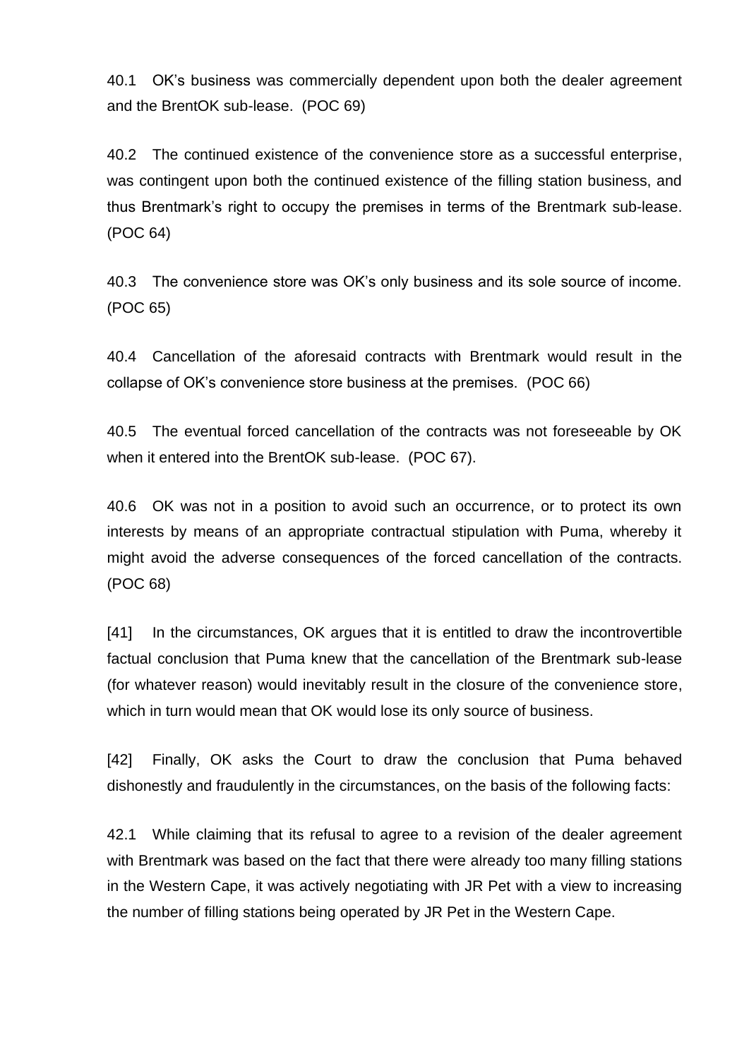40.1 OK's business was commercially dependent upon both the dealer agreement and the BrentOK sub-lease. (POC 69)

40.2 The continued existence of the convenience store as a successful enterprise, was contingent upon both the continued existence of the filling station business, and thus Brentmark's right to occupy the premises in terms of the Brentmark sub-lease. (POC 64)

40.3 The convenience store was OK's only business and its sole source of income. (POC 65)

40.4 Cancellation of the aforesaid contracts with Brentmark would result in the collapse of OK's convenience store business at the premises. (POC 66)

40.5 The eventual forced cancellation of the contracts was not foreseeable by OK when it entered into the BrentOK sub-lease. (POC 67).

40.6 OK was not in a position to avoid such an occurrence, or to protect its own interests by means of an appropriate contractual stipulation with Puma, whereby it might avoid the adverse consequences of the forced cancellation of the contracts. (POC 68)

[41] In the circumstances, OK argues that it is entitled to draw the incontrovertible factual conclusion that Puma knew that the cancellation of the Brentmark sub-lease (for whatever reason) would inevitably result in the closure of the convenience store, which in turn would mean that OK would lose its only source of business.

[42] Finally, OK asks the Court to draw the conclusion that Puma behaved dishonestly and fraudulently in the circumstances, on the basis of the following facts:

42.1 While claiming that its refusal to agree to a revision of the dealer agreement with Brentmark was based on the fact that there were already too many filling stations in the Western Cape, it was actively negotiating with JR Pet with a view to increasing the number of filling stations being operated by JR Pet in the Western Cape.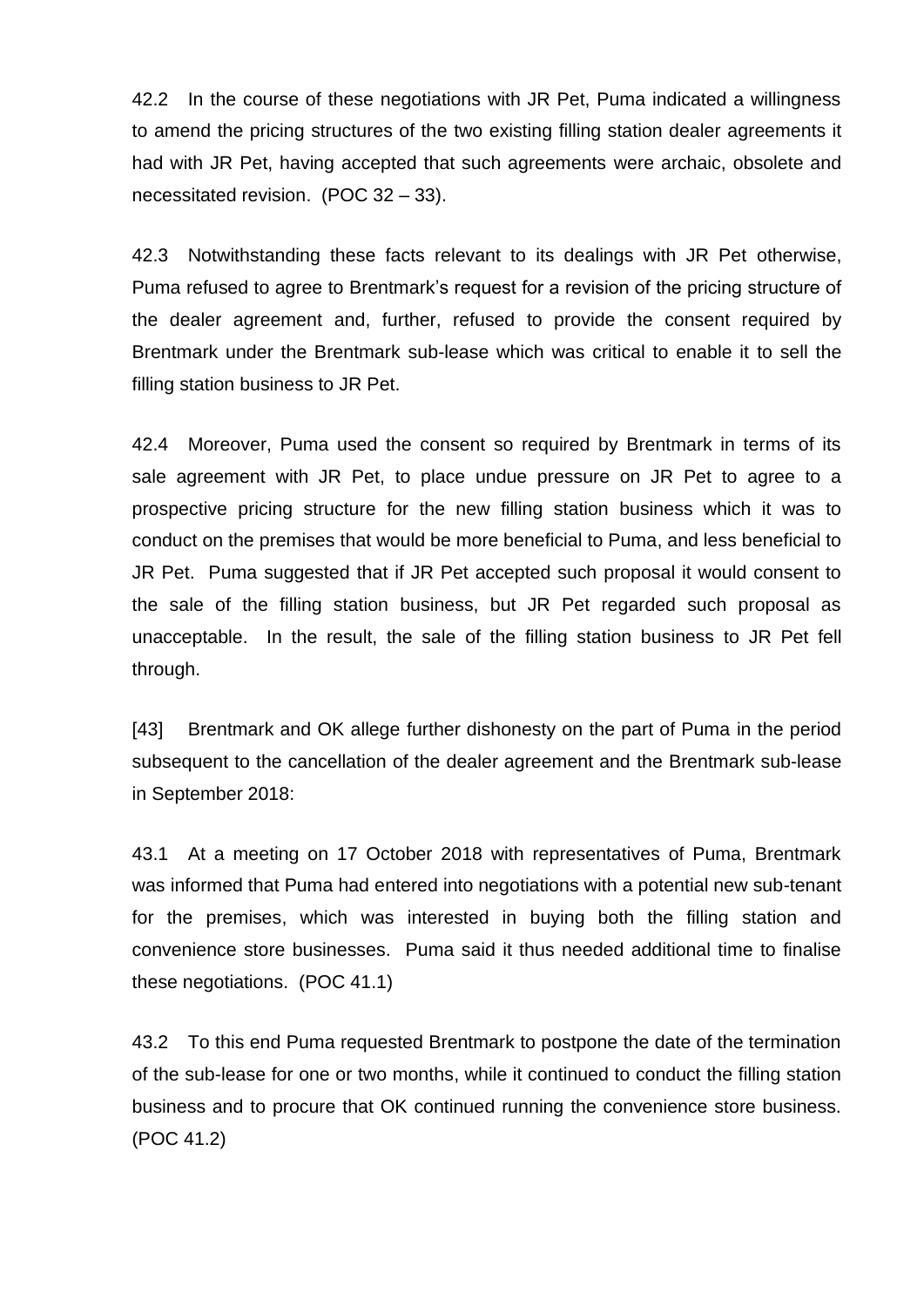42.2 In the course of these negotiations with JR Pet, Puma indicated a willingness to amend the pricing structures of the two existing filling station dealer agreements it had with JR Pet, having accepted that such agreements were archaic, obsolete and necessitated revision. (POC 32 – 33).

42.3 Notwithstanding these facts relevant to its dealings with JR Pet otherwise, Puma refused to agree to Brentmark's request for a revision of the pricing structure of the dealer agreement and, further, refused to provide the consent required by Brentmark under the Brentmark sub-lease which was critical to enable it to sell the filling station business to JR Pet.

42.4 Moreover, Puma used the consent so required by Brentmark in terms of its sale agreement with JR Pet, to place undue pressure on JR Pet to agree to a prospective pricing structure for the new filling station business which it was to conduct on the premises that would be more beneficial to Puma, and less beneficial to JR Pet. Puma suggested that if JR Pet accepted such proposal it would consent to the sale of the filling station business, but JR Pet regarded such proposal as unacceptable. In the result, the sale of the filling station business to JR Pet fell through.

[43] Brentmark and OK allege further dishonesty on the part of Puma in the period subsequent to the cancellation of the dealer agreement and the Brentmark sub-lease in September 2018:

43.1 At a meeting on 17 October 2018 with representatives of Puma, Brentmark was informed that Puma had entered into negotiations with a potential new sub-tenant for the premises, which was interested in buying both the filling station and convenience store businesses. Puma said it thus needed additional time to finalise these negotiations. (POC 41.1)

43.2 To this end Puma requested Brentmark to postpone the date of the termination of the sub-lease for one or two months, while it continued to conduct the filling station business and to procure that OK continued running the convenience store business. (POC 41.2)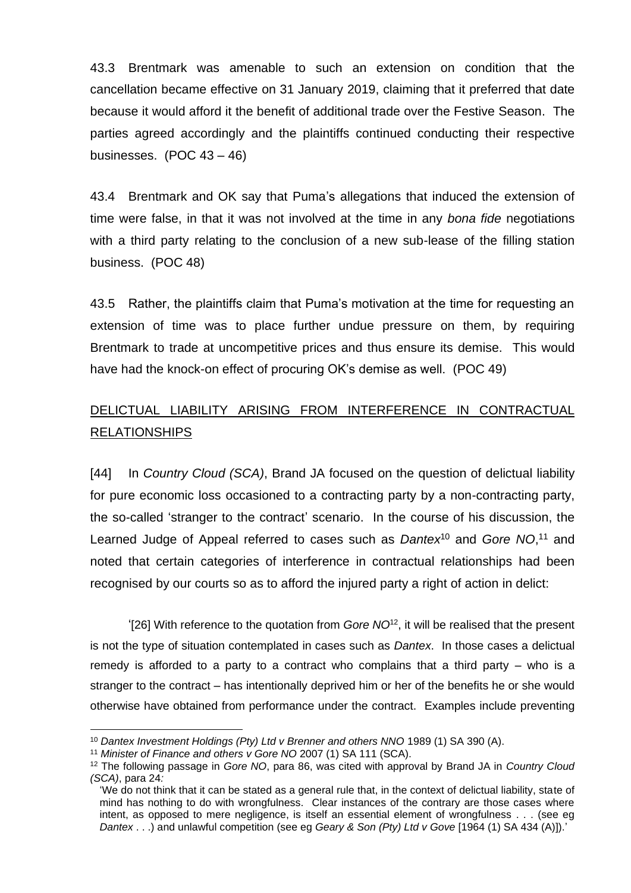43.3 Brentmark was amenable to such an extension on condition that the cancellation became effective on 31 January 2019, claiming that it preferred that date because it would afford it the benefit of additional trade over the Festive Season. The parties agreed accordingly and the plaintiffs continued conducting their respective businesses. (POC 43 – 46)

43.4 Brentmark and OK say that Puma's allegations that induced the extension of time were false, in that it was not involved at the time in any *bona fide* negotiations with a third party relating to the conclusion of a new sub-lease of the filling station business. (POC 48)

43.5 Rather, the plaintiffs claim that Puma's motivation at the time for requesting an extension of time was to place further undue pressure on them, by requiring Brentmark to trade at uncompetitive prices and thus ensure its demise. This would have had the knock-on effect of procuring OK's demise as well. (POC 49)

## DELICTUAL LIABILITY ARISING FROM INTERFERENCE IN CONTRACTUAL RELATIONSHIPS

[44] In *Country Cloud (SCA)*, Brand JA focused on the question of delictual liability for pure economic loss occasioned to a contracting party by a non-contracting party, the so-called 'stranger to the contract' scenario. In the course of his discussion, the Learned Judge of Appeal referred to cases such as *Dantex*[10] and *Gore NO*,[11] and noted that certain categories of interference in contractual relationships had been recognised by our courts so as to afford the injured party a right of action in delict:

> '[26] With reference to the quotation from *Gore NO*[12], it will be realised that the present is not the type of situation contemplated in cases such as *Dantex*. In those cases a delictual remedy is afforded to a party to a contract who complains that a third party – who is a stranger to the contract – has intentionally deprived him or her of the benefits he or she would otherwise have obtained from performance under the contract. Examples include preventing

---

[10] *Dantex Investment Holdings (Pty) Ltd v Brenner and others NNO* 1989 (1) SA 390 (A).

[11] *Minister of Finance and others v Gore NO* 2007 (1) SA 111 (SCA).

[12] The following passage in *Gore NO*, para 86, was cited with approval by Brand JA in *Country Cloud (SCA)*, para 24:

'We do not think that it can be stated as a general rule that, in the context of delictual liability, state of mind has nothing to do with wrongfulness. Clear instances of the contrary are those cases where intent, as opposed to mere negligence, is itself an essential element of wrongfulness . . . (see eg *Dantex* . . .) and unlawful competition (see eg *Geary & Son (Pty) Ltd v Gove* [1964 (1) SA 434 (A)]).'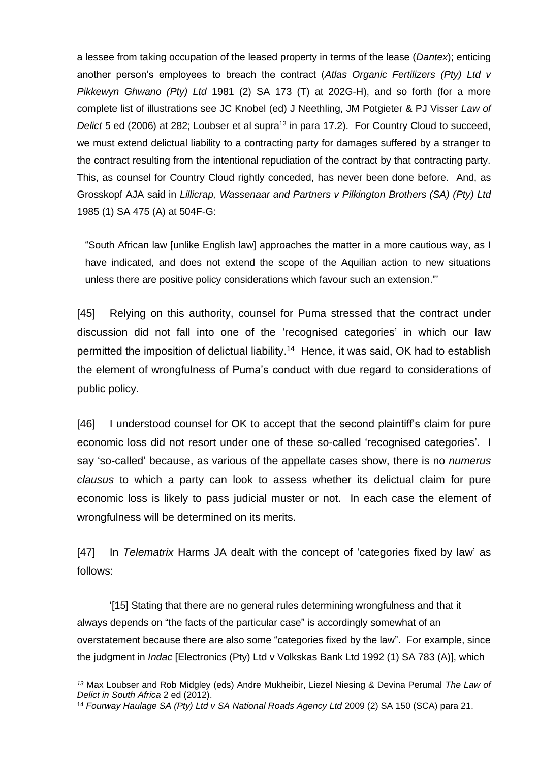a lessee from taking occupation of the leased property in terms of the lease (*Dantex*); enticing another person's employees to breach the contract (*Atlas Organic Fertilizers (Pty) Ltd v Pikkewyn Ghwano (Pty) Ltd* 1981 (2) SA 173 (T) at 202G-H), and so forth (for a more complete list of illustrations see JC Knobel (ed) J Neethling, JM Potgieter & PJ Visser *Law of Delict* 5 ed (2006) at 282; Loubser et al supra[13] in para 17.2). For Country Cloud to succeed, we must extend delictual liability to a contracting party for damages suffered by a stranger to the contract resulting from the intentional repudiation of the contract by that contracting party. This, as counsel for Country Cloud rightly conceded, has never been done before. And, as Grosskopf AJA said in *Lillicrap, Wassenaar and Partners v Pilkington Brothers (SA) (Pty) Ltd* 1985 (1) SA 475 (A) at 504F-G:

> "South African law [unlike English law] approaches the matter in a more cautious way, as I have indicated, and does not extend the scope of the Aquilian action to new situations unless there are positive policy considerations which favour such an extension."'

[45] Relying on this authority, counsel for Puma stressed that the contract under discussion did not fall into one of the 'recognised categories' in which our law permitted the imposition of delictual liability.[14] Hence, it was said, OK had to establish the element of wrongfulness of Puma's conduct with due regard to considerations of public policy.

[46] I understood counsel for OK to accept that the second plaintiff's claim for pure economic loss did not resort under one of these so-called 'recognised categories'. I say 'so-called' because, as various of the appellate cases show, there is no *numerus clausus* to which a party can look to assess whether its delictual claim for pure economic loss is likely to pass judicial muster or not. In each case the element of wrongfulness will be determined on its merits.

[47] In *Telematrix* Harms JA dealt with the concept of 'categories fixed by law' as follows:

> '[15] Stating that there are no general rules determining wrongfulness and that it always depends on "the facts of the particular case" is accordingly somewhat of an overstatement because there are also some "categories fixed by the law". For example, since the judgment in *Indac* [Electronics (Pty) Ltd v Volkskas Bank Ltd 1992 (1) SA 783 (A)], which

---

[13] Max Loubser and Rob Midgley (eds) Andre Mukheibir, Liezel Niesing & Devina Perumal *The Law of Delict in South Africa* 2 ed (2012).

[14] *Fourway Haulage SA (Pty) Ltd v SA National Roads Agency Ltd* 2009 (2) SA 150 (SCA) para 21.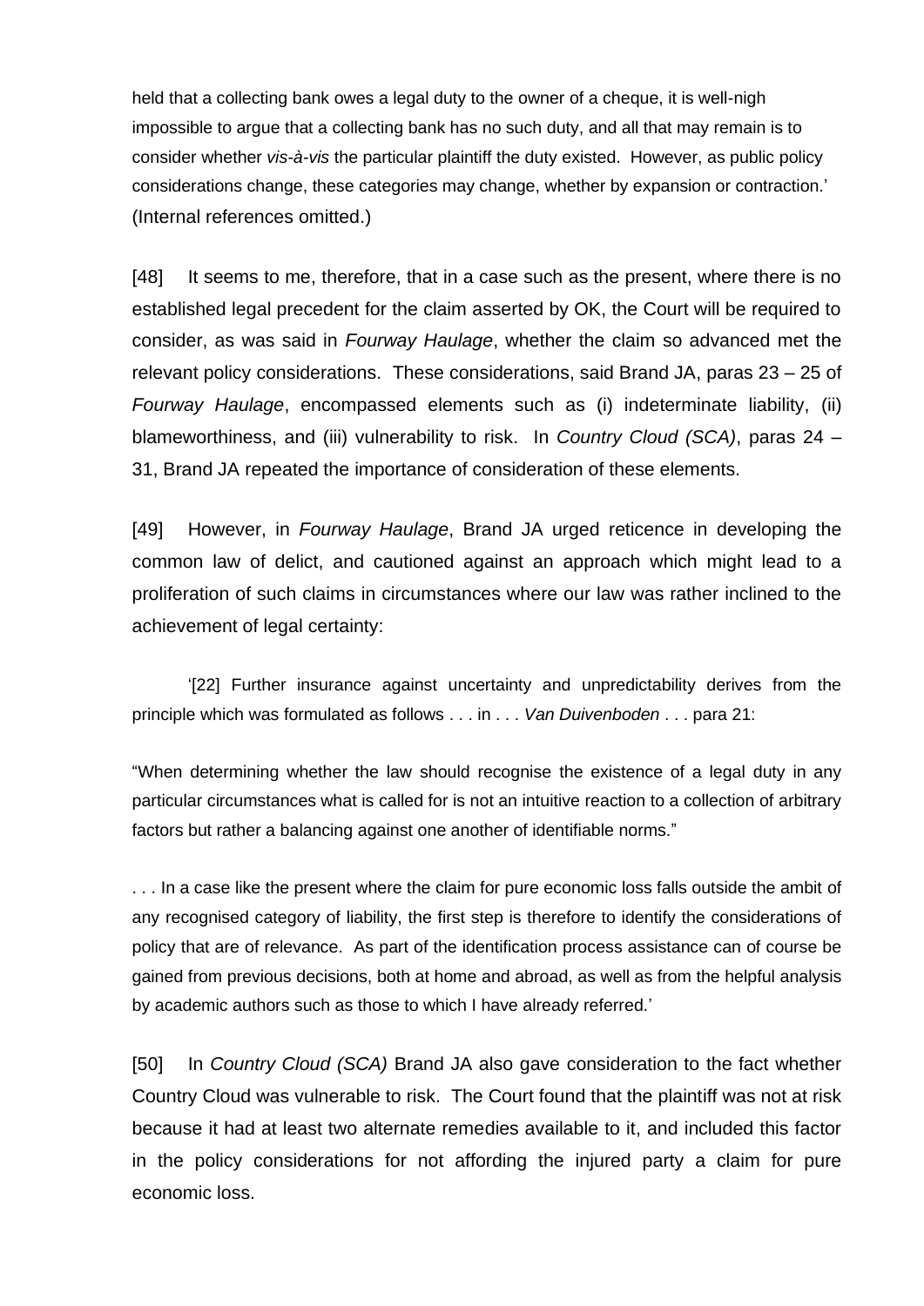held that a collecting bank owes a legal duty to the owner of a cheque, it is well-nigh impossible to argue that a collecting bank has no such duty, and all that may remain is to consider whether *vis-à-vis* the particular plaintiff the duty existed. However, as public policy considerations change, these categories may change, whether by expansion or contraction.' (Internal references omitted.)

[48] It seems to me, therefore, that in a case such as the present, where there is no established legal precedent for the claim asserted by OK, the Court will be required to consider, as was said in *Fourway Haulage*, whether the claim so advanced met the relevant policy considerations. These considerations, said Brand JA, paras 23 – 25 of *Fourway Haulage*, encompassed elements such as (i) indeterminate liability, (ii) blameworthiness, and (iii) vulnerability to risk. In *Country Cloud (SCA)*, paras 24 – 31, Brand JA repeated the importance of consideration of these elements.

[49] However, in *Fourway Haulage*, Brand JA urged reticence in developing the common law of delict, and cautioned against an approach which might lead to a proliferation of such claims in circumstances where our law was rather inclined to the achievement of legal certainty:

> '[22] Further insurance against uncertainty and unpredictability derives from the principle which was formulated as follows . . . in . . . *Van Duivenboden* . . . para 21:
>
> "When determining whether the law should recognise the existence of a legal duty in any particular circumstances what is called for is not an intuitive reaction to a collection of arbitrary factors but rather a balancing against one another of identifiable norms."
>
> . . . In a case like the present where the claim for pure economic loss falls outside the ambit of any recognised category of liability, the first step is therefore to identify the considerations of policy that are of relevance. As part of the identification process assistance can of course be gained from previous decisions, both at home and abroad, as well as from the helpful analysis by academic authors such as those to which I have already referred.'

[50] In *Country Cloud (SCA)* Brand JA also gave consideration to the fact whether Country Cloud was vulnerable to risk. The Court found that the plaintiff was not at risk because it had at least two alternate remedies available to it, and included this factor in the policy considerations for not affording the injured party a claim for pure economic loss.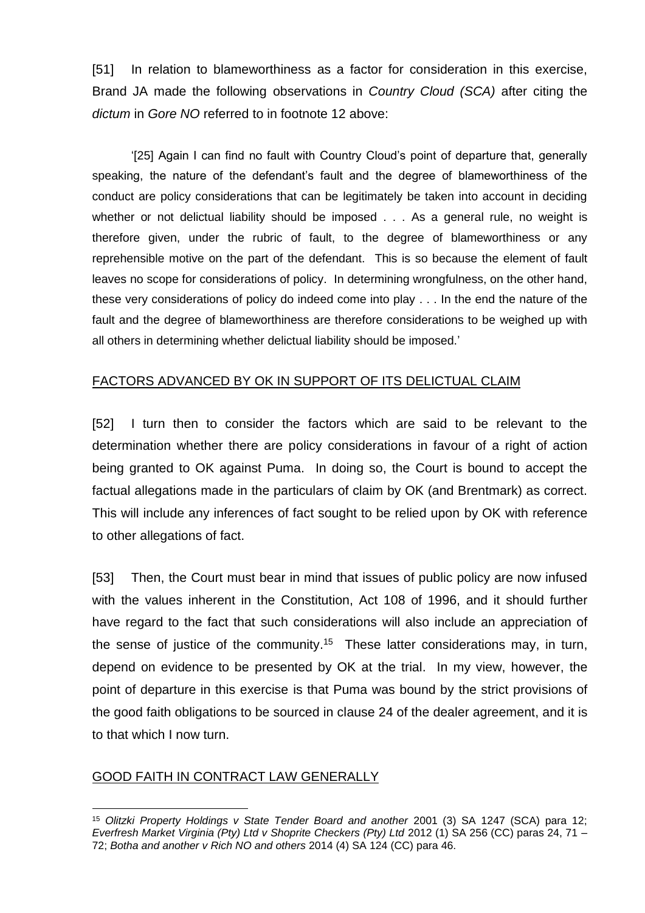[51] In relation to blameworthiness as a factor for consideration in this exercise, Brand JA made the following observations in *Country Cloud (SCA)* after citing the *dictum* in *Gore NO* referred to in footnote 12 above:

> '[25] Again I can find no fault with Country Cloud's point of departure that, generally speaking, the nature of the defendant's fault and the degree of blameworthiness of the conduct are policy considerations that can be legitimately be taken into account in deciding whether or not delictual liability should be imposed . . . As a general rule, no weight is therefore given, under the rubric of fault, to the degree of blameworthiness or any reprehensible motive on the part of the defendant. This is so because the element of fault leaves no scope for considerations of policy. In determining wrongfulness, on the other hand, these very considerations of policy do indeed come into play . . . In the end the nature of the fault and the degree of blameworthiness are therefore considerations to be weighed up with all others in determining whether delictual liability should be imposed.'

## FACTORS ADVANCED BY OK IN SUPPORT OF ITS DELICTUAL CLAIM

[52] I turn then to consider the factors which are said to be relevant to the determination whether there are policy considerations in favour of a right of action being granted to OK against Puma. In doing so, the Court is bound to accept the factual allegations made in the particulars of claim by OK (and Brentmark) as correct. This will include any inferences of fact sought to be relied upon by OK with reference to other allegations of fact.

[53] Then, the Court must bear in mind that issues of public policy are now infused with the values inherent in the Constitution, Act 108 of 1996, and it should further have regard to the fact that such considerations will also include an appreciation of the sense of justice of the community.[15] These latter considerations may, in turn, depend on evidence to be presented by OK at the trial. In my view, however, the point of departure in this exercise is that Puma was bound by the strict provisions of the good faith obligations to be sourced in clause 24 of the dealer agreement, and it is to that which I now turn.

## GOOD FAITH IN CONTRACT LAW GENERALLY

[15] *Olitzki Property Holdings v State Tender Board and another* 2001 (3) SA 1247 (SCA) para 12; *Everfresh Market Virginia (Pty) Ltd v Shoprite Checkers (Pty) Ltd* 2012 (1) SA 256 (CC) paras 24, 71 – 72; *Botha and another v Rich NO and others* 2014 (4) SA 124 (CC) para 46.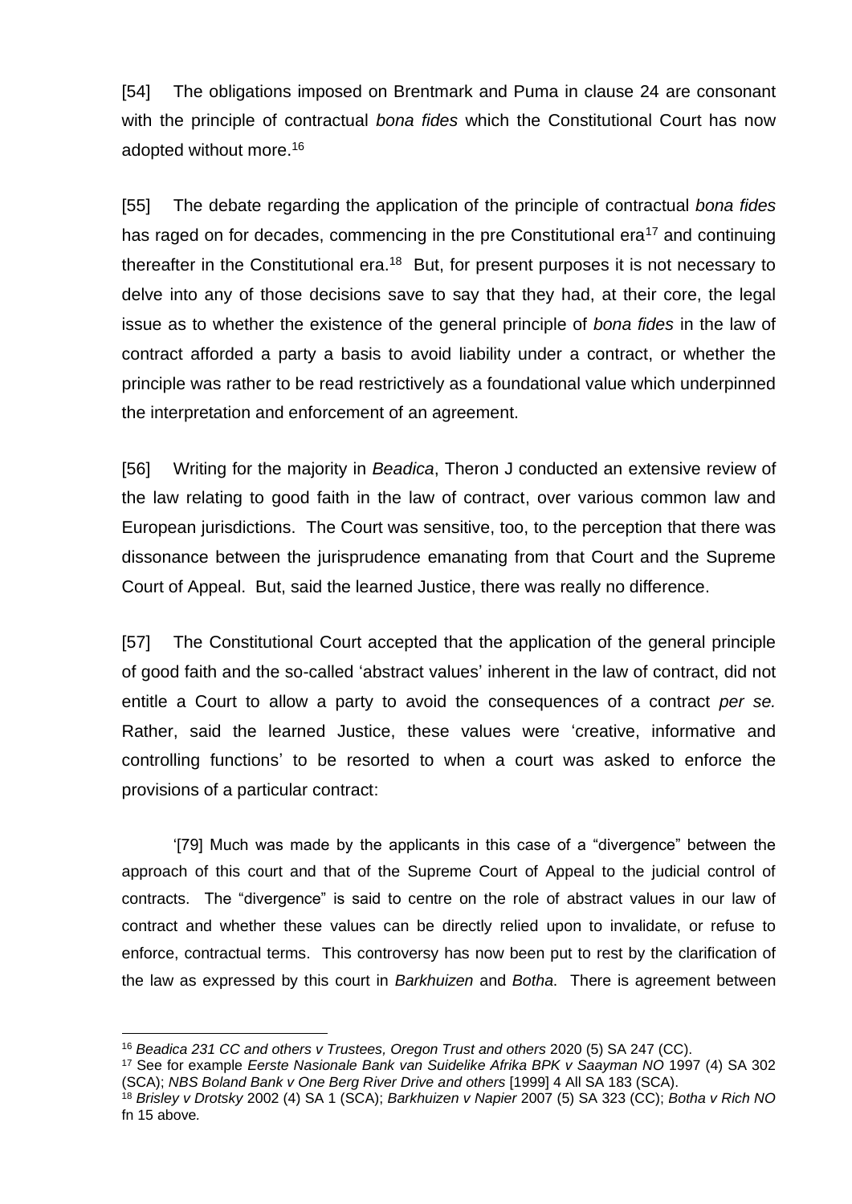[54] The obligations imposed on Brentmark and Puma in clause 24 are consonant with the principle of contractual *bona fides* which the Constitutional Court has now adopted without more.[16]

[55] The debate regarding the application of the principle of contractual *bona fides* has raged on for decades, commencing in the pre Constitutional era[17] and continuing thereafter in the Constitutional era.[18] But, for present purposes it is not necessary to delve into any of those decisions save to say that they had, at their core, the legal issue as to whether the existence of the general principle of *bona fides* in the law of contract afforded a party a basis to avoid liability under a contract, or whether the principle was rather to be read restrictively as a foundational value which underpinned the interpretation and enforcement of an agreement.

[56] Writing for the majority in *Beadica*, Theron J conducted an extensive review of the law relating to good faith in the law of contract, over various common law and European jurisdictions. The Court was sensitive, too, to the perception that there was dissonance between the jurisprudence emanating from that Court and the Supreme Court of Appeal. But, said the learned Justice, there was really no difference.

[57] The Constitutional Court accepted that the application of the general principle of good faith and the so-called 'abstract values' inherent in the law of contract, did not entitle a Court to allow a party to avoid the consequences of a contract *per se.* Rather, said the learned Justice, these values were 'creative, informative and controlling functions' to be resorted to when a court was asked to enforce the provisions of a particular contract:

> '[79] Much was made by the applicants in this case of a "divergence" between the approach of this court and that of the Supreme Court of Appeal to the judicial control of contracts. The "divergence" is said to centre on the role of abstract values in our law of contract and whether these values can be directly relied upon to invalidate, or refuse to enforce, contractual terms. This controversy has now been put to rest by the clarification of the law as expressed by this court in *Barkhuizen* and *Botha*. There is agreement between

[16] *Beadica 231 CC and others v Trustees, Oregon Trust and others* 2020 (5) SA 247 (CC).

[17] See for example *Eerste Nasionale Bank van Suidelike Afrika BPK v Saayman NO* 1997 (4) SA 302 (SCA); *NBS Boland Bank v One Berg River Drive and others* [1999] 4 All SA 183 (SCA).

[18] *Brisley v Drotsky* 2002 (4) SA 1 (SCA); *Barkhuizen v Napier* 2007 (5) SA 323 (CC); *Botha v Rich NO* fn 15 above*.*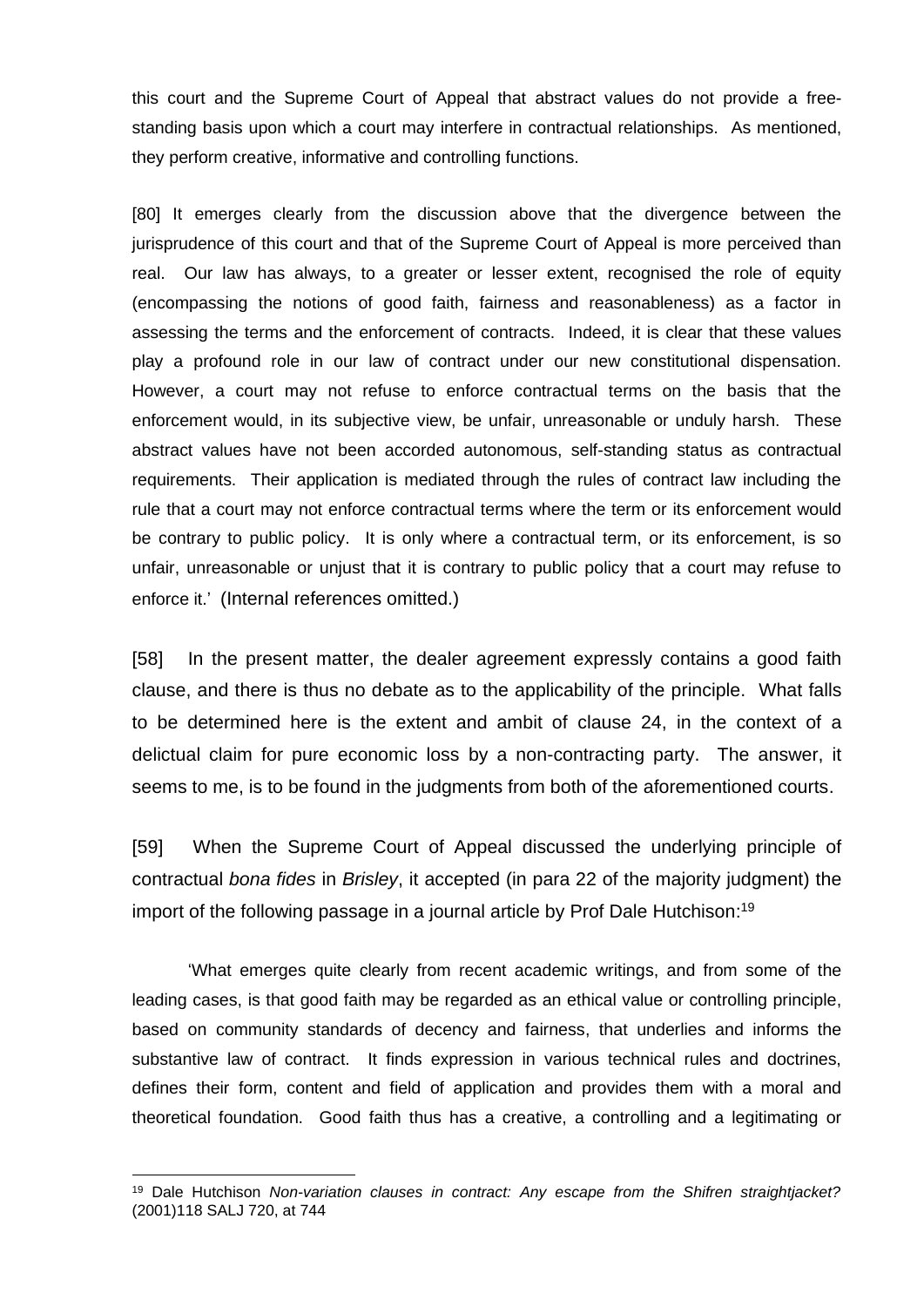this court and the Supreme Court of Appeal that abstract values do not provide a free-standing basis upon which a court may interfere in contractual relationships. As mentioned, they perform creative, informative and controlling functions.

[80] It emerges clearly from the discussion above that the divergence between the jurisprudence of this court and that of the Supreme Court of Appeal is more perceived than real. Our law has always, to a greater or lesser extent, recognised the role of equity (encompassing the notions of good faith, fairness and reasonableness) as a factor in assessing the terms and the enforcement of contracts. Indeed, it is clear that these values play a profound role in our law of contract under our new constitutional dispensation. However, a court may not refuse to enforce contractual terms on the basis that the enforcement would, in its subjective view, be unfair, unreasonable or unduly harsh. These abstract values have not been accorded autonomous, self-standing status as contractual requirements. Their application is mediated through the rules of contract law including the rule that a court may not enforce contractual terms where the term or its enforcement would be contrary to public policy. It is only where a contractual term, or its enforcement, is so unfair, unreasonable or unjust that it is contrary to public policy that a court may refuse to enforce it.' (Internal references omitted.)

[58] In the present matter, the dealer agreement expressly contains a good faith clause, and there is thus no debate as to the applicability of the principle. What falls to be determined here is the extent and ambit of clause 24, in the context of a delictual claim for pure economic loss by a non-contracting party. The answer, it seems to me, is to be found in the judgments from both of the aforementioned courts.

[59] When the Supreme Court of Appeal discussed the underlying principle of contractual *bona fides* in *Brisley*, it accepted (in para 22 of the majority judgment) the import of the following passage in a journal article by Prof Dale Hutchison:[19]

> 'What emerges quite clearly from recent academic writings, and from some of the leading cases, is that good faith may be regarded as an ethical value or controlling principle, based on community standards of decency and fairness, that underlies and informs the substantive law of contract. It finds expression in various technical rules and doctrines, defines their form, content and field of application and provides them with a moral and theoretical foundation. Good faith thus has a creative, a controlling and a legitimating or

[19] Dale Hutchison *Non-variation clauses in contract: Any escape from the Shifren straightjacket?* (2001)118 SALJ 720, at 744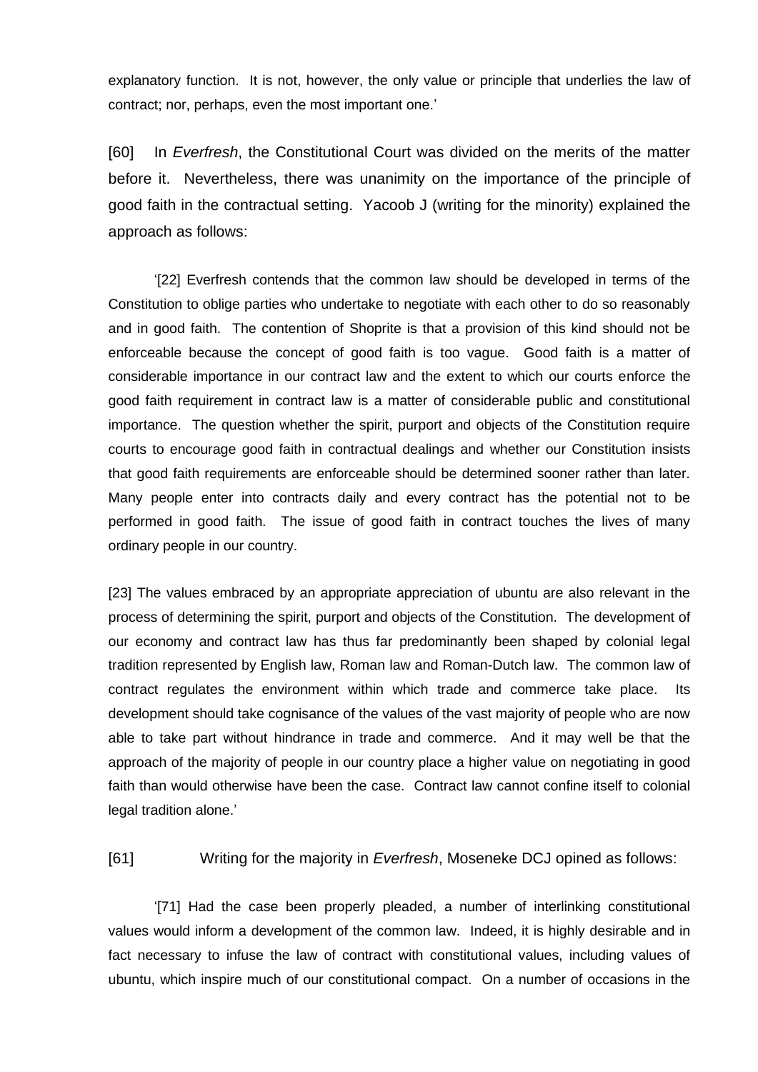explanatory function. It is not, however, the only value or principle that underlies the law of contract; nor, perhaps, even the most important one.'

[60] In *Everfresh*, the Constitutional Court was divided on the merits of the matter before it. Nevertheless, there was unanimity on the importance of the principle of good faith in the contractual setting. Yacoob J (writing for the minority) explained the approach as follows:

> '[22] Everfresh contends that the common law should be developed in terms of the Constitution to oblige parties who undertake to negotiate with each other to do so reasonably and in good faith. The contention of Shoprite is that a provision of this kind should not be enforceable because the concept of good faith is too vague. Good faith is a matter of considerable importance in our contract law and the extent to which our courts enforce the good faith requirement in contract law is a matter of considerable public and constitutional importance. The question whether the spirit, purport and objects of the Constitution require courts to encourage good faith in contractual dealings and whether our Constitution insists that good faith requirements are enforceable should be determined sooner rather than later. Many people enter into contracts daily and every contract has the potential not to be performed in good faith. The issue of good faith in contract touches the lives of many ordinary people in our country.
>
> [23] The values embraced by an appropriate appreciation of ubuntu are also relevant in the process of determining the spirit, purport and objects of the Constitution. The development of our economy and contract law has thus far predominantly been shaped by colonial legal tradition represented by English law, Roman law and Roman-Dutch law. The common law of contract regulates the environment within which trade and commerce take place. Its development should take cognisance of the values of the vast majority of people who are now able to take part without hindrance in trade and commerce. And it may well be that the approach of the majority of people in our country place a higher value on negotiating in good faith than would otherwise have been the case. Contract law cannot confine itself to colonial legal tradition alone.'

[61] Writing for the majority in *Everfresh*, Moseneke DCJ opined as follows:

> '[71] Had the case been properly pleaded, a number of interlinking constitutional values would inform a development of the common law. Indeed, it is highly desirable and in fact necessary to infuse the law of contract with constitutional values, including values of ubuntu, which inspire much of our constitutional compact. On a number of occasions in the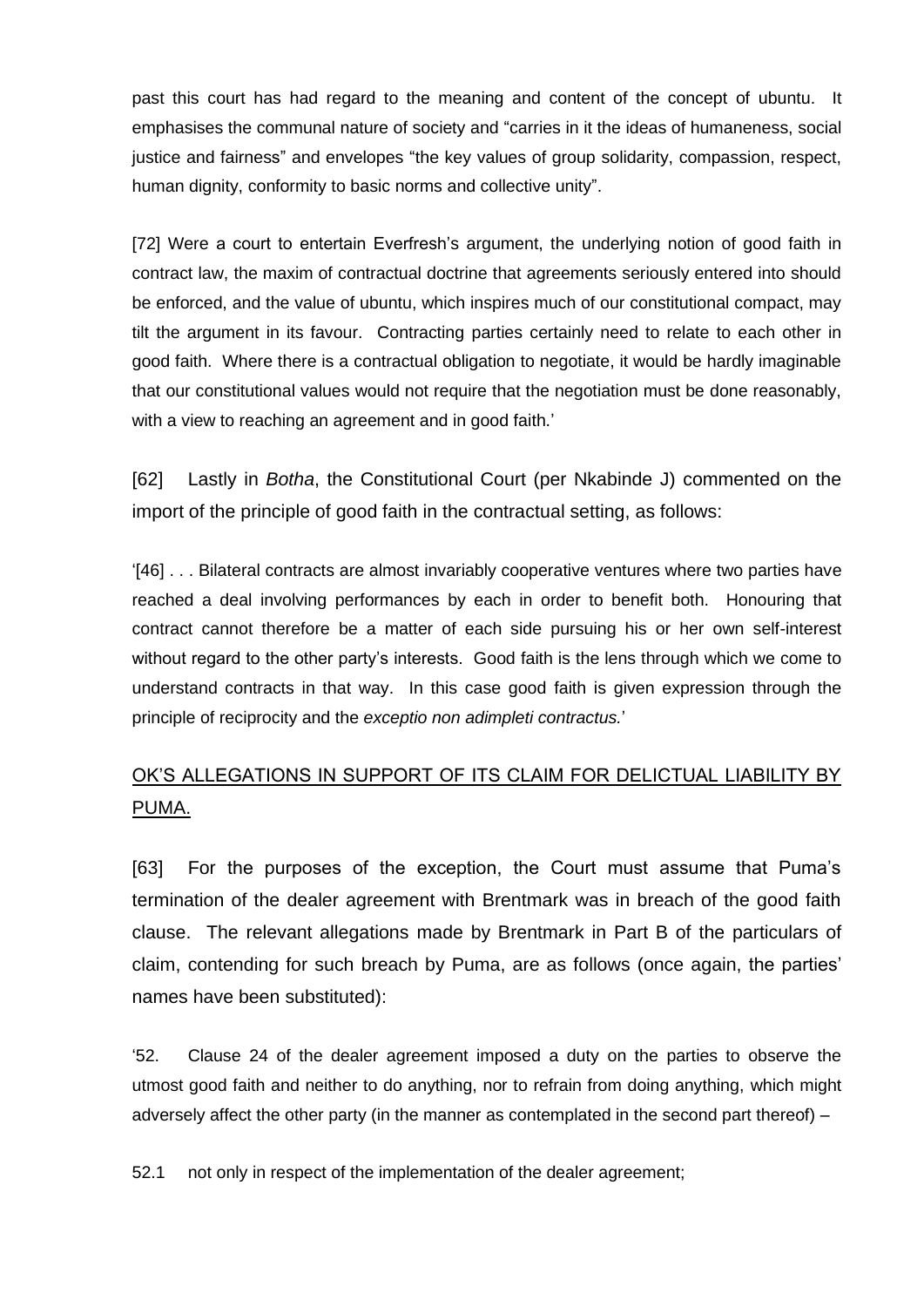past this court has had regard to the meaning and content of the concept of ubuntu. It emphasises the communal nature of society and "carries in it the ideas of humaneness, social justice and fairness" and envelopes "the key values of group solidarity, compassion, respect, human dignity, conformity to basic norms and collective unity".

[72] Were a court to entertain Everfresh's argument, the underlying notion of good faith in contract law, the maxim of contractual doctrine that agreements seriously entered into should be enforced, and the value of ubuntu, which inspires much of our constitutional compact, may tilt the argument in its favour. Contracting parties certainly need to relate to each other in good faith. Where there is a contractual obligation to negotiate, it would be hardly imaginable that our constitutional values would not require that the negotiation must be done reasonably, with a view to reaching an agreement and in good faith.'

[62] Lastly in *Botha*, the Constitutional Court (per Nkabinde J) commented on the import of the principle of good faith in the contractual setting, as follows:

'[46] . . . Bilateral contracts are almost invariably cooperative ventures where two parties have reached a deal involving performances by each in order to benefit both. Honouring that contract cannot therefore be a matter of each side pursuing his or her own self-interest without regard to the other party's interests. Good faith is the lens through which we come to understand contracts in that way. In this case good faith is given expression through the principle of reciprocity and the *exceptio non adimpleti contractus.*'

<u>OK'S ALLEGATIONS IN SUPPORT OF ITS CLAIM FOR DELICTUAL LIABILITY BY PUMA.</u>

[63] For the purposes of the exception, the Court must assume that Puma's termination of the dealer agreement with Brentmark was in breach of the good faith clause. The relevant allegations made by Brentmark in Part B of the particulars of claim, contending for such breach by Puma, are as follows (once again, the parties' names have been substituted):

'52. Clause 24 of the dealer agreement imposed a duty on the parties to observe the utmost good faith and neither to do anything, nor to refrain from doing anything, which might adversely affect the other party (in the manner as contemplated in the second part thereof) –

52.1 not only in respect of the implementation of the dealer agreement;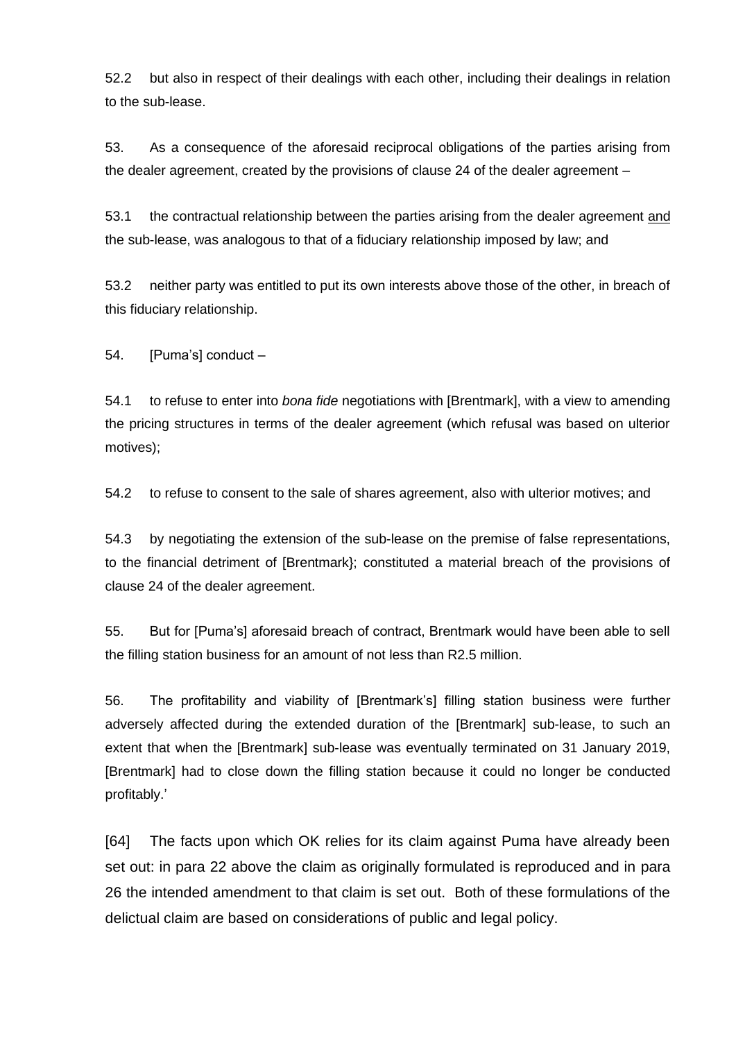52.2 but also in respect of their dealings with each other, including their dealings in relation to the sub-lease.

53. As a consequence of the aforesaid reciprocal obligations of the parties arising from the dealer agreement, created by the provisions of clause 24 of the dealer agreement –

53.1 the contractual relationship between the parties arising from the dealer agreement <u>and</u> the sub-lease, was analogous to that of a fiduciary relationship imposed by law; and

53.2 neither party was entitled to put its own interests above those of the other, in breach of this fiduciary relationship.

54. [Puma's] conduct –

54.1 to refuse to enter into *bona fide* negotiations with [Brentmark], with a view to amending the pricing structures in terms of the dealer agreement (which refusal was based on ulterior motives);

54.2 to refuse to consent to the sale of shares agreement, also with ulterior motives; and

54.3 by negotiating the extension of the sub-lease on the premise of false representations, to the financial detriment of [Brentmark}; constituted a material breach of the provisions of clause 24 of the dealer agreement.

55. But for [Puma's] aforesaid breach of contract, Brentmark would have been able to sell the filling station business for an amount of not less than R2.5 million.

56. The profitability and viability of [Brentmark's] filling station business were further adversely affected during the extended duration of the [Brentmark] sub-lease, to such an extent that when the [Brentmark] sub-lease was eventually terminated on 31 January 2019, [Brentmark] had to close down the filling station because it could no longer be conducted profitably.'

[64] The facts upon which OK relies for its claim against Puma have already been set out: in para 22 above the claim as originally formulated is reproduced and in para 26 the intended amendment to that claim is set out. Both of these formulations of the delictual claim are based on considerations of public and legal policy.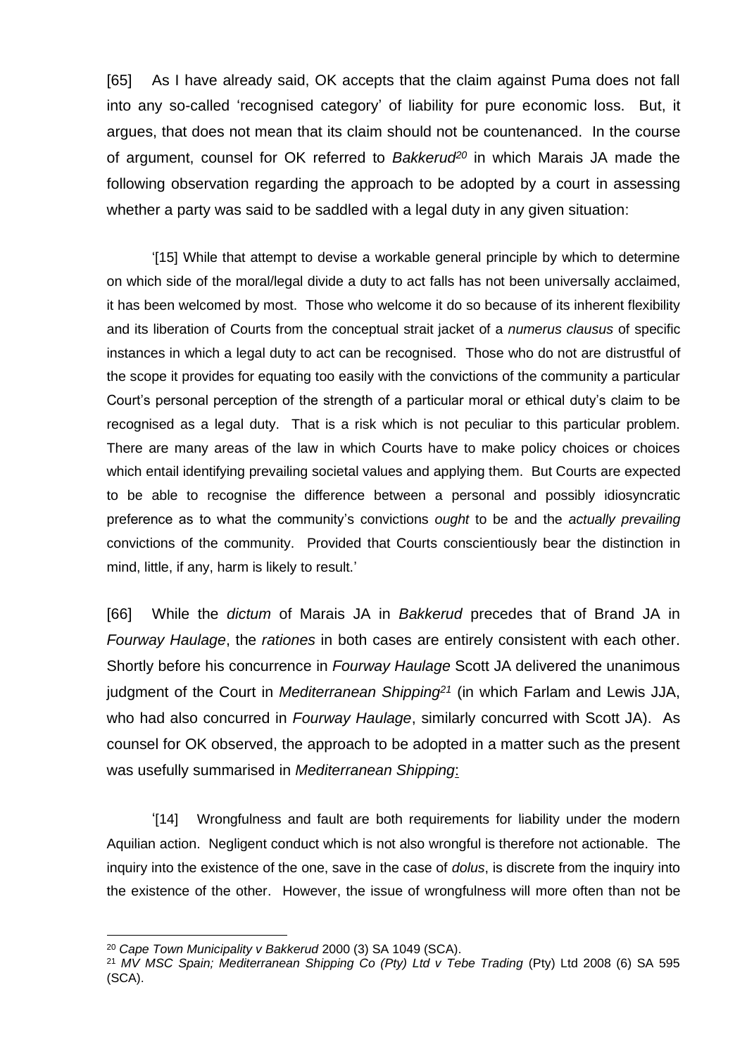[65] As I have already said, OK accepts that the claim against Puma does not fall into any so-called 'recognised category' of liability for pure economic loss. But, it argues, that does not mean that its claim should not be countenanced. In the course of argument, counsel for OK referred to *Bakkerud*[20] in which Marais JA made the following observation regarding the approach to be adopted by a court in assessing whether a party was said to be saddled with a legal duty in any given situation:

> '[15] While that attempt to devise a workable general principle by which to determine on which side of the moral/legal divide a duty to act falls has not been universally acclaimed, it has been welcomed by most. Those who welcome it do so because of its inherent flexibility and its liberation of Courts from the conceptual strait jacket of a *numerus clausus* of specific instances in which a legal duty to act can be recognised. Those who do not are distrustful of the scope it provides for equating too easily with the convictions of the community a particular Court's personal perception of the strength of a particular moral or ethical duty's claim to be recognised as a legal duty. That is a risk which is not peculiar to this particular problem. There are many areas of the law in which Courts have to make policy choices or choices which entail identifying prevailing societal values and applying them. But Courts are expected to be able to recognise the difference between a personal and possibly idiosyncratic preference as to what the community's convictions *ought* to be and the *actually prevailing* convictions of the community. Provided that Courts conscientiously bear the distinction in mind, little, if any, harm is likely to result.'

[66] While the *dictum* of Marais JA in *Bakkerud* precedes that of Brand JA in *Fourway Haulage*, the *rationes* in both cases are entirely consistent with each other. Shortly before his concurrence in *Fourway Haulage* Scott JA delivered the unanimous judgment of the Court in *Mediterranean Shipping*[21] (in which Farlam and Lewis JJA, who had also concurred in *Fourway Haulage*, similarly concurred with Scott JA). As counsel for OK observed, the approach to be adopted in a matter such as the present was usefully summarised in *Mediterranean Shipping*:

> '[14] Wrongfulness and fault are both requirements for liability under the modern Aquilian action. Negligent conduct which is not also wrongful is therefore not actionable. The inquiry into the existence of the one, save in the case of *dolus*, is discrete from the inquiry into the existence of the other. However, the issue of wrongfulness will more often than not be

---

[20] *Cape Town Municipality v Bakkerud* 2000 (3) SA 1049 (SCA).

[21] *MV MSC Spain; Mediterranean Shipping Co (Pty) Ltd v Tebe Trading* (Pty) Ltd 2008 (6) SA 595 (SCA).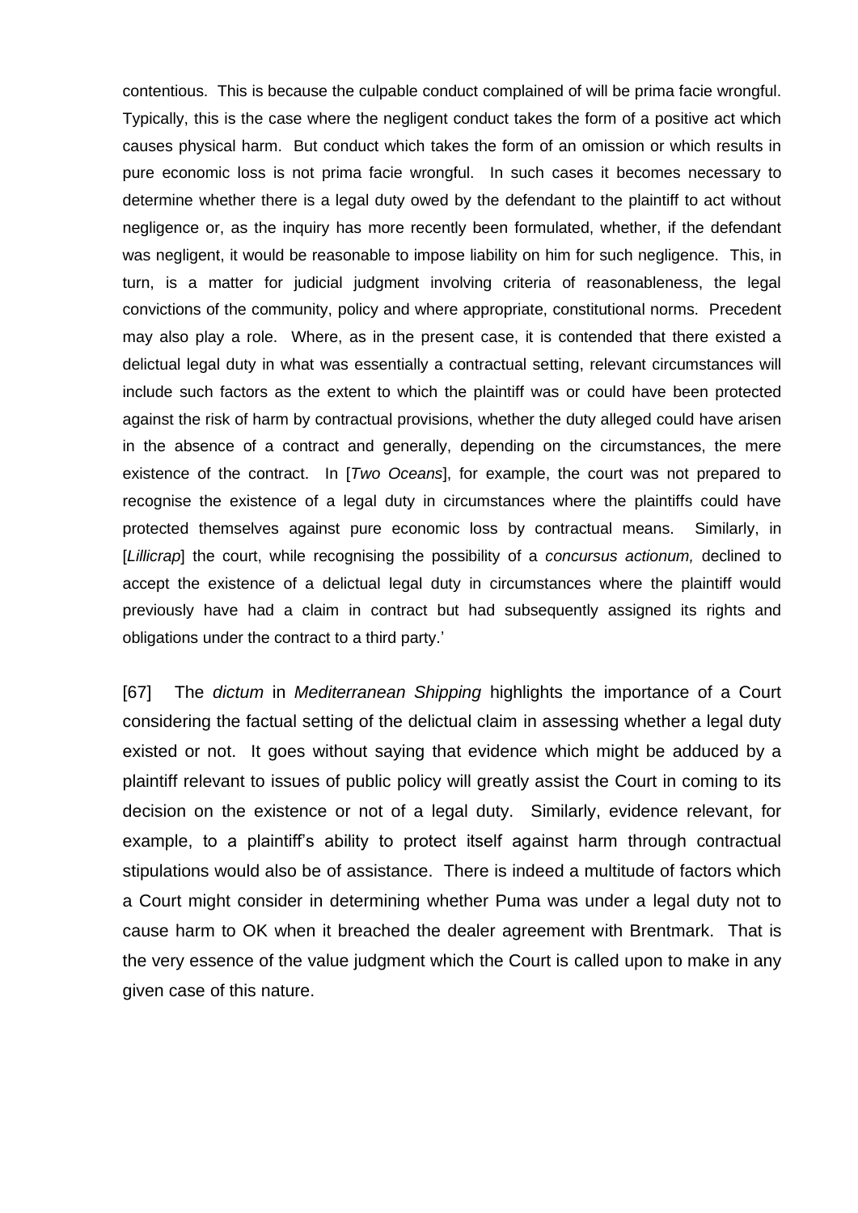contentious. This is because the culpable conduct complained of will be prima facie wrongful. Typically, this is the case where the negligent conduct takes the form of a positive act which causes physical harm. But conduct which takes the form of an omission or which results in pure economic loss is not prima facie wrongful. In such cases it becomes necessary to determine whether there is a legal duty owed by the defendant to the plaintiff to act without negligence or, as the inquiry has more recently been formulated, whether, if the defendant was negligent, it would be reasonable to impose liability on him for such negligence. This, in turn, is a matter for judicial judgment involving criteria of reasonableness, the legal convictions of the community, policy and where appropriate, constitutional norms. Precedent may also play a role. Where, as in the present case, it is contended that there existed a delictual legal duty in what was essentially a contractual setting, relevant circumstances will include such factors as the extent to which the plaintiff was or could have been protected against the risk of harm by contractual provisions, whether the duty alleged could have arisen in the absence of a contract and generally, depending on the circumstances, the mere existence of the contract. In [*Two Oceans*], for example, the court was not prepared to recognise the existence of a legal duty in circumstances where the plaintiffs could have protected themselves against pure economic loss by contractual means. Similarly, in [*Lillicrap*] the court, while recognising the possibility of a *concursus actionum,* declined to accept the existence of a delictual legal duty in circumstances where the plaintiff would previously have had a claim in contract but had subsequently assigned its rights and obligations under the contract to a third party.'

[67] The *dictum* in *Mediterranean Shipping* highlights the importance of a Court considering the factual setting of the delictual claim in assessing whether a legal duty existed or not. It goes without saying that evidence which might be adduced by a plaintiff relevant to issues of public policy will greatly assist the Court in coming to its decision on the existence or not of a legal duty. Similarly, evidence relevant, for example, to a plaintiff's ability to protect itself against harm through contractual stipulations would also be of assistance. There is indeed a multitude of factors which a Court might consider in determining whether Puma was under a legal duty not to cause harm to OK when it breached the dealer agreement with Brentmark. That is the very essence of the value judgment which the Court is called upon to make in any given case of this nature.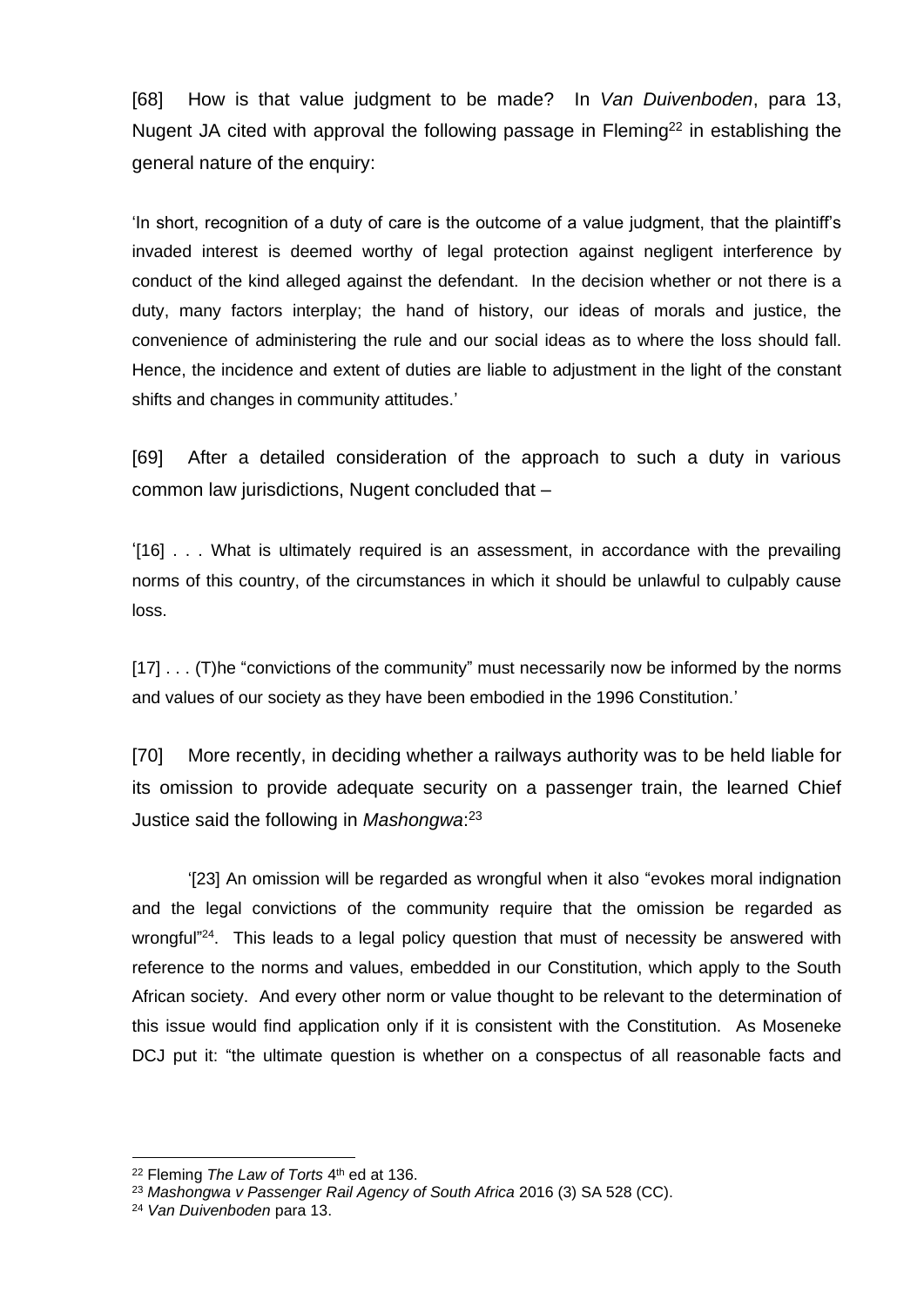[68] How is that value judgment to be made? In *Van Duivenboden*, para 13, Nugent JA cited with approval the following passage in Fleming[22] in establishing the general nature of the enquiry:

'In short, recognition of a duty of care is the outcome of a value judgment, that the plaintiff's invaded interest is deemed worthy of legal protection against negligent interference by conduct of the kind alleged against the defendant. In the decision whether or not there is a duty, many factors interplay; the hand of history, our ideas of morals and justice, the convenience of administering the rule and our social ideas as to where the loss should fall. Hence, the incidence and extent of duties are liable to adjustment in the light of the constant shifts and changes in community attitudes.'

[69] After a detailed consideration of the approach to such a duty in various common law jurisdictions, Nugent concluded that –

'[16] . . . What is ultimately required is an assessment, in accordance with the prevailing norms of this country, of the circumstances in which it should be unlawful to culpably cause loss.

[17] . . . (T)he "convictions of the community" must necessarily now be informed by the norms and values of our society as they have been embodied in the 1996 Constitution.'

[70] More recently, in deciding whether a railways authority was to be held liable for its omission to provide adequate security on a passenger train, the learned Chief Justice said the following in *Mashongwa*:[23]

'[23] An omission will be regarded as wrongful when it also "evokes moral indignation and the legal convictions of the community require that the omission be regarded as wrongful"[24]. This leads to a legal policy question that must of necessity be answered with reference to the norms and values, embedded in our Constitution, which apply to the South African society. And every other norm or value thought to be relevant to the determination of this issue would find application only if it is consistent with the Constitution. As Moseneke DCJ put it: "the ultimate question is whether on a conspectus of all reasonable facts and

---

[22] Fleming *The Law of Torts* 4th ed at 136.

[23] *Mashongwa v Passenger Rail Agency of South Africa* 2016 (3) SA 528 (CC).

[24] *Van Duivenboden* para 13.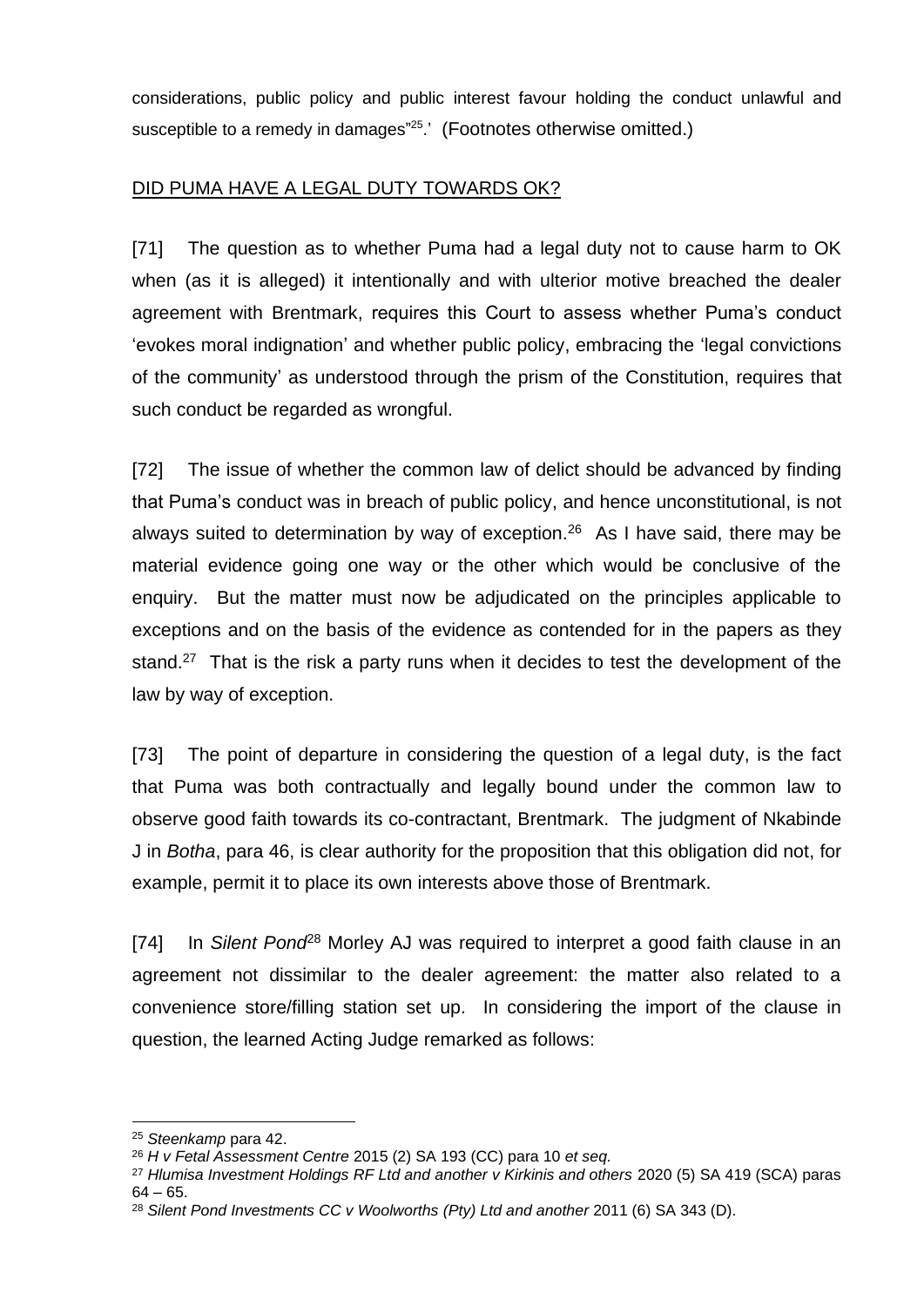considerations, public policy and public interest favour holding the conduct unlawful and susceptible to a remedy in damages"[25].' (Footnotes otherwise omitted.)

## DID PUMA HAVE A LEGAL DUTY TOWARDS OK?

[71] The question as to whether Puma had a legal duty not to cause harm to OK when (as it is alleged) it intentionally and with ulterior motive breached the dealer agreement with Brentmark, requires this Court to assess whether Puma's conduct 'evokes moral indignation' and whether public policy, embracing the 'legal convictions of the community' as understood through the prism of the Constitution, requires that such conduct be regarded as wrongful.

[72] The issue of whether the common law of delict should be advanced by finding that Puma's conduct was in breach of public policy, and hence unconstitutional, is not always suited to determination by way of exception.[26] As I have said, there may be material evidence going one way or the other which would be conclusive of the enquiry. But the matter must now be adjudicated on the principles applicable to exceptions and on the basis of the evidence as contended for in the papers as they stand.[27] That is the risk a party runs when it decides to test the development of the law by way of exception.

[73] The point of departure in considering the question of a legal duty, is the fact that Puma was both contractually and legally bound under the common law to observe good faith towards its co-contractant, Brentmark. The judgment of Nkabinde J in *Botha*, para 46, is clear authority for the proposition that this obligation did not, for example, permit it to place its own interests above those of Brentmark.

[74] In *Silent Pond*[28] Morley AJ was required to interpret a good faith clause in an agreement not dissimilar to the dealer agreement: the matter also related to a convenience store/filling station set up. In considering the import of the clause in question, the learned Acting Judge remarked as follows:

---

[25] *Steenkamp* para 42.

[26] *H v Fetal Assessment Centre* 2015 (2) SA 193 (CC) para 10 *et seq.*

[27] *Hlumisa Investment Holdings RF Ltd and another v Kirkinis and others* 2020 (5) SA 419 (SCA) paras 64 – 65.

[28] *Silent Pond Investments CC v Woolworths (Pty) Ltd and another* 2011 (6) SA 343 (D).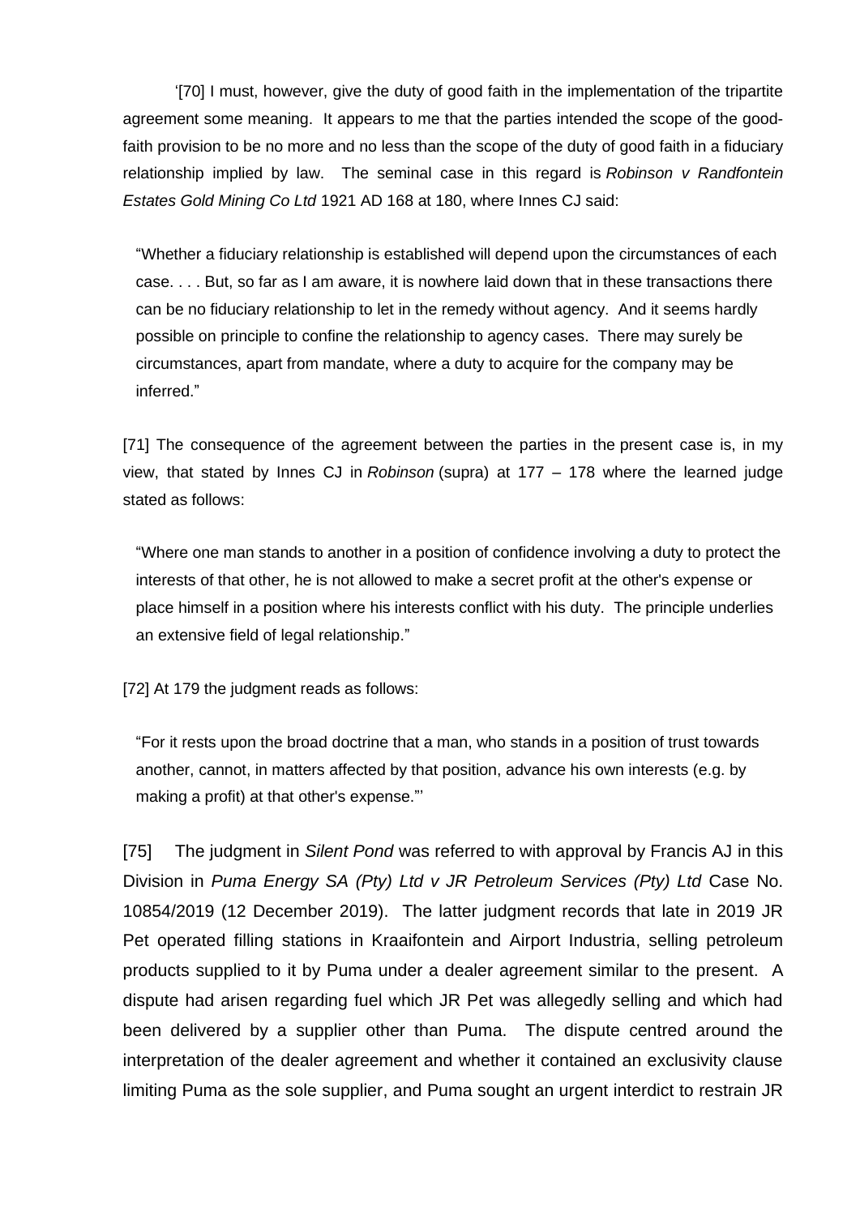'[70] I must, however, give the duty of good faith in the implementation of the tripartite agreement some meaning. It appears to me that the parties intended the scope of the good-faith provision to be no more and no less than the scope of the duty of good faith in a fiduciary relationship implied by law. The seminal case in this regard is *Robinson v Randfontein Estates Gold Mining Co Ltd* 1921 AD 168 at 180, where Innes CJ said:

> "Whether a fiduciary relationship is established will depend upon the circumstances of each case. . . . But, so far as I am aware, it is nowhere laid down that in these transactions there can be no fiduciary relationship to let in the remedy without agency. And it seems hardly possible on principle to confine the relationship to agency cases. There may surely be circumstances, apart from mandate, where a duty to acquire for the company may be inferred."

[71] The consequence of the agreement between the parties in the present case is, in my view, that stated by Innes CJ in *Robinson* (supra) at 177 – 178 where the learned judge stated as follows:

> "Where one man stands to another in a position of confidence involving a duty to protect the interests of that other, he is not allowed to make a secret profit at the other's expense or place himself in a position where his interests conflict with his duty. The principle underlies an extensive field of legal relationship."

[72] At 179 the judgment reads as follows:

> "For it rests upon the broad doctrine that a man, who stands in a position of trust towards another, cannot, in matters affected by that position, advance his own interests (e.g. by making a profit) at that other's expense."'

[75] The judgment in *Silent Pond* was referred to with approval by Francis AJ in this Division in *Puma Energy SA (Pty) Ltd v JR Petroleum Services (Pty) Ltd* Case No. 10854/2019 (12 December 2019). The latter judgment records that late in 2019 JR Pet operated filling stations in Kraaifontein and Airport Industria, selling petroleum products supplied to it by Puma under a dealer agreement similar to the present. A dispute had arisen regarding fuel which JR Pet was allegedly selling and which had been delivered by a supplier other than Puma. The dispute centred around the interpretation of the dealer agreement and whether it contained an exclusivity clause limiting Puma as the sole supplier, and Puma sought an urgent interdict to restrain JR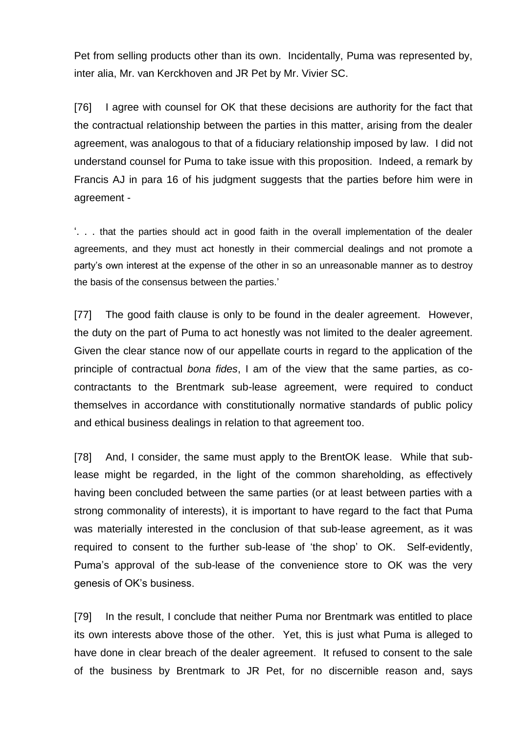Pet from selling products other than its own. Incidentally, Puma was represented by, inter alia, Mr. van Kerckhoven and JR Pet by Mr. Vivier SC.

[76] I agree with counsel for OK that these decisions are authority for the fact that the contractual relationship between the parties in this matter, arising from the dealer agreement, was analogous to that of a fiduciary relationship imposed by law. I did not understand counsel for Puma to take issue with this proposition. Indeed, a remark by Francis AJ in para 16 of his judgment suggests that the parties before him were in agreement -

> '. . . that the parties should act in good faith in the overall implementation of the dealer agreements, and they must act honestly in their commercial dealings and not promote a party's own interest at the expense of the other in so an unreasonable manner as to destroy the basis of the consensus between the parties.'

[77] The good faith clause is only to be found in the dealer agreement. However, the duty on the part of Puma to act honestly was not limited to the dealer agreement. Given the clear stance now of our appellate courts in regard to the application of the principle of contractual *bona fides*, I am of the view that the same parties, as co-contractants to the Brentmark sub-lease agreement, were required to conduct themselves in accordance with constitutionally normative standards of public policy and ethical business dealings in relation to that agreement too.

[78] And, I consider, the same must apply to the BrentOK lease. While that sub-lease might be regarded, in the light of the common shareholding, as effectively having been concluded between the same parties (or at least between parties with a strong commonality of interests), it is important to have regard to the fact that Puma was materially interested in the conclusion of that sub-lease agreement, as it was required to consent to the further sub-lease of 'the shop' to OK. Self-evidently, Puma's approval of the sub-lease of the convenience store to OK was the very genesis of OK's business.

[79] In the result, I conclude that neither Puma nor Brentmark was entitled to place its own interests above those of the other. Yet, this is just what Puma is alleged to have done in clear breach of the dealer agreement. It refused to consent to the sale of the business by Brentmark to JR Pet, for no discernible reason and, says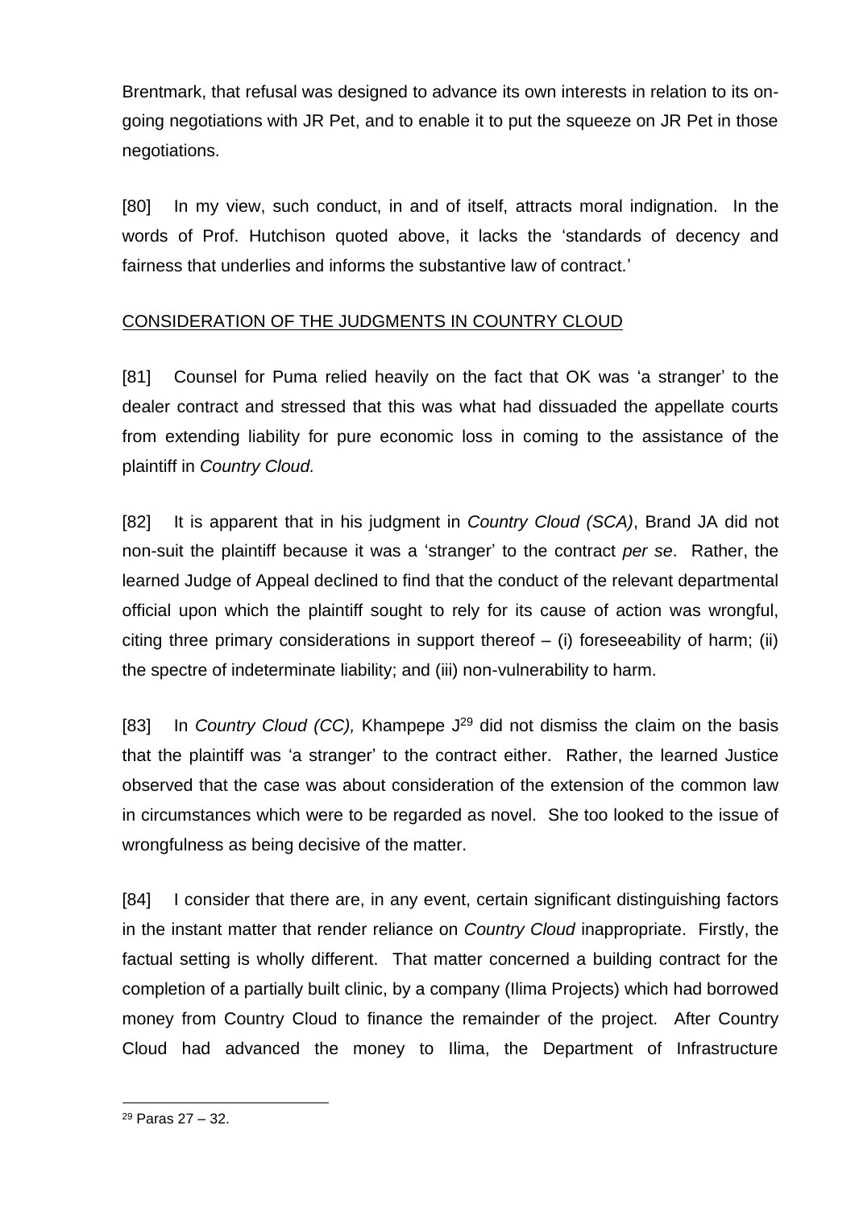Brentmark, that refusal was designed to advance its own interests in relation to its on-going negotiations with JR Pet, and to enable it to put the squeeze on JR Pet in those negotiations.

[80] In my view, such conduct, in and of itself, attracts moral indignation. In the words of Prof. Hutchison quoted above, it lacks the 'standards of decency and fairness that underlies and informs the substantive law of contract.'

## CONSIDERATION OF THE JUDGMENTS IN COUNTRY CLOUD

[81] Counsel for Puma relied heavily on the fact that OK was 'a stranger' to the dealer contract and stressed that this was what had dissuaded the appellate courts from extending liability for pure economic loss in coming to the assistance of the plaintiff in *Country Cloud.*

[82] It is apparent that in his judgment in *Country Cloud (SCA)*, Brand JA did not non-suit the plaintiff because it was a 'stranger' to the contract *per se*. Rather, the learned Judge of Appeal declined to find that the conduct of the relevant departmental official upon which the plaintiff sought to rely for its cause of action was wrongful, citing three primary considerations in support thereof – (i) foreseeability of harm; (ii) the spectre of indeterminate liability; and (iii) non-vulnerability to harm.

[83] In *Country Cloud (CC),* Khampepe J[29] did not dismiss the claim on the basis that the plaintiff was 'a stranger' to the contract either. Rather, the learned Justice observed that the case was about consideration of the extension of the common law in circumstances which were to be regarded as novel. She too looked to the issue of wrongfulness as being decisive of the matter.

[84] I consider that there are, in any event, certain significant distinguishing factors in the instant matter that render reliance on *Country Cloud* inappropriate. Firstly, the factual setting is wholly different. That matter concerned a building contract for the completion of a partially built clinic, by a company (Ilima Projects) which had borrowed money from Country Cloud to finance the remainder of the project. After Country Cloud had advanced the money to Ilima, the Department of Infrastructure

[29] Paras 27 – 32.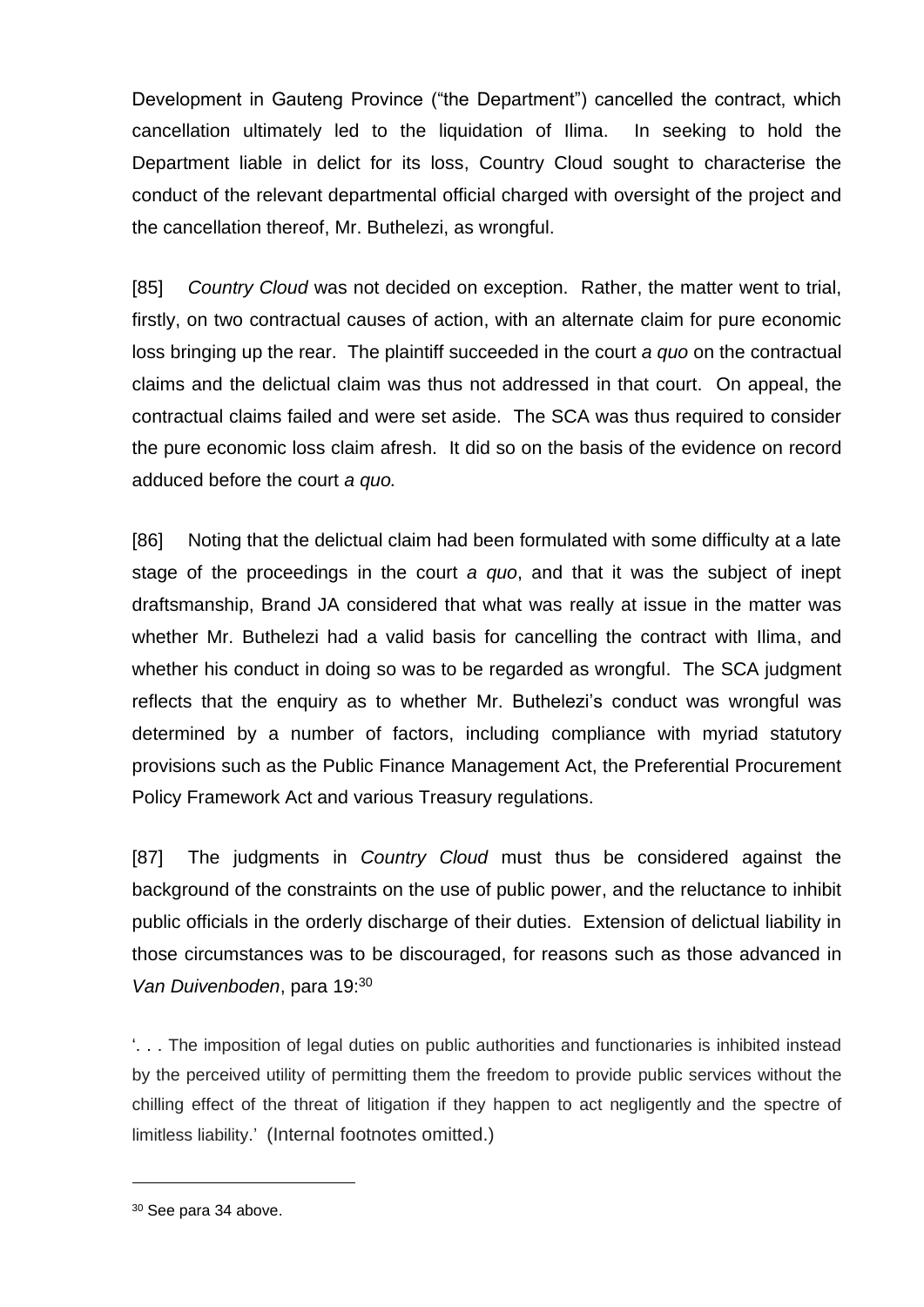Development in Gauteng Province ("the Department") cancelled the contract, which cancellation ultimately led to the liquidation of Ilima. In seeking to hold the Department liable in delict for its loss, Country Cloud sought to characterise the conduct of the relevant departmental official charged with oversight of the project and the cancellation thereof, Mr. Buthelezi, as wrongful.

[85] *Country Cloud* was not decided on exception. Rather, the matter went to trial, firstly, on two contractual causes of action, with an alternate claim for pure economic loss bringing up the rear. The plaintiff succeeded in the court *a quo* on the contractual claims and the delictual claim was thus not addressed in that court. On appeal, the contractual claims failed and were set aside. The SCA was thus required to consider the pure economic loss claim afresh. It did so on the basis of the evidence on record adduced before the court *a quo.*

[86] Noting that the delictual claim had been formulated with some difficulty at a late stage of the proceedings in the court *a quo*, and that it was the subject of inept draftsmanship, Brand JA considered that what was really at issue in the matter was whether Mr. Buthelezi had a valid basis for cancelling the contract with Ilima, and whether his conduct in doing so was to be regarded as wrongful. The SCA judgment reflects that the enquiry as to whether Mr. Buthelezi's conduct was wrongful was determined by a number of factors, including compliance with myriad statutory provisions such as the Public Finance Management Act, the Preferential Procurement Policy Framework Act and various Treasury regulations.

[87] The judgments in *Country Cloud* must thus be considered against the background of the constraints on the use of public power, and the reluctance to inhibit public officials in the orderly discharge of their duties. Extension of delictual liability in those circumstances was to be discouraged, for reasons such as those advanced in *Van Duivenboden*, para 19:[30]

'. . . The imposition of legal duties on public authorities and functionaries is inhibited instead by the perceived utility of permitting them the freedom to provide public services without the chilling effect of the threat of litigation if they happen to act negligently and the spectre of limitless liability.' (Internal footnotes omitted.)

---

[30] See para 34 above.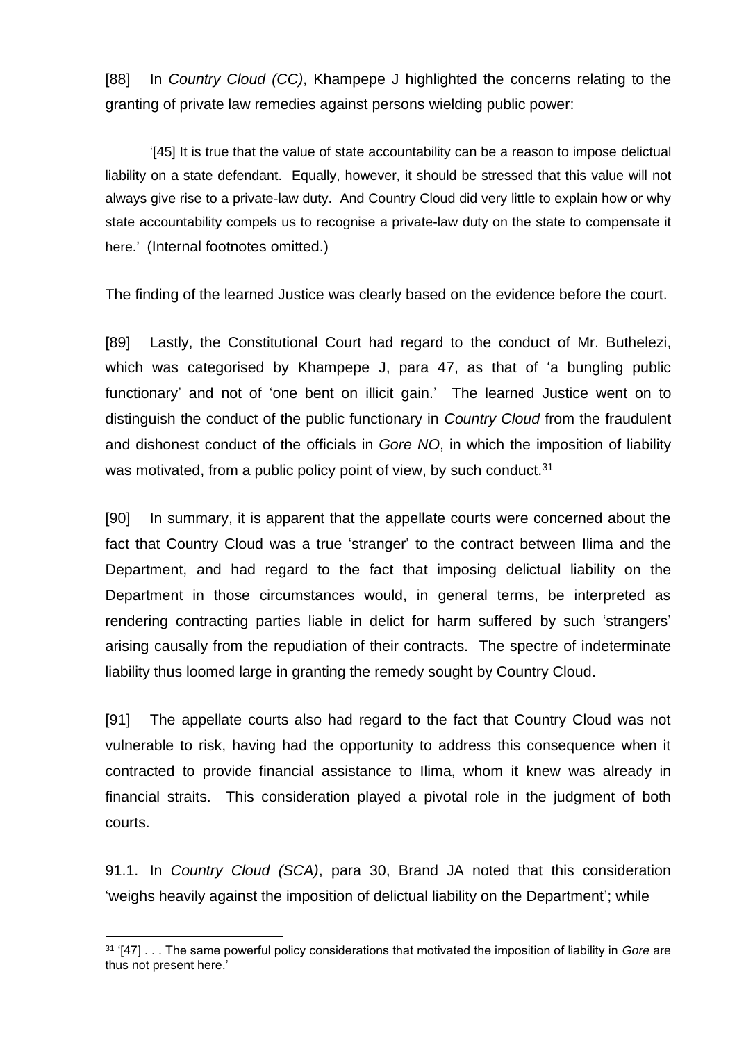[88] In *Country Cloud (CC)*, Khampepe J highlighted the concerns relating to the granting of private law remedies against persons wielding public power:

> '[45] It is true that the value of state accountability can be a reason to impose delictual liability on a state defendant. Equally, however, it should be stressed that this value will not always give rise to a private-law duty. And Country Cloud did very little to explain how or why state accountability compels us to recognise a private-law duty on the state to compensate it here.' (Internal footnotes omitted.)

The finding of the learned Justice was clearly based on the evidence before the court.

[89] Lastly, the Constitutional Court had regard to the conduct of Mr. Buthelezi, which was categorised by Khampepe J, para 47, as that of 'a bungling public functionary' and not of 'one bent on illicit gain.' The learned Justice went on to distinguish the conduct of the public functionary in *Country Cloud* from the fraudulent and dishonest conduct of the officials in *Gore NO*, in which the imposition of liability was motivated, from a public policy point of view, by such conduct.[31]

[90] In summary, it is apparent that the appellate courts were concerned about the fact that Country Cloud was a true 'stranger' to the contract between Ilima and the Department, and had regard to the fact that imposing delictual liability on the Department in those circumstances would, in general terms, be interpreted as rendering contracting parties liable in delict for harm suffered by such 'strangers' arising causally from the repudiation of their contracts. The spectre of indeterminate liability thus loomed large in granting the remedy sought by Country Cloud.

[91] The appellate courts also had regard to the fact that Country Cloud was not vulnerable to risk, having had the opportunity to address this consequence when it contracted to provide financial assistance to Ilima, whom it knew was already in financial straits. This consideration played a pivotal role in the judgment of both courts.

91.1. In *Country Cloud (SCA)*, para 30, Brand JA noted that this consideration 'weighs heavily against the imposition of delictual liability on the Department'; while

[31] '[47] . . . The same powerful policy considerations that motivated the imposition of liability in *Gore* are thus not present here.'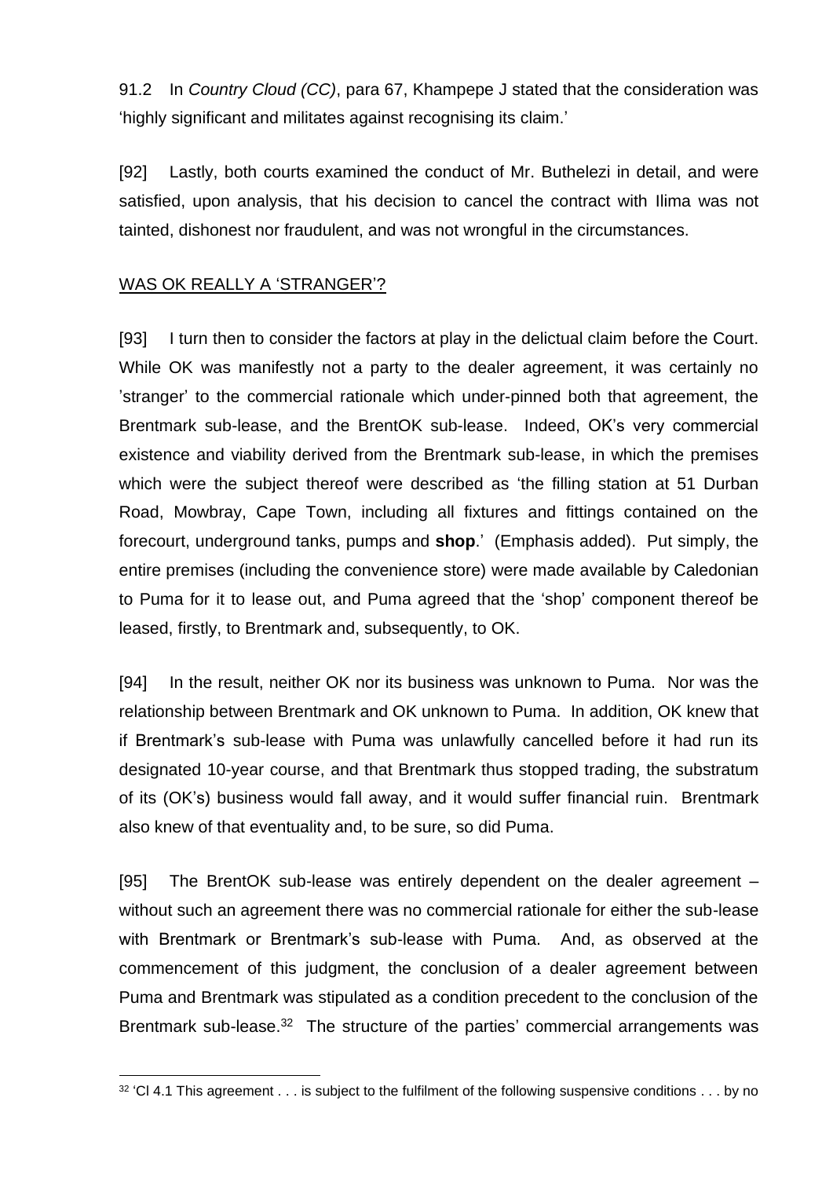91.2 In *Country Cloud (CC)*, para 67, Khampepe J stated that the consideration was 'highly significant and militates against recognising its claim.'

[92] Lastly, both courts examined the conduct of Mr. Buthelezi in detail, and were satisfied, upon analysis, that his decision to cancel the contract with Ilima was not tainted, dishonest nor fraudulent, and was not wrongful in the circumstances.

WAS OK REALLY A 'STRANGER'?

[93] I turn then to consider the factors at play in the delictual claim before the Court. While OK was manifestly not a party to the dealer agreement, it was certainly no 'stranger' to the commercial rationale which under-pinned both that agreement, the Brentmark sub-lease, and the BrentOK sub-lease. Indeed, OK's very commercial existence and viability derived from the Brentmark sub-lease, in which the premises which were the subject thereof were described as 'the filling station at 51 Durban Road, Mowbray, Cape Town, including all fixtures and fittings contained on the forecourt, underground tanks, pumps and **shop**.' (Emphasis added). Put simply, the entire premises (including the convenience store) were made available by Caledonian to Puma for it to lease out, and Puma agreed that the 'shop' component thereof be leased, firstly, to Brentmark and, subsequently, to OK.

[94] In the result, neither OK nor its business was unknown to Puma. Nor was the relationship between Brentmark and OK unknown to Puma. In addition, OK knew that if Brentmark's sub-lease with Puma was unlawfully cancelled before it had run its designated 10-year course, and that Brentmark thus stopped trading, the substratum of its (OK's) business would fall away, and it would suffer financial ruin. Brentmark also knew of that eventuality and, to be sure, so did Puma.

[95] The BrentOK sub-lease was entirely dependent on the dealer agreement – without such an agreement there was no commercial rationale for either the sub-lease with Brentmark or Brentmark's sub-lease with Puma. And, as observed at the commencement of this judgment, the conclusion of a dealer agreement between Puma and Brentmark was stipulated as a condition precedent to the conclusion of the Brentmark sub-lease.[32] The structure of the parties' commercial arrangements was

[32] 'Cl 4.1 This agreement . . . is subject to the fulfilment of the following suspensive conditions . . . by no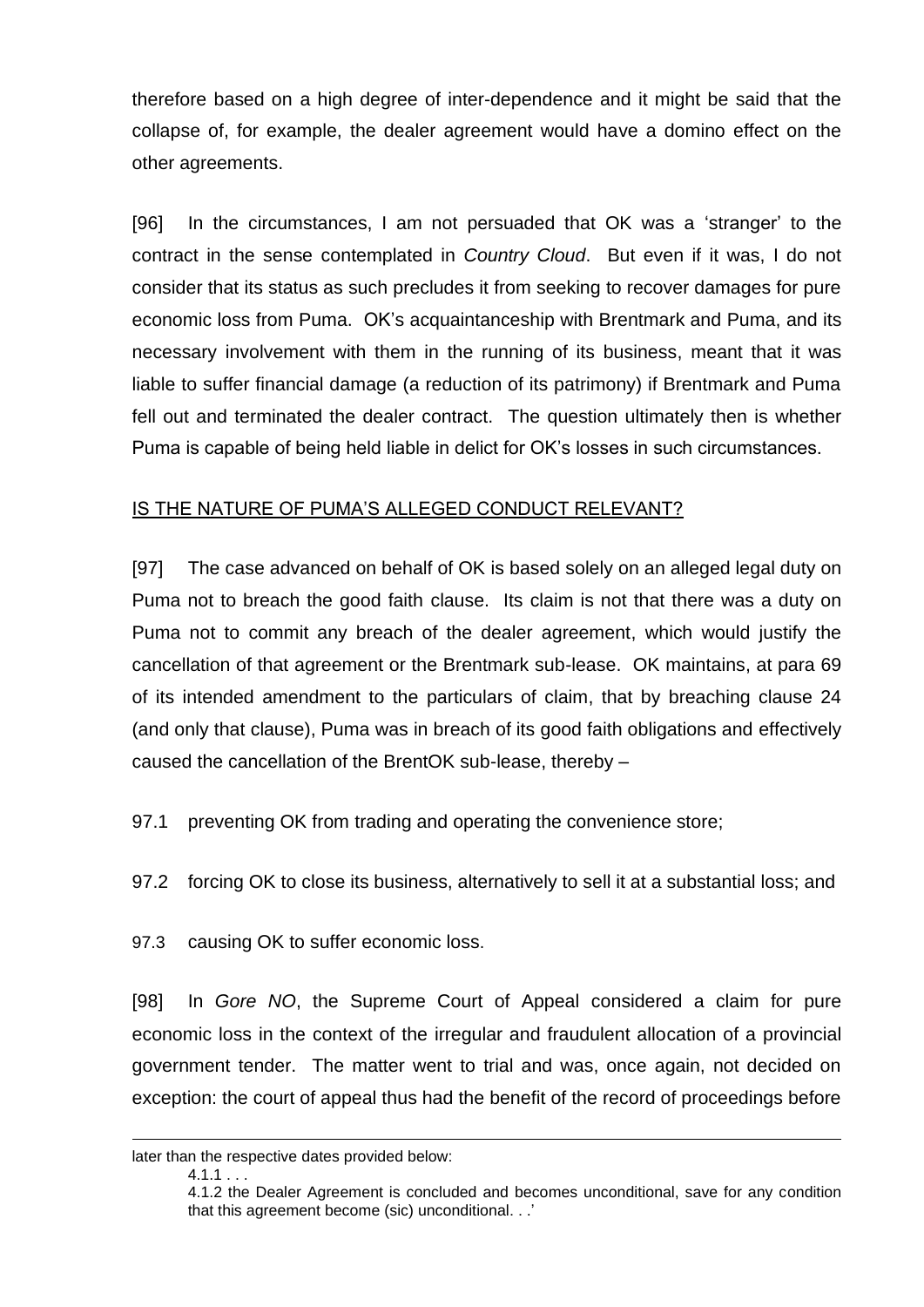therefore based on a high degree of inter-dependence and it might be said that the collapse of, for example, the dealer agreement would have a domino effect on the other agreements.

[96] In the circumstances, I am not persuaded that OK was a 'stranger' to the contract in the sense contemplated in *Country Cloud*. But even if it was, I do not consider that its status as such precludes it from seeking to recover damages for pure economic loss from Puma. OK's acquaintanceship with Brentmark and Puma, and its necessary involvement with them in the running of its business, meant that it was liable to suffer financial damage (a reduction of its patrimony) if Brentmark and Puma fell out and terminated the dealer contract. The question ultimately then is whether Puma is capable of being held liable in delict for OK's losses in such circumstances.

## IS THE NATURE OF PUMA'S ALLEGED CONDUCT RELEVANT?

[97] The case advanced on behalf of OK is based solely on an alleged legal duty on Puma not to breach the good faith clause. Its claim is not that there was a duty on Puma not to commit any breach of the dealer agreement, which would justify the cancellation of that agreement or the Brentmark sub-lease. OK maintains, at para 69 of its intended amendment to the particulars of claim, that by breaching clause 24 (and only that clause), Puma was in breach of its good faith obligations and effectively caused the cancellation of the BrentOK sub-lease, thereby –

97.1 preventing OK from trading and operating the convenience store;

97.2 forcing OK to close its business, alternatively to sell it at a substantial loss; and

97.3 causing OK to suffer economic loss.

[98] In *Gore NO*, the Supreme Court of Appeal considered a claim for pure economic loss in the context of the irregular and fraudulent allocation of a provincial government tender. The matter went to trial and was, once again, not decided on exception: the court of appeal thus had the benefit of the record of proceedings before

---

later than the respective dates provided below:

4.1.1 . . .

4.1.2 the Dealer Agreement is concluded and becomes unconditional, save for any condition that this agreement become (sic) unconditional. . .'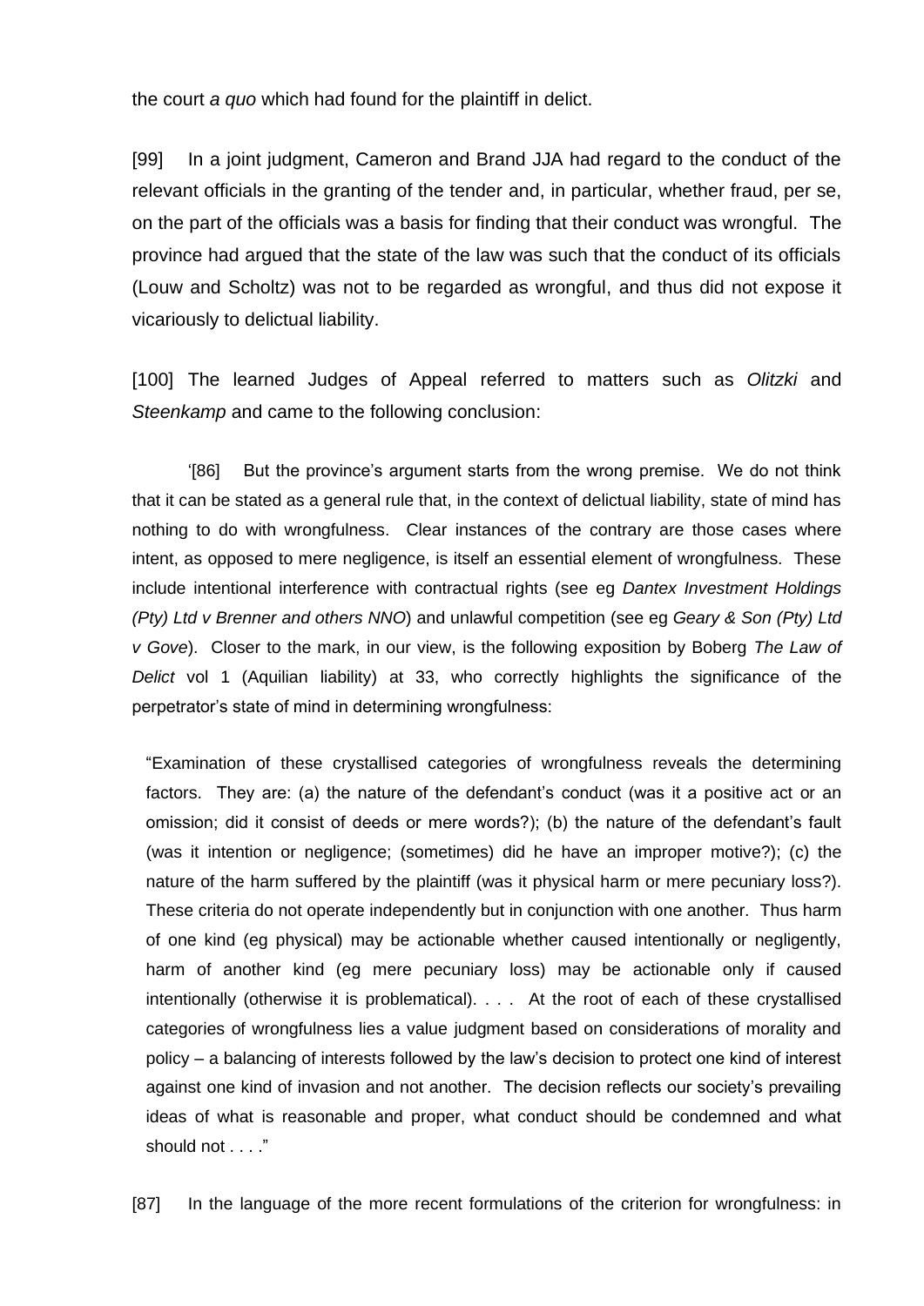the court *a quo* which had found for the plaintiff in delict.

[99] In a joint judgment, Cameron and Brand JJA had regard to the conduct of the relevant officials in the granting of the tender and, in particular, whether fraud, per se, on the part of the officials was a basis for finding that their conduct was wrongful. The province had argued that the state of the law was such that the conduct of its officials (Louw and Scholtz) was not to be regarded as wrongful, and thus did not expose it vicariously to delictual liability.

[100] The learned Judges of Appeal referred to matters such as *Olitzki* and *Steenkamp* and came to the following conclusion:

> '[86] But the province's argument starts from the wrong premise. We do not think that it can be stated as a general rule that, in the context of delictual liability, state of mind has nothing to do with wrongfulness. Clear instances of the contrary are those cases where intent, as opposed to mere negligence, is itself an essential element of wrongfulness. These include intentional interference with contractual rights (see eg *Dantex Investment Holdings (Pty) Ltd v Brenner and others NNO*) and unlawful competition (see eg *Geary & Son (Pty) Ltd v Gove*). Closer to the mark, in our view, is the following exposition by Boberg *The Law of Delict* vol 1 (Aquilian liability) at 33, who correctly highlights the significance of the perpetrator's state of mind in determining wrongfulness:
>
> > "Examination of these crystallised categories of wrongfulness reveals the determining factors. They are: (a) the nature of the defendant's conduct (was it a positive act or an omission; did it consist of deeds or mere words?); (b) the nature of the defendant's fault (was it intention or negligence; (sometimes) did he have an improper motive?); (c) the nature of the harm suffered by the plaintiff (was it physical harm or mere pecuniary loss?). These criteria do not operate independently but in conjunction with one another. Thus harm of one kind (eg physical) may be actionable whether caused intentionally or negligently, harm of another kind (eg mere pecuniary loss) may be actionable only if caused intentionally (otherwise it is problematical). . . . At the root of each of these crystallised categories of wrongfulness lies a value judgment based on considerations of morality and policy – a balancing of interests followed by the law's decision to protect one kind of interest against one kind of invasion and not another. The decision reflects our society's prevailing ideas of what is reasonable and proper, what conduct should be condemned and what should not . . . ."
>
> [87] In the language of the more recent formulations of the criterion for wrongfulness: in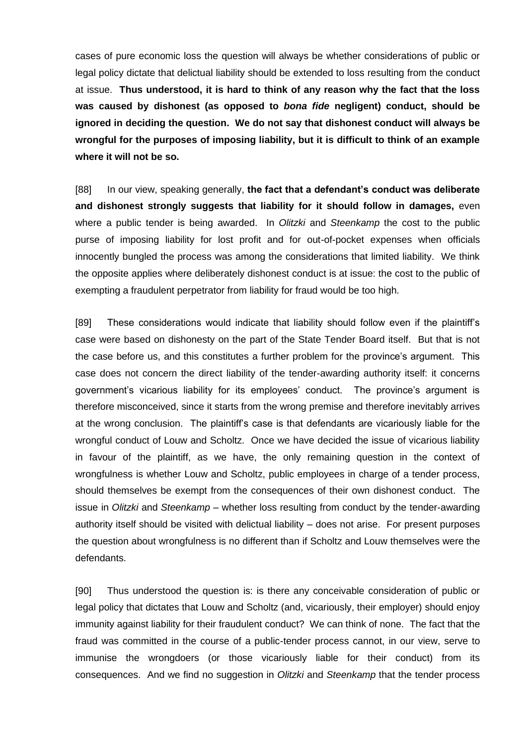cases of pure economic loss the question will always be whether considerations of public or legal policy dictate that delictual liability should be extended to loss resulting from the conduct at issue. **Thus understood, it is hard to think of any reason why the fact that the loss was caused by dishonest (as opposed to *bona fide* negligent) conduct, should be ignored in deciding the question. We do not say that dishonest conduct will always be wrongful for the purposes of imposing liability, but it is difficult to think of an example where it will not be so.**

[88] In our view, speaking generally, **the fact that a defendant's conduct was deliberate and dishonest strongly suggests that liability for it should follow in damages,** even where a public tender is being awarded. In *Olitzki* and *Steenkamp* the cost to the public purse of imposing liability for lost profit and for out-of-pocket expenses when officials innocently bungled the process was among the considerations that limited liability. We think the opposite applies where deliberately dishonest conduct is at issue: the cost to the public of exempting a fraudulent perpetrator from liability for fraud would be too high.

[89] These considerations would indicate that liability should follow even if the plaintiff's case were based on dishonesty on the part of the State Tender Board itself. But that is not the case before us, and this constitutes a further problem for the province's argument. This case does not concern the direct liability of the tender-awarding authority itself: it concerns government's vicarious liability for its employees' conduct. The province's argument is therefore misconceived, since it starts from the wrong premise and therefore inevitably arrives at the wrong conclusion. The plaintiff's case is that defendants are vicariously liable for the wrongful conduct of Louw and Scholtz. Once we have decided the issue of vicarious liability in favour of the plaintiff, as we have, the only remaining question in the context of wrongfulness is whether Louw and Scholtz, public employees in charge of a tender process, should themselves be exempt from the consequences of their own dishonest conduct. The issue in *Olitzki* and *Steenkamp* – whether loss resulting from conduct by the tender-awarding authority itself should be visited with delictual liability – does not arise. For present purposes the question about wrongfulness is no different than if Scholtz and Louw themselves were the defendants.

[90] Thus understood the question is: is there any conceivable consideration of public or legal policy that dictates that Louw and Scholtz (and, vicariously, their employer) should enjoy immunity against liability for their fraudulent conduct? We can think of none. The fact that the fraud was committed in the course of a public-tender process cannot, in our view, serve to immunise the wrongdoers (or those vicariously liable for their conduct) from its consequences. And we find no suggestion in *Olitzki* and *Steenkamp* that the tender process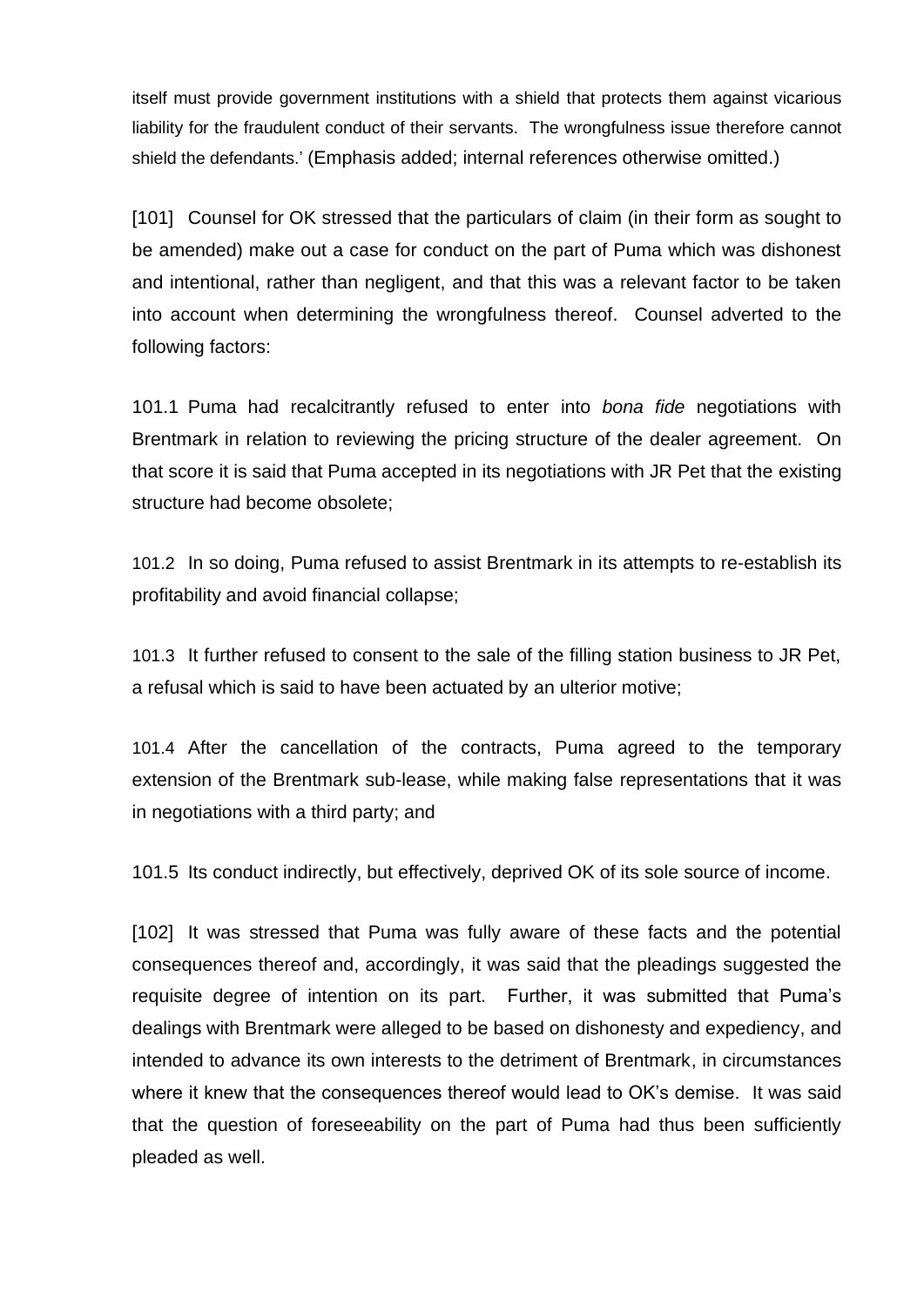itself must provide government institutions with a shield that protects them against vicarious liability for the fraudulent conduct of their servants. The wrongfulness issue therefore cannot shield the defendants.' (Emphasis added; internal references otherwise omitted.)

[101] Counsel for OK stressed that the particulars of claim (in their form as sought to be amended) make out a case for conduct on the part of Puma which was dishonest and intentional, rather than negligent, and that this was a relevant factor to be taken into account when determining the wrongfulness thereof. Counsel adverted to the following factors:

101.1 Puma had recalcitrantly refused to enter into *bona fide* negotiations with Brentmark in relation to reviewing the pricing structure of the dealer agreement. On that score it is said that Puma accepted in its negotiations with JR Pet that the existing structure had become obsolete;

101.2 In so doing, Puma refused to assist Brentmark in its attempts to re-establish its profitability and avoid financial collapse;

101.3 It further refused to consent to the sale of the filling station business to JR Pet, a refusal which is said to have been actuated by an ulterior motive;

101.4 After the cancellation of the contracts, Puma agreed to the temporary extension of the Brentmark sub-lease, while making false representations that it was in negotiations with a third party; and

101.5 Its conduct indirectly, but effectively, deprived OK of its sole source of income.

[102] It was stressed that Puma was fully aware of these facts and the potential consequences thereof and, accordingly, it was said that the pleadings suggested the requisite degree of intention on its part. Further, it was submitted that Puma's dealings with Brentmark were alleged to be based on dishonesty and expediency, and intended to advance its own interests to the detriment of Brentmark, in circumstances where it knew that the consequences thereof would lead to OK's demise. It was said that the question of foreseeability on the part of Puma had thus been sufficiently pleaded as well.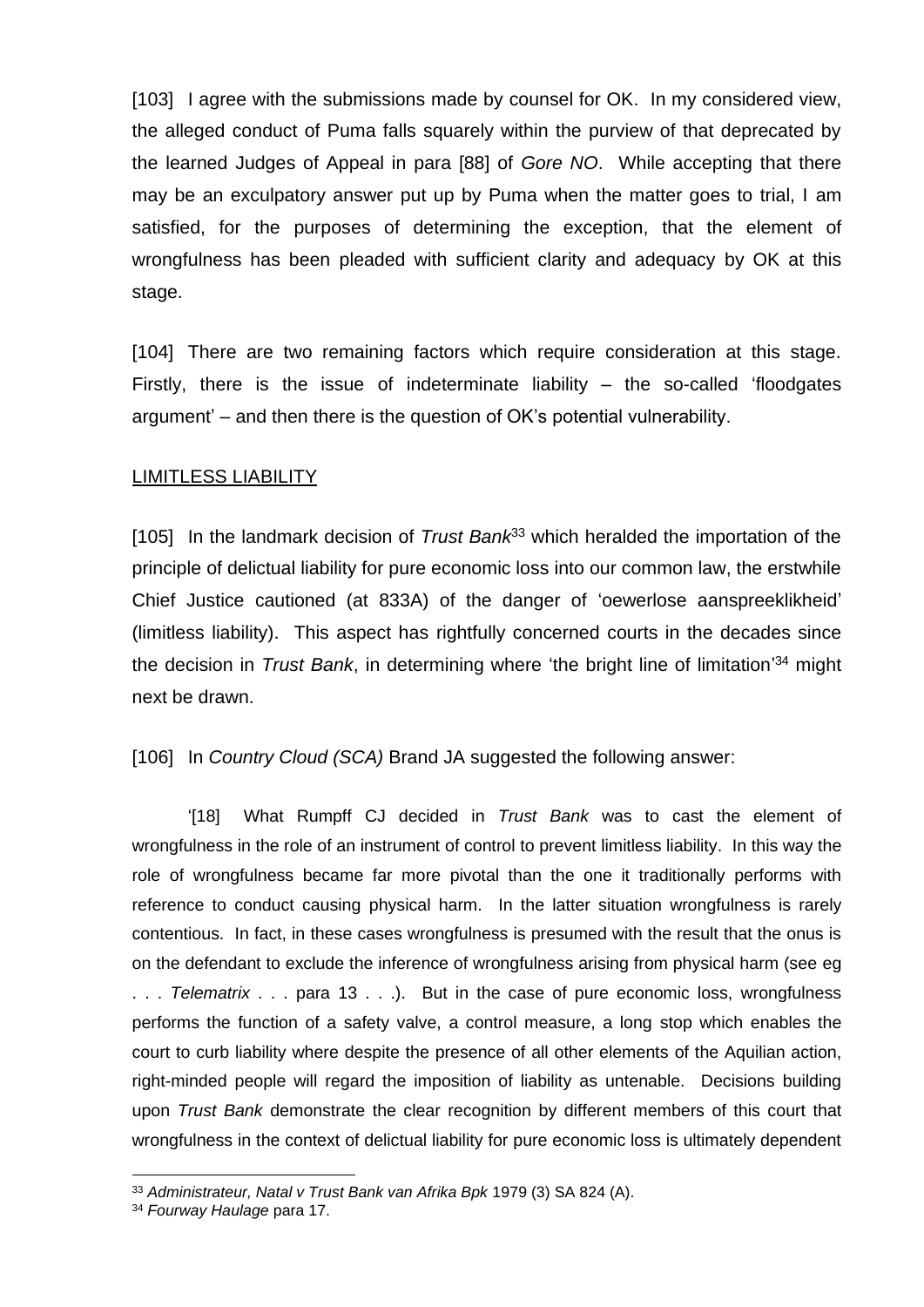[103] I agree with the submissions made by counsel for OK. In my considered view, the alleged conduct of Puma falls squarely within the purview of that deprecated by the learned Judges of Appeal in para [88] of *Gore NO*. While accepting that there may be an exculpatory answer put up by Puma when the matter goes to trial, I am satisfied, for the purposes of determining the exception, that the element of wrongfulness has been pleaded with sufficient clarity and adequacy by OK at this stage.

[104] There are two remaining factors which require consideration at this stage. Firstly, there is the issue of indeterminate liability – the so-called 'floodgates argument' – and then there is the question of OK's potential vulnerability.

<u>LIMITLESS LIABILITY</u>

[105] In the landmark decision of *Trust Bank*[33] which heralded the importation of the principle of delictual liability for pure economic loss into our common law, the erstwhile Chief Justice cautioned (at 833A) of the danger of 'oewerlose aanspreeklikheid' (limitless liability). This aspect has rightfully concerned courts in the decades since the decision in *Trust Bank*, in determining where 'the bright line of limitation'[34] might next be drawn.

[106] In *Country Cloud (SCA)* Brand JA suggested the following answer:

> '[18] What Rumpff CJ decided in *Trust Bank* was to cast the element of wrongfulness in the role of an instrument of control to prevent limitless liability. In this way the role of wrongfulness became far more pivotal than the one it traditionally performs with reference to conduct causing physical harm. In the latter situation wrongfulness is rarely contentious. In fact, in these cases wrongfulness is presumed with the result that the onus is on the defendant to exclude the inference of wrongfulness arising from physical harm (see eg . . . *Telematrix* . . . para 13 . . .). But in the case of pure economic loss, wrongfulness performs the function of a safety valve, a control measure, a long stop which enables the court to curb liability where despite the presence of all other elements of the Aquilian action, right-minded people will regard the imposition of liability as untenable. Decisions building upon *Trust Bank* demonstrate the clear recognition by different members of this court that wrongfulness in the context of delictual liability for pure economic loss is ultimately dependent

---

[33] *Administrateur, Natal v Trust Bank van Afrika Bpk* 1979 (3) SA 824 (A).

[34] *Fourway Haulage* para 17.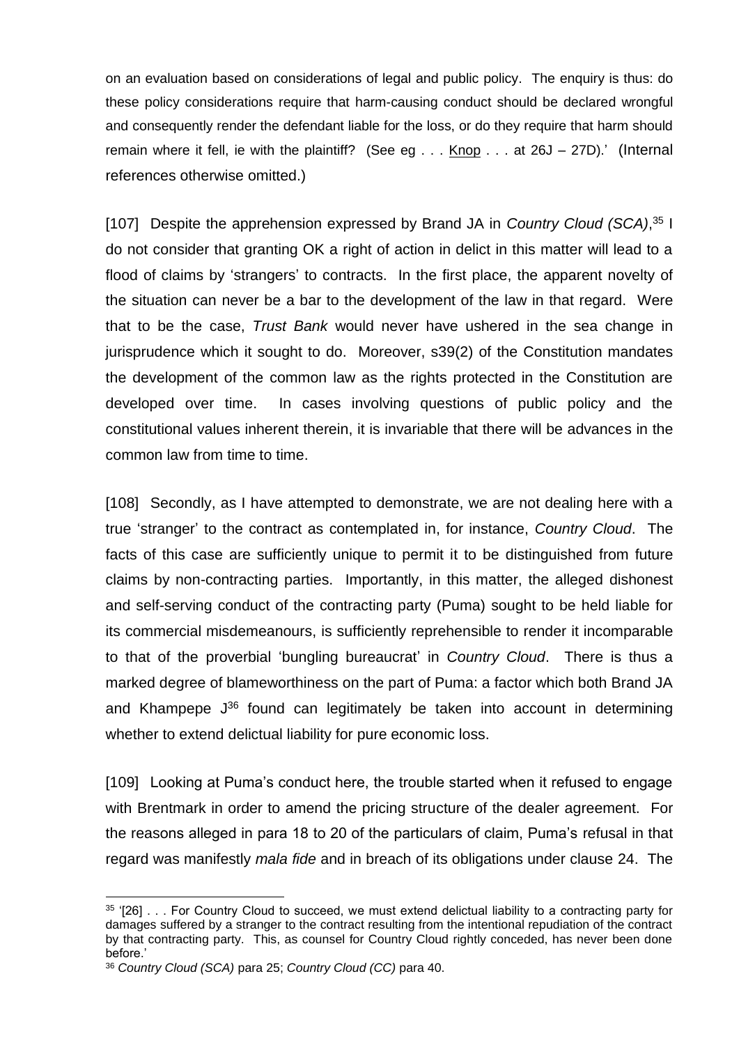on an evaluation based on considerations of legal and public policy. The enquiry is thus: do these policy considerations require that harm-causing conduct should be declared wrongful and consequently render the defendant liable for the loss, or do they require that harm should remain where it fell, ie with the plaintiff? (See eg . . . Knop . . . at 26J – 27D).' (Internal references otherwise omitted.)

[107] Despite the apprehension expressed by Brand JA in *Country Cloud (SCA)*,[35] I do not consider that granting OK a right of action in delict in this matter will lead to a flood of claims by 'strangers' to contracts. In the first place, the apparent novelty of the situation can never be a bar to the development of the law in that regard. Were that to be the case, *Trust Bank* would never have ushered in the sea change in jurisprudence which it sought to do. Moreover, s39(2) of the Constitution mandates the development of the common law as the rights protected in the Constitution are developed over time. In cases involving questions of public policy and the constitutional values inherent therein, it is invariable that there will be advances in the common law from time to time.

[108] Secondly, as I have attempted to demonstrate, we are not dealing here with a true 'stranger' to the contract as contemplated in, for instance, *Country Cloud*. The facts of this case are sufficiently unique to permit it to be distinguished from future claims by non-contracting parties. Importantly, in this matter, the alleged dishonest and self-serving conduct of the contracting party (Puma) sought to be held liable for its commercial misdemeanours, is sufficiently reprehensible to render it incomparable to that of the proverbial 'bungling bureaucrat' in *Country Cloud*. There is thus a marked degree of blameworthiness on the part of Puma: a factor which both Brand JA and Khampepe J[36] found can legitimately be taken into account in determining whether to extend delictual liability for pure economic loss.

[109] Looking at Puma's conduct here, the trouble started when it refused to engage with Brentmark in order to amend the pricing structure of the dealer agreement. For the reasons alleged in para 18 to 20 of the particulars of claim, Puma's refusal in that regard was manifestly *mala fide* and in breach of its obligations under clause 24. The

---

[35] '[26] . . . For Country Cloud to succeed, we must extend delictual liability to a contracting party for damages suffered by a stranger to the contract resulting from the intentional repudiation of the contract by that contracting party. This, as counsel for Country Cloud rightly conceded, has never been done before.'

[36] *Country Cloud (SCA)* para 25; *Country Cloud (CC)* para 40.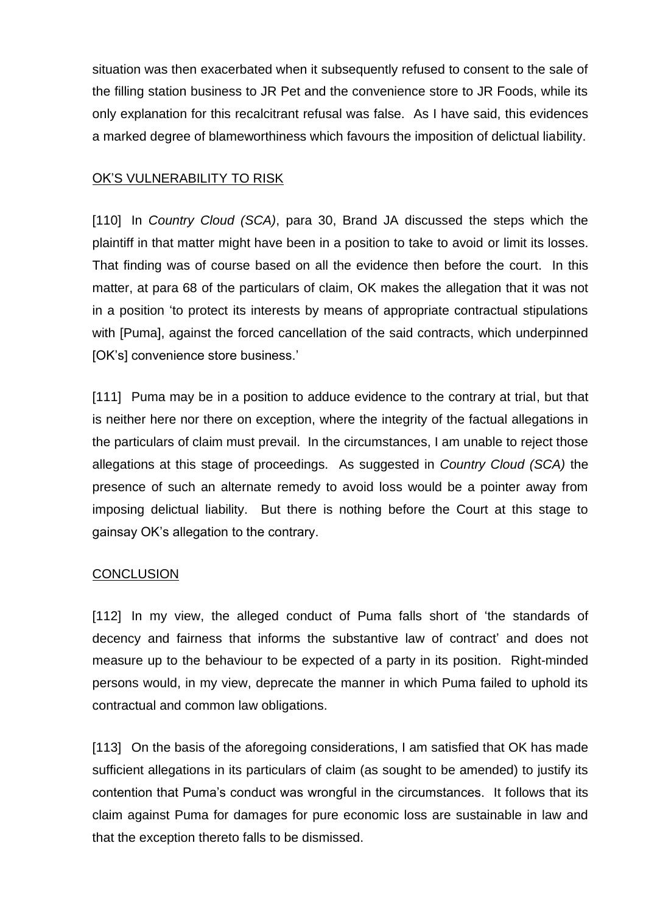situation was then exacerbated when it subsequently refused to consent to the sale of the filling station business to JR Pet and the convenience store to JR Foods, while its only explanation for this recalcitrant refusal was false. As I have said, this evidences a marked degree of blameworthiness which favours the imposition of delictual liability.

## OK'S VULNERABILITY TO RISK

[110] In *Country Cloud (SCA)*, para 30, Brand JA discussed the steps which the plaintiff in that matter might have been in a position to take to avoid or limit its losses. That finding was of course based on all the evidence then before the court. In this matter, at para 68 of the particulars of claim, OK makes the allegation that it was not in a position 'to protect its interests by means of appropriate contractual stipulations with [Puma], against the forced cancellation of the said contracts, which underpinned [OK's] convenience store business.'

[111] Puma may be in a position to adduce evidence to the contrary at trial, but that is neither here nor there on exception, where the integrity of the factual allegations in the particulars of claim must prevail. In the circumstances, I am unable to reject those allegations at this stage of proceedings. As suggested in *Country Cloud (SCA)* the presence of such an alternate remedy to avoid loss would be a pointer away from imposing delictual liability. But there is nothing before the Court at this stage to gainsay OK's allegation to the contrary.

## CONCLUSION

[112] In my view, the alleged conduct of Puma falls short of 'the standards of decency and fairness that informs the substantive law of contract' and does not measure up to the behaviour to be expected of a party in its position. Right-minded persons would, in my view, deprecate the manner in which Puma failed to uphold its contractual and common law obligations.

[113] On the basis of the aforegoing considerations, I am satisfied that OK has made sufficient allegations in its particulars of claim (as sought to be amended) to justify its contention that Puma's conduct was wrongful in the circumstances. It follows that its claim against Puma for damages for pure economic loss are sustainable in law and that the exception thereto falls to be dismissed.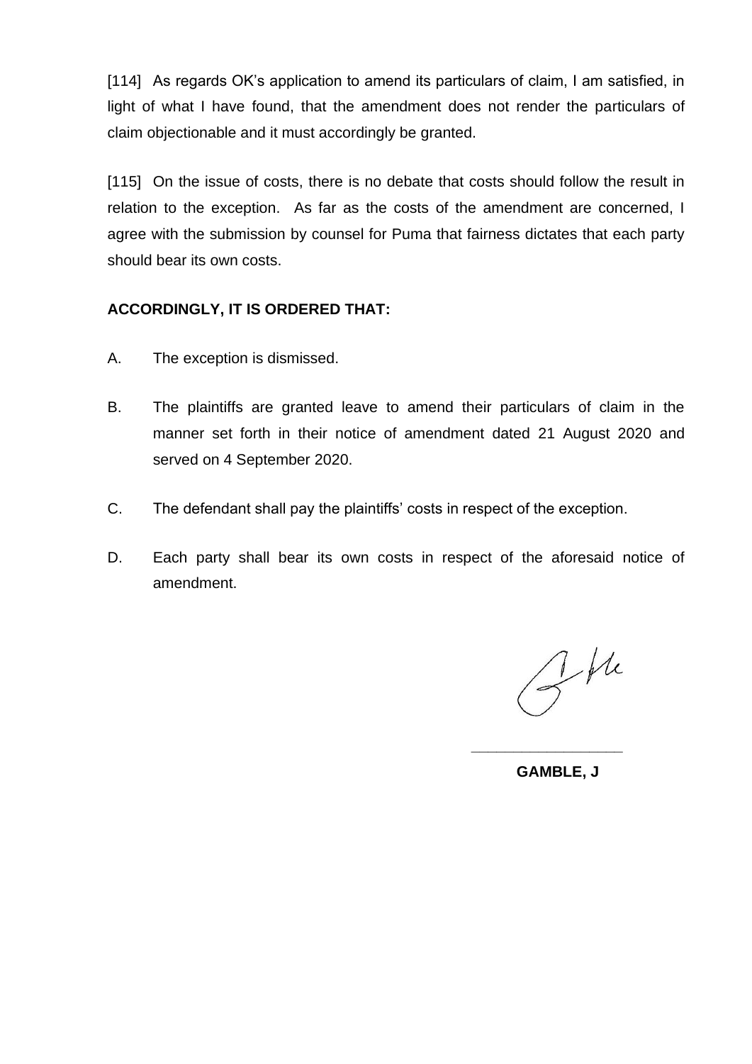[114] As regards OK's application to amend its particulars of claim, I am satisfied, in light of what I have found, that the amendment does not render the particulars of claim objectionable and it must accordingly be granted.

[115] On the issue of costs, there is no debate that costs should follow the result in relation to the exception. As far as the costs of the amendment are concerned, I agree with the submission by counsel for Puma that fairness dictates that each party should bear its own costs.

**ACCORDINGLY, IT IS ORDERED THAT:**

A. The exception is dismissed.

B. The plaintiffs are granted leave to amend their particulars of claim in the manner set forth in their notice of amendment dated 21 August 2020 and served on 4 September 2020.

C. The defendant shall pay the plaintiffs' costs in respect of the exception.

D. Each party shall bear its own costs in respect of the aforesaid notice of amendment.

\_\_\_\_\_\_\_\_\_\_\_\_\_\_\_\_\_\_\_

**GAMBLE, J**